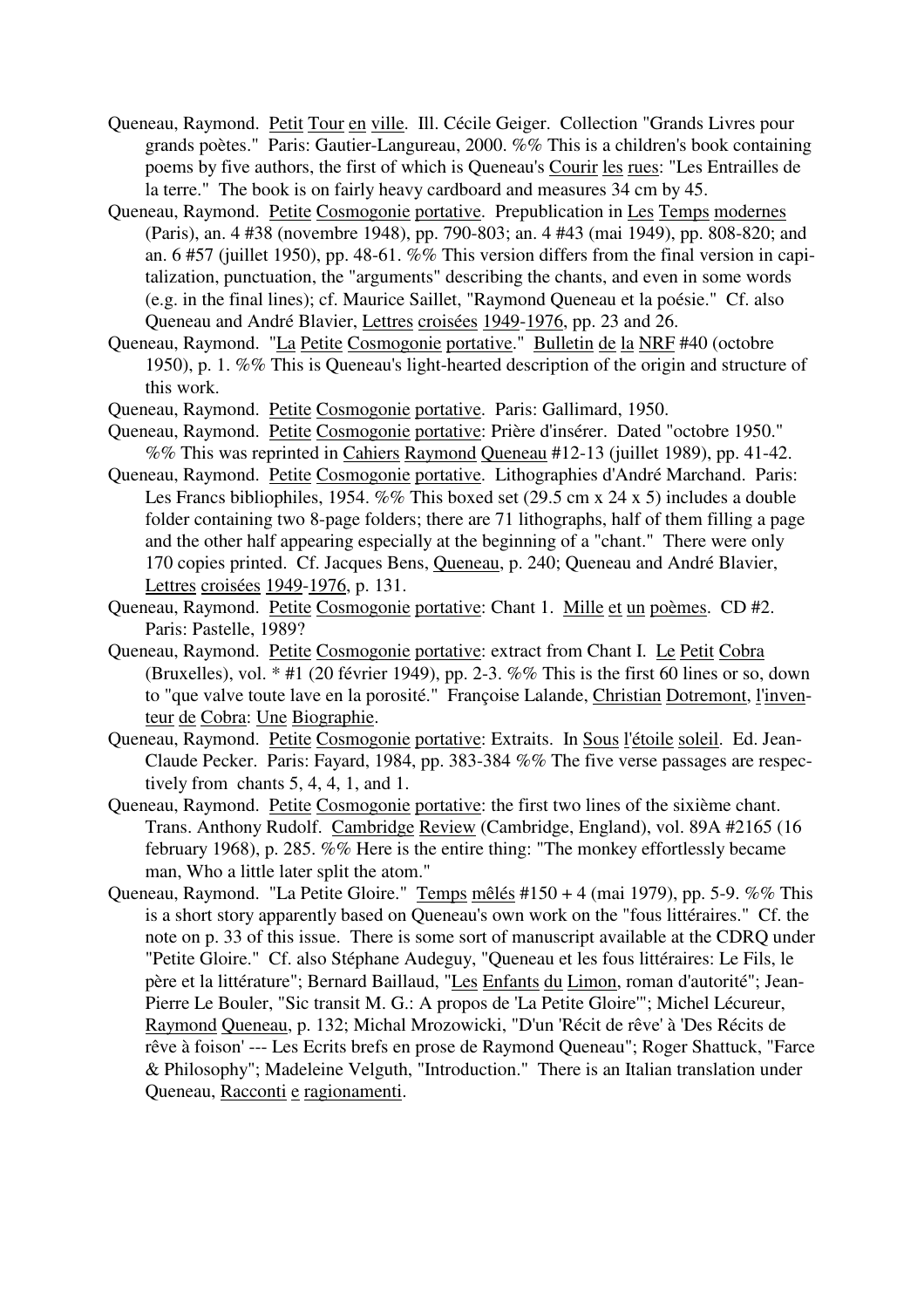Queneau, Raymond. Petit Tour en ville. Ill. Cécile Geiger. Collection "Grands Livres pour grands poètes." Paris: Gautier-Langureau, 2000. %% This is a children's book containing poems by five authors, the first of which is Queneau's Courir les rues: "Les Entrailles de la terre." The book is on fairly heavy cardboard and measures 34 cm by 45.

Queneau, Raymond. Petite Cosmogonie portative. Prepublication in Les Temps modernes (Paris), an. 4 #38 (novembre 1948), pp. 790-803; an. 4 #43 (mai 1949), pp. 808-820; and an. 6 #57 (juillet 1950), pp. 48-61. %% This version differs from the final version in capitalization, punctuation, the "arguments" describing the chants, and even in some words (e.g. in the final lines); cf. Maurice Saillet, "Raymond Queneau et la poésie." Cf. also Queneau and André Blavier, Lettres croisées 1949-1976, pp. 23 and 26.

Queneau, Raymond. "La Petite Cosmogonie portative." Bulletin de la NRF #40 (octobre 1950), p. 1. %% This is Queneau's light-hearted description of the origin and structure of this work.

Queneau, Raymond. Petite Cosmogonie portative. Paris: Gallimard, 1950.

Queneau, Raymond. Petite Cosmogonie portative: Prière d'insérer. Dated "octobre 1950." %% This was reprinted in Cahiers Raymond Queneau #12-13 (juillet 1989), pp. 41-42.

Queneau, Raymond. Petite Cosmogonie portative. Lithographies d'André Marchand. Paris: Les Francs bibliophiles, 1954. %% This boxed set (29.5 cm x 24 x 5) includes a double folder containing two 8-page folders; there are 71 lithographs, half of them filling a page and the other half appearing especially at the beginning of a "chant." There were only 170 copies printed. Cf. Jacques Bens, Queneau, p. 240; Queneau and André Blavier, Lettres croisées 1949-1976, p. 131.

Queneau, Raymond. Petite Cosmogonie portative: Chant 1. Mille et un poèmes. CD #2. Paris: Pastelle, 1989?

Queneau, Raymond. Petite Cosmogonie portative: extract from Chant I. Le Petit Cobra (Bruxelles), vol. * #1 (20 février 1949), pp. 2-3. %% This is the first 60 lines or so, down to "que valve toute lave en la porosité." Françoise Lalande, Christian Dotremont, l'inventeur de Cobra: Une Biographie.

Queneau, Raymond. Petite Cosmogonie portative: Extraits. In Sous l'étoile soleil. Ed. Jean-Claude Pecker. Paris: Fayard, 1984, pp. 383-384 %% The five verse passages are respectively from chants 5, 4, 4, 1, and 1.

Queneau, Raymond. Petite Cosmogonie portative: the first two lines of the sixième chant. Trans. Anthony Rudolf. Cambridge Review (Cambridge, England), vol. 89A #2165 (16 february 1968), p. 285. %% Here is the entire thing: "The monkey effortlessly became man, Who a little later split the atom."

Queneau, Raymond. "La Petite Gloire." Temps mêlés #150 + 4 (mai 1979), pp. 5-9. %% This is a short story apparently based on Queneau's own work on the "fous littéraires." Cf. the note on p. 33 of this issue. There is some sort of manuscript available at the CDRQ under "Petite Gloire." Cf. also Stéphane Audeguy, "Queneau et les fous littéraires: Le Fils, le père et la littérature"; Bernard Baillaud, "Les Enfants du Limon, roman d'autorité"; Jean-Pierre Le Bouler, "Sic transit M. G.: A propos de 'La Petite Gloire'"; Michel Lécureur, Raymond Queneau, p. 132; Michal Mrozowicki, "D'un 'Récit de rêve' à 'Des Récits de rêve à foison' --- Les Ecrits brefs en prose de Raymond Queneau"; Roger Shattuck, "Farce & Philosophy"; Madeleine Velguth, "Introduction." There is an Italian translation under Queneau, Racconti e ragionamenti.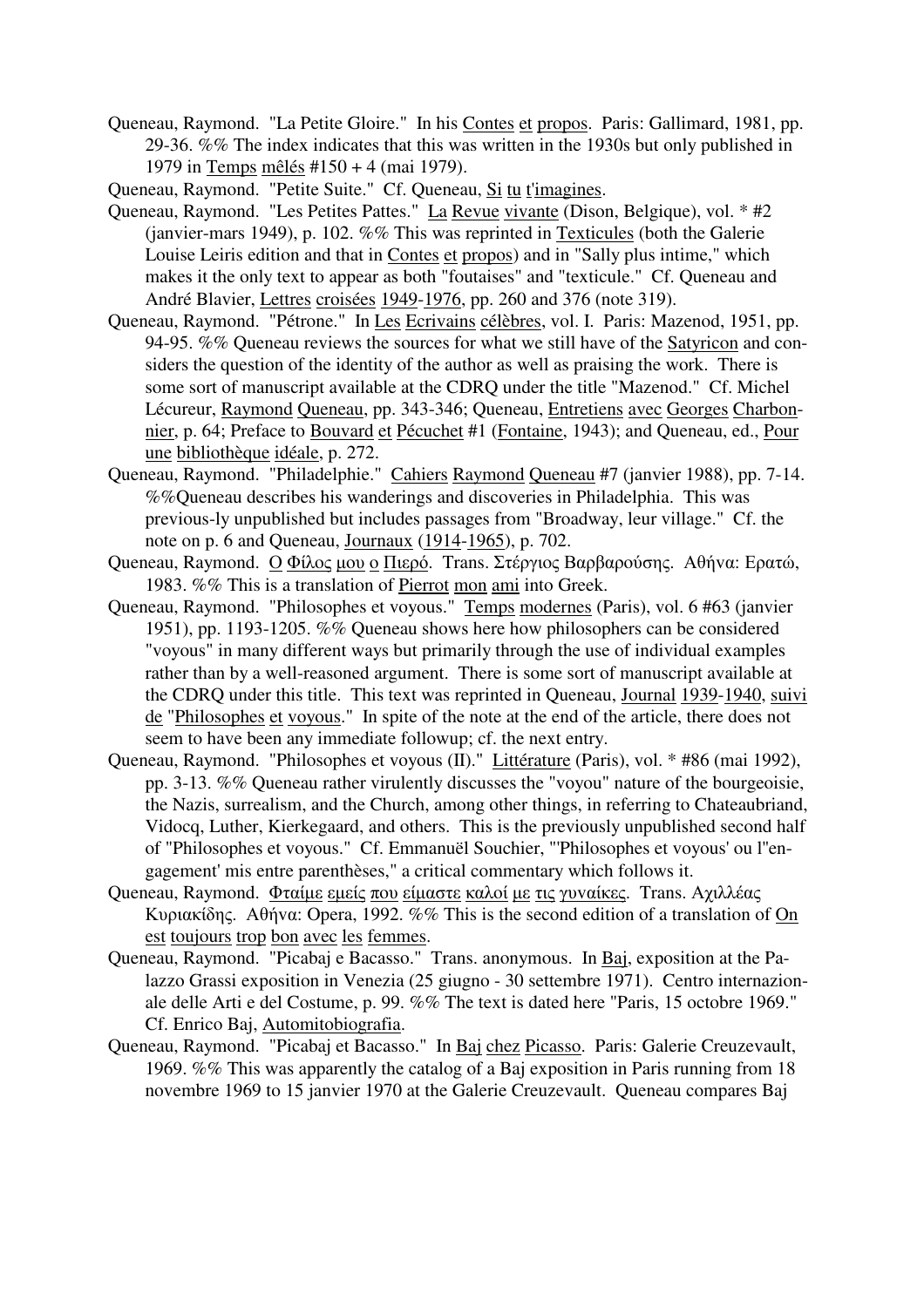Queneau, Raymond. "La Petite Gloire." In his Contes et propos. Paris: Gallimard, 1981, pp. 29-36. %% The index indicates that this was written in the 1930s but only published in 1979 in Temps mêlés #150 + 4 (mai 1979).

Queneau, Raymond. "Petite Suite." Cf. Queneau, Si tu t'imagines.

Queneau, Raymond. "Les Petites Pattes." La Revue vivante (Dison, Belgique), vol. * #2 (janvier-mars 1949), p. 102. %% This was reprinted in Texticules (both the Galerie Louise Leiris edition and that in Contes et propos) and in "Sally plus intime," which makes it the only text to appear as both "foutaises" and "texticule." Cf. Queneau and André Blavier, Lettres croisées 1949-1976, pp. 260 and 376 (note 319).

Queneau, Raymond. "Pétrone." In Les Ecrivains célèbres, vol. I. Paris: Mazenod, 1951, pp. 94-95. %% Queneau reviews the sources for what we still have of the Satyricon and considers the question of the identity of the author as well as praising the work. There is some sort of manuscript available at the CDRQ under the title "Mazenod." Cf. Michel Lécureur, Raymond Queneau, pp. 343-346; Queneau, Entretiens avec Georges Charbonnier, p. 64; Preface to Bouvard et Pécuchet #1 (Fontaine, 1943); and Queneau, ed., Pour une bibliothèque idéale, p. 272.

Queneau, Raymond. "Philadelphie." Cahiers Raymond Queneau #7 (janvier 1988), pp. 7-14. %%Queneau describes his wanderings and discoveries in Philadelphia. This was previous-ly unpublished but includes passages from "Broadway, leur village." Cf. the note on p. 6 and Queneau, Journaux (1914-1965), p. 702.

Queneau, Raymond. Ο Φίλος μου ο Πιερό. Trans. Στέργιος Βαρβαρούσης. Αθήνα: Ερατώ, 1983. %% This is a translation of Pierrot mon ami into Greek.

Queneau, Raymond. "Philosophes et voyous." Temps modernes (Paris), vol. 6 #63 (janvier 1951), pp. 1193-1205. %% Queneau shows here how philosophers can be considered "voyous" in many different ways but primarily through the use of individual examples rather than by a well-reasoned argument. There is some sort of manuscript available at the CDRQ under this title. This text was reprinted in Queneau, Journal 1939-1940, suivi de "Philosophes et voyous." In spite of the note at the end of the article, there does not seem to have been any immediate followup; cf. the next entry.

Queneau, Raymond. "Philosophes et voyous (II)." Littérature (Paris), vol. * #86 (mai 1992), pp. 3-13. %% Queneau rather virulently discusses the "voyou" nature of the bourgeoisie, the Nazis, surrealism, and the Church, among other things, in referring to Chateaubriand, Vidocq, Luther, Kierkegaard, and others. This is the previously unpublished second half of "Philosophes et voyous." Cf. Emmanuël Souchier, "'Philosophes et voyous' ou l''engagement' mis entre parenthèses," a critical commentary which follows it.

Queneau, Raymond. Φταίμε εμείς που είμαστε καλοί με τις γυναίκες. Trans. Αχιλλέας Κυριακίδης. Αθήνα: Opera, 1992. %% This is the second edition of a translation of On est toujours trop bon avec les femmes.

Queneau, Raymond. "Picabaj e Bacasso." Trans. anonymous. In Baj, exposition at the Palazzo Grassi exposition in Venezia (25 giugno - 30 settembre 1971). Centro internazionale delle Arti e del Costume, p. 99. %% The text is dated here "Paris, 15 octobre 1969." Cf. Enrico Baj, Automitobiografia.

Queneau, Raymond. "Picabaj et Bacasso." In Baj chez Picasso. Paris: Galerie Creuzevault, 1969. %% This was apparently the catalog of a Baj exposition in Paris running from 18 novembre 1969 to 15 janvier 1970 at the Galerie Creuzevault. Queneau compares Baj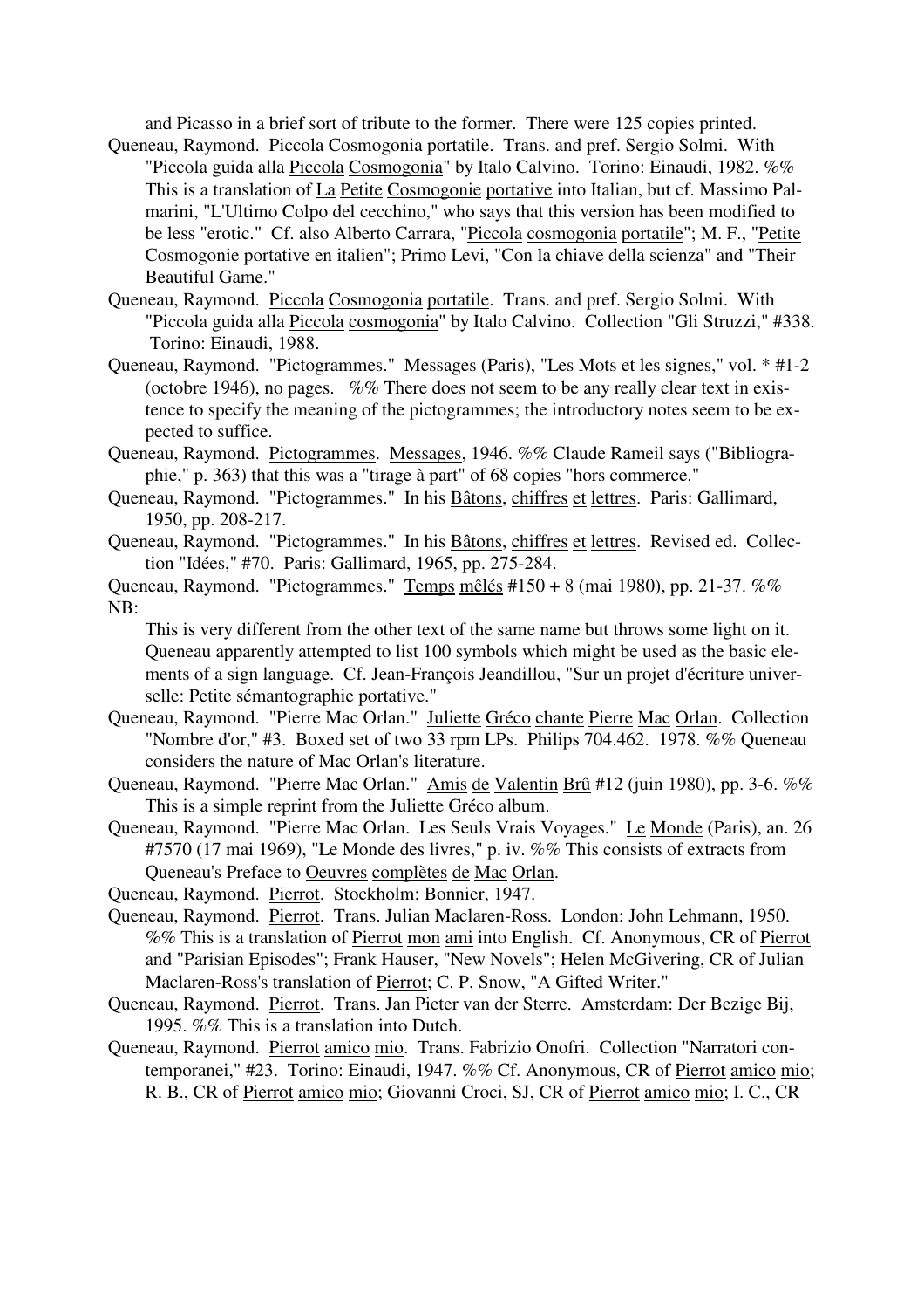and Picasso in a brief sort of tribute to the former. There were 125 copies printed.

Queneau, Raymond. Piccola Cosmogonia portatile. Trans. and pref. Sergio Solmi. With "Piccola guida alla Piccola Cosmogonia" by Italo Calvino. Torino: Einaudi, 1982. %% This is a translation of La Petite Cosmogonie portative into Italian, but cf. Massimo Palmarini, "L'Ultimo Colpo del cecchino," who says that this version has been modified to be less "erotic." Cf. also Alberto Carrara, "Piccola cosmogonia portatile"; M. F., "Petite Cosmogonie portative en italien"; Primo Levi, "Con la chiave della scienza" and "Their Beautiful Game."

Queneau, Raymond. Piccola Cosmogonia portatile. Trans. and pref. Sergio Solmi. With "Piccola guida alla Piccola cosmogonia" by Italo Calvino. Collection "Gli Struzzi," #338. Torino: Einaudi, 1988.

Queneau, Raymond. "Pictogrammes." Messages (Paris), "Les Mots et les signes," vol. * #1-2 (octobre 1946), no pages. %% There does not seem to be any really clear text in existence to specify the meaning of the pictogrammes; the introductory notes seem to be expected to suffice.

Queneau, Raymond. Pictogrammes. Messages, 1946. %% Claude Rameil says ("Bibliographie," p. 363) that this was a "tirage à part" of 68 copies "hors commerce."

Queneau, Raymond. "Pictogrammes." In his Bâtons, chiffres et lettres. Paris: Gallimard, 1950, pp. 208-217.

Queneau, Raymond. "Pictogrammes." In his Bâtons, chiffres et lettres. Revised ed. Collection "Idées," #70. Paris: Gallimard, 1965, pp. 275-284.

Queneau, Raymond. "Pictogrammes." Temps mêlés #150 + 8 (mai 1980), pp. 21-37. %% NB:

This is very different from the other text of the same name but throws some light on it. Queneau apparently attempted to list 100 symbols which might be used as the basic elements of a sign language. Cf. Jean-François Jeandillou, "Sur un projet d'écriture universelle: Petite sémantographie portative."

Queneau, Raymond. "Pierre Mac Orlan." Juliette Gréco chante Pierre Mac Orlan. Collection "Nombre d'or," #3. Boxed set of two 33 rpm LPs. Philips 704.462. 1978. %% Queneau considers the nature of Mac Orlan's literature.

Queneau, Raymond. "Pierre Mac Orlan." Amis de Valentin Brû #12 (juin 1980), pp. 3-6. %% This is a simple reprint from the Juliette Gréco album.

Queneau, Raymond. "Pierre Mac Orlan. Les Seuls Vrais Voyages." Le Monde (Paris), an. 26 #7570 (17 mai 1969), "Le Monde des livres," p. iv. %% This consists of extracts from Queneau's Preface to Oeuvres complètes de Mac Orlan.

Queneau, Raymond. Pierrot. Stockholm: Bonnier, 1947.

Queneau, Raymond. Pierrot. Trans. Julian Maclaren-Ross. London: John Lehmann, 1950. %% This is a translation of Pierrot mon ami into English. Cf. Anonymous, CR of Pierrot and "Parisian Episodes"; Frank Hauser, "New Novels"; Helen McGivering, CR of Julian Maclaren-Ross's translation of Pierrot; C. P. Snow, "A Gifted Writer."

Queneau, Raymond. Pierrot. Trans. Jan Pieter van der Sterre. Amsterdam: Der Bezige Bij, 1995. %% This is a translation into Dutch.

Queneau, Raymond. Pierrot amico mio. Trans. Fabrizio Onofri. Collection "Narratori contemporanei," #23. Torino: Einaudi, 1947. %% Cf. Anonymous, CR of Pierrot amico mio; R. B., CR of Pierrot amico mio; Giovanni Croci, SJ, CR of Pierrot amico mio; I. C., CR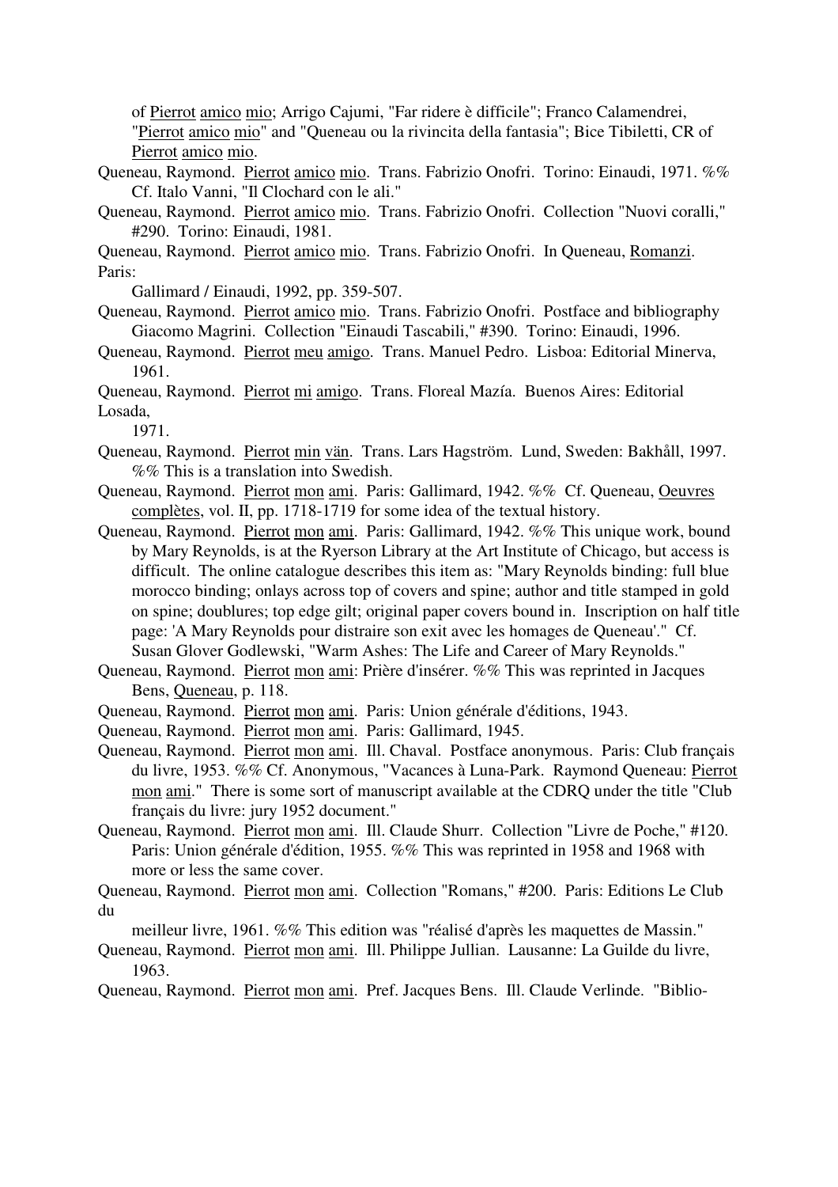of Pierrot amico mio; Arrigo Cajumi, "Far ridere è difficile"; Franco Calamendrei, "Pierrot amico mio" and "Queneau ou la rivincita della fantasia"; Bice Tibiletti, CR of Pierrot amico mio.

Queneau, Raymond. Pierrot amico mio. Trans. Fabrizio Onofri. Torino: Einaudi, 1971. %% Cf. Italo Vanni, "Il Clochard con le ali."

Queneau, Raymond. Pierrot amico mio. Trans. Fabrizio Onofri. Collection "Nuovi coralli," #290. Torino: Einaudi, 1981.

Queneau, Raymond. Pierrot amico mio. Trans. Fabrizio Onofri. In Queneau, Romanzi. Paris: Gallimard / Einaudi, 1992, pp. 359-507.

Queneau, Raymond. Pierrot amico mio. Trans. Fabrizio Onofri. Postface and bibliography Giacomo Magrini. Collection "Einaudi Tascabili," #390. Torino: Einaudi, 1996.

Queneau, Raymond. Pierrot meu amigo. Trans. Manuel Pedro. Lisboa: Editorial Minerva, 1961.

Queneau, Raymond. Pierrot mi amigo. Trans. Floreal Mazía. Buenos Aires: Editorial Losada, 1971.

Queneau, Raymond. Pierrot min vän. Trans. Lars Hagström. Lund, Sweden: Bakhåll, 1997. %% This is a translation into Swedish.

Queneau, Raymond. Pierrot mon ami. Paris: Gallimard, 1942. %% Cf. Queneau, Oeuvres complètes, vol. II, pp. 1718-1719 for some idea of the textual history.

Queneau, Raymond. Pierrot mon ami. Paris: Gallimard, 1942. %% This unique work, bound by Mary Reynolds, is at the Ryerson Library at the Art Institute of Chicago, but access is difficult. The online catalogue describes this item as: "Mary Reynolds binding: full blue morocco binding; onlays across top of covers and spine; author and title stamped in gold on spine; doublures; top edge gilt; original paper covers bound in. Inscription on half title page: 'A Mary Reynolds pour distraire son exit avec les homages de Queneau'." Cf. Susan Glover Godlewski, "Warm Ashes: The Life and Career of Mary Reynolds."

Queneau, Raymond. Pierrot mon ami: Prière d'insérer. %% This was reprinted in Jacques Bens, Queneau, p. 118.

Queneau, Raymond. Pierrot mon ami. Paris: Union générale d'éditions, 1943.

Queneau, Raymond. Pierrot mon ami. Paris: Gallimard, 1945.

Queneau, Raymond. Pierrot mon ami. Ill. Chaval. Postface anonymous. Paris: Club français du livre, 1953. %% Cf. Anonymous, "Vacances à Luna-Park. Raymond Queneau: Pierrot mon ami." There is some sort of manuscript available at the CDRQ under the title "Club français du livre: jury 1952 document."

Queneau, Raymond. Pierrot mon ami. Ill. Claude Shurr. Collection "Livre de Poche," #120. Paris: Union générale d'édition, 1955. %% This was reprinted in 1958 and 1968 with more or less the same cover.

Queneau, Raymond. Pierrot mon ami. Collection "Romans," #200. Paris: Editions Le Club du meilleur livre, 1961. %% This edition was "réalisé d'après les maquettes de Massin."

Queneau, Raymond. Pierrot mon ami. Ill. Philippe Jullian. Lausanne: La Guilde du livre, 1963.

Queneau, Raymond. Pierrot mon ami. Pref. Jacques Bens. Ill. Claude Verlinde. "Biblio-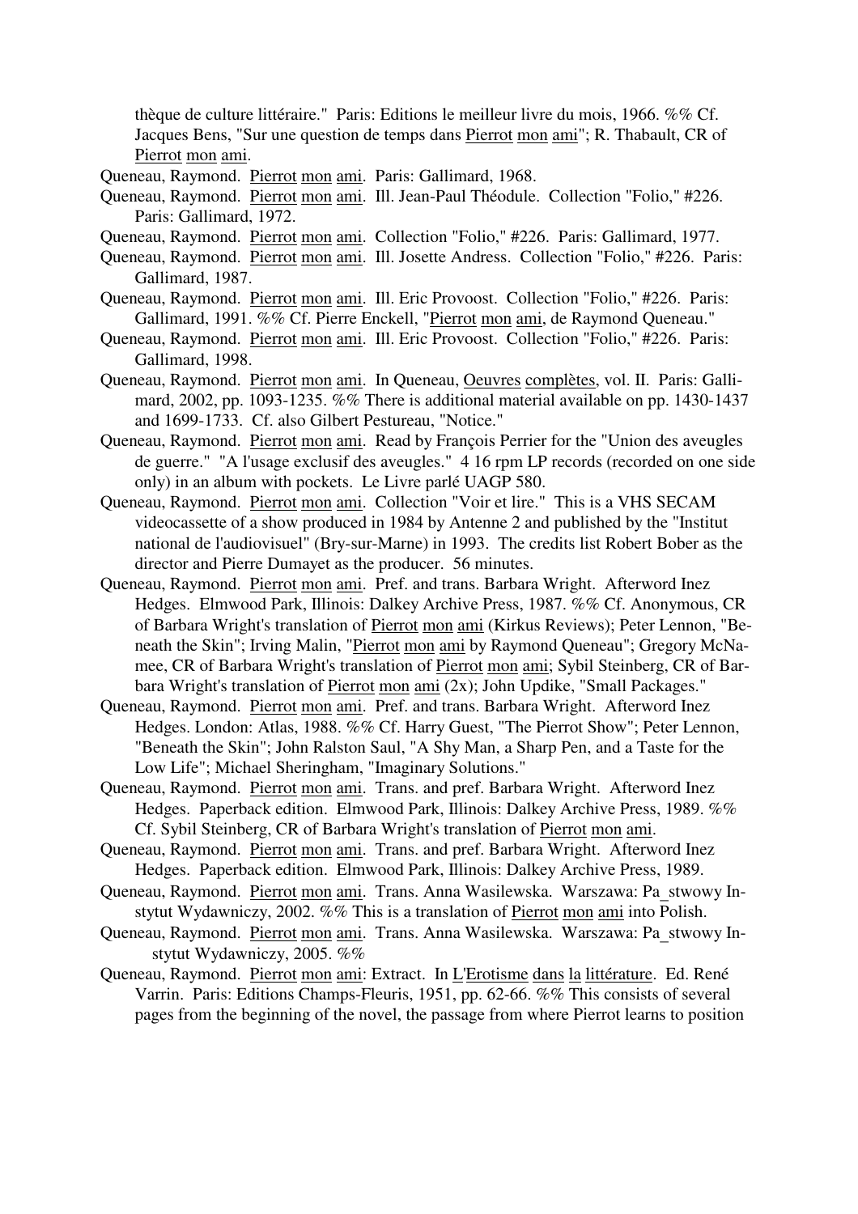thèque de culture littéraire." Paris: Editions le meilleur livre du mois, 1966. %% Cf. Jacques Bens, "Sur une question de temps dans Pierrot mon ami"; R. Thabault, CR of Pierrot mon ami.

Queneau, Raymond. Pierrot mon ami. Paris: Gallimard, 1968.

Queneau, Raymond. Pierrot mon ami. Ill. Jean-Paul Théodule. Collection "Folio," #226. Paris: Gallimard, 1972.

Queneau, Raymond. Pierrot mon ami. Collection "Folio," #226. Paris: Gallimard, 1977.

Queneau, Raymond. Pierrot mon ami. Ill. Josette Andress. Collection "Folio," #226. Paris: Gallimard, 1987.

Queneau, Raymond. Pierrot mon ami. Ill. Eric Provoost. Collection "Folio," #226. Paris: Gallimard, 1991. %% Cf. Pierre Enckell, "Pierrot mon ami, de Raymond Queneau."

Queneau, Raymond. Pierrot mon ami. Ill. Eric Provoost. Collection "Folio," #226. Paris: Gallimard, 1998.

Queneau, Raymond. Pierrot mon ami. In Queneau, Oeuvres complètes, vol. II. Paris: Gallimard, 2002, pp. 1093-1235. %% There is additional material available on pp. 1430-1437 and 1699-1733. Cf. also Gilbert Pestureau, "Notice."

Queneau, Raymond. Pierrot mon ami. Read by François Perrier for the "Union des aveugles de guerre." "A l'usage exclusif des aveugles." 4 16 rpm LP records (recorded on one side only) in an album with pockets. Le Livre parlé UAGP 580.

Queneau, Raymond. Pierrot mon ami. Collection "Voir et lire." This is a VHS SECAM videocassette of a show produced in 1984 by Antenne 2 and published by the "Institut national de l'audiovisuel" (Bry-sur-Marne) in 1993. The credits list Robert Bober as the director and Pierre Dumayet as the producer. 56 minutes.

Queneau, Raymond. Pierrot mon ami. Pref. and trans. Barbara Wright. Afterword Inez Hedges. Elmwood Park, Illinois: Dalkey Archive Press, 1987. %% Cf. Anonymous, CR of Barbara Wright's translation of Pierrot mon ami (Kirkus Reviews); Peter Lennon, "Beneath the Skin"; Irving Malin, "Pierrot mon ami by Raymond Queneau"; Gregory McNamee, CR of Barbara Wright's translation of Pierrot mon ami; Sybil Steinberg, CR of Barbara Wright's translation of Pierrot mon ami (2x); John Updike, "Small Packages."

Queneau, Raymond. Pierrot mon ami. Pref. and trans. Barbara Wright. Afterword Inez Hedges. London: Atlas, 1988. %% Cf. Harry Guest, "The Pierrot Show"; Peter Lennon, "Beneath the Skin"; John Ralston Saul, "A Shy Man, a Sharp Pen, and a Taste for the Low Life"; Michael Sheringham, "Imaginary Solutions."

Queneau, Raymond. Pierrot mon ami. Trans. and pref. Barbara Wright. Afterword Inez Hedges. Paperback edition. Elmwood Park, Illinois: Dalkey Archive Press, 1989. %% Cf. Sybil Steinberg, CR of Barbara Wright's translation of Pierrot mon ami.

Queneau, Raymond. Pierrot mon ami. Trans. and pref. Barbara Wright. Afterword Inez Hedges. Paperback edition. Elmwood Park, Illinois: Dalkey Archive Press, 1989.

Queneau, Raymond. Pierrot mon ami. Trans. Anna Wasilewska. Warszawa: Pa_stwowy Instytut Wydawniczy, 2002. %% This is a translation of Pierrot mon ami into Polish.

Queneau, Raymond. Pierrot mon ami. Trans. Anna Wasilewska. Warszawa: Pa_stwowy Instytut Wydawniczy, 2005. %%

Queneau, Raymond. Pierrot mon ami: Extract. In L'Erotisme dans la littérature. Ed. René Varrin. Paris: Editions Champs-Fleuris, 1951, pp. 62-66. %% This consists of several pages from the beginning of the novel, the passage from where Pierrot learns to position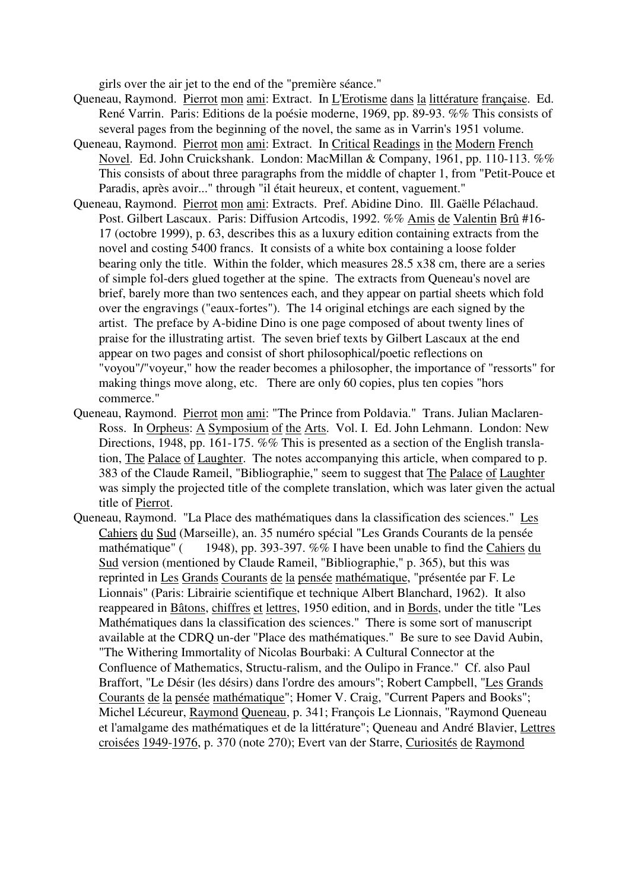girls over the air jet to the end of the "première séance."

Queneau, Raymond. Pierrot mon ami: Extract. In L'Erotisme dans la littérature française. Ed. René Varrin. Paris: Editions de la poésie moderne, 1969, pp. 89-93. %% This consists of several pages from the beginning of the novel, the same as in Varrin's 1951 volume.

Queneau, Raymond. Pierrot mon ami: Extract. In Critical Readings in the Modern French Novel. Ed. John Cruickshank. London: MacMillan & Company, 1961, pp. 110-113. %% This consists of about three paragraphs from the middle of chapter 1, from "Petit-Pouce et Paradis, après avoir..." through "il était heureux, et content, vaguement."

Queneau, Raymond. Pierrot mon ami: Extracts. Pref. Abidine Dino. Ill. Gaëlle Pélachaud. Post. Gilbert Lascaux. Paris: Diffusion Artcodis, 1992. %% Amis de Valentin Brû #16-17 (octobre 1999), p. 63, describes this as a luxury edition containing extracts from the novel and costing 5400 francs. It consists of a white box containing a loose folder bearing only the title. Within the folder, which measures 28.5 x38 cm, there are a series of simple fol-ders glued together at the spine. The extracts from Queneau's novel are brief, barely more than two sentences each, and they appear on partial sheets which fold over the engravings ("eaux-fortes"). The 14 original etchings are each signed by the artist. The preface by A-bidine Dino is one page composed of about twenty lines of praise for the illustrating artist. The seven brief texts by Gilbert Lascaux at the end appear on two pages and consist of short philosophical/poetic reflections on "voyou"/"voyeur," how the reader becomes a philosopher, the importance of "ressorts" for making things move along, etc. There are only 60 copies, plus ten copies "hors commerce."

Queneau, Raymond. Pierrot mon ami: "The Prince from Poldavia." Trans. Julian Maclaren-Ross. In Orpheus: A Symposium of the Arts. Vol. I. Ed. John Lehmann. London: New Directions, 1948, pp. 161-175. %% This is presented as a section of the English translation, The Palace of Laughter. The notes accompanying this article, when compared to p. 383 of the Claude Rameil, "Bibliographie," seem to suggest that The Palace of Laughter was simply the projected title of the complete translation, which was later given the actual title of Pierrot.

Queneau, Raymond. "La Place des mathématiques dans la classification des sciences." Les Cahiers du Sud (Marseille), an. 35 numéro spécial "Les Grands Courants de la pensée mathématique" (      1948), pp. 393-397. %% I have been unable to find the Cahiers du Sud version (mentioned by Claude Rameil, "Bibliographie," p. 365), but this was reprinted in Les Grands Courants de la pensée mathématique, "présentée par F. Le Lionnais" (Paris: Librairie scientifique et technique Albert Blanchard, 1962). It also reappeared in Bâtons, chiffres et lettres, 1950 edition, and in Bords, under the title "Les Mathématiques dans la classification des sciences." There is some sort of manuscript available at the CDRQ un-der "Place des mathématiques." Be sure to see David Aubin, "The Withering Immortality of Nicolas Bourbaki: A Cultural Connector at the Confluence of Mathematics, Structu-ralism, and the Oulipo in France." Cf. also Paul Braffort, "Le Désir (les désirs) dans l'ordre des amours"; Robert Campbell, "Les Grands Courants de la pensée mathématique"; Homer V. Craig, "Current Papers and Books"; Michel Lécureur, Raymond Queneau, p. 341; François Le Lionnais, "Raymond Queneau et l'amalgame des mathématiques et de la littérature"; Queneau and André Blavier, Lettres croisées 1949-1976, p. 370 (note 270); Evert van der Starre, Curiosités de Raymond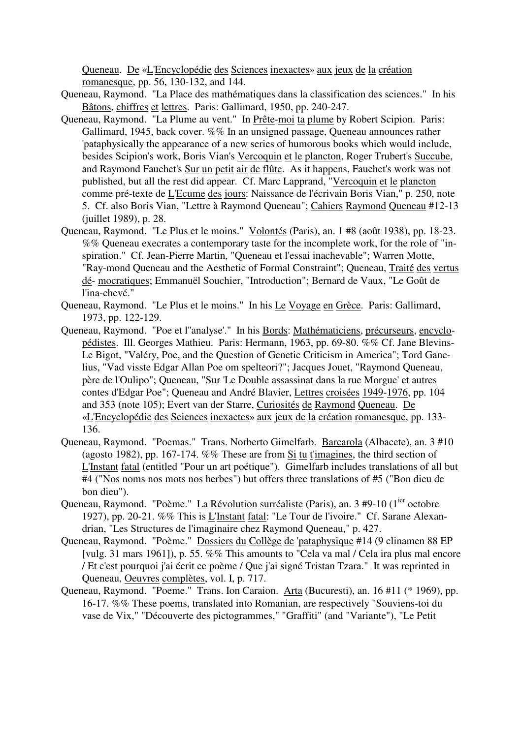Queneau. De «L'Encyclopédie des Sciences inexactes» aux jeux de la création romanesque, pp. 56, 130-132, and 144.

Queneau, Raymond. "La Place des mathématiques dans la classification des sciences." In his Bâtons, chiffres et lettres. Paris: Gallimard, 1950, pp. 240-247.

Queneau, Raymond. "La Plume au vent." In Prête-moi ta plume by Robert Scipion. Paris: Gallimard, 1945, back cover. %% In an unsigned passage, Queneau announces rather 'pataphysically the appearance of a new series of humorous books which would include, besides Scipion's work, Boris Vian's Vercoquin et le plancton, Roger Trubert's Succube, and Raymond Fauchet's Sur un petit air de flûte. As it happens, Fauchet's work was not published, but all the rest did appear. Cf. Marc Lapprand, "Vercoquin et le plancton comme pré-texte de L'Ecume des jours: Naissance de l'écrivain Boris Vian," p. 250, note 5. Cf. also Boris Vian, "Lettre à Raymond Queneau"; Cahiers Raymond Queneau #12-13 (juillet 1989), p. 28.

Queneau, Raymond. "Le Plus et le moins." Volontés (Paris), an. 1 #8 (août 1938), pp. 18-23. %% Queneau execrates a contemporary taste for the incomplete work, for the role of "in-spiration." Cf. Jean-Pierre Martin, "Queneau et l'essai inachevable"; Warren Motte, "Ray-mond Queneau and the Aesthetic of Formal Constraint"; Queneau, Traité des vertus dé- mocratiques; Emmanuël Souchier, "Introduction"; Bernard de Vaux, "Le Goût de l'ina-chevé."

Queneau, Raymond. "Le Plus et le moins." In his Le Voyage en Grèce. Paris: Gallimard, 1973, pp. 122-129.

Queneau, Raymond. "Poe et l''analyse'." In his Bords: Mathématiciens, précurseurs, encyclo-pédistes. Ill. Georges Mathieu. Paris: Hermann, 1963, pp. 69-80. %% Cf. Jane Blevins-Le Bigot, "Valéry, Poe, and the Question of Genetic Criticism in America"; Tord Gane-lius, "Vad visste Edgar Allan Poe om spelteori?"; Jacques Jouet, "Raymond Queneau, père de l'Oulipo"; Queneau, "Sur 'Le Double assassinat dans la rue Morgue' et autres contes d'Edgar Poe"; Queneau and André Blavier, Lettres croisées 1949-1976, pp. 104 and 353 (note 105); Evert van der Starre, Curiosités de Raymond Queneau. De «L'Encyclopédie des Sciences inexactes» aux jeux de la création romanesque, pp. 133-136.

Queneau, Raymond. "Poemas." Trans. Norberto Gimelfarb. Barcarola (Albacete), an. 3 #10 (agosto 1982), pp. 167-174. %% These are from Si tu t'imagines, the third section of L'Instant fatal (entitled "Pour un art poétique"). Gimelfarb includes translations of all but #4 ("Nos noms nos mots nos herbes") but offers three translations of #5 ("Bon dieu de bon dieu").

Queneau, Raymond. "Poème." La Révolution surréaliste (Paris), an. 3 #9-10 (1ier octobre 1927), pp. 20-21. %% This is L'Instant fatal: "Le Tour de l'ivoire." Cf. Sarane Alexan-drian, "Les Structures de l'imaginaire chez Raymond Queneau," p. 427.

Queneau, Raymond. "Poème." Dossiers du Collège de 'pataphysique #14 (9 clinamen 88 EP [vulg. 31 mars 1961]), p. 55. %% This amounts to "Cela va mal / Cela ira plus mal encore / Et c'est pourquoi j'ai écrit ce poème / Que j'ai signé Tristan Tzara." It was reprinted in Queneau, Oeuvres complètes, vol. I, p. 717.

Queneau, Raymond. "Poeme." Trans. Ion Caraion. Arta (Bucuresti), an. 16 #11 (* 1969), pp. 16-17. %% These poems, translated into Romanian, are respectively "Souviens-toi du vase de Vix," "Découverte des pictogrammes," "Graffiti" (and "Variante"), "Le Petit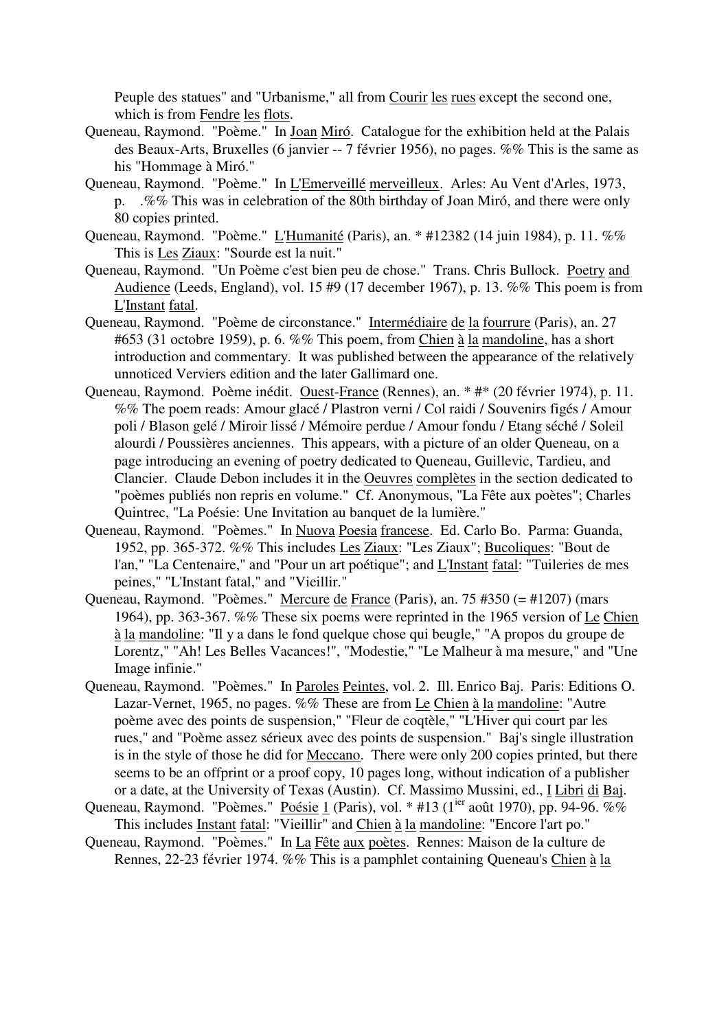Peuple des statues" and "Urbanisme," all from Courir les rues except the second one, which is from Fendre les flots.

Queneau, Raymond. "Poème." In Joan Miró. Catalogue for the exhibition held at the Palais des Beaux-Arts, Bruxelles (6 janvier -- 7 février 1956), no pages. %% This is the same as his "Hommage à Miró."

Queneau, Raymond. "Poème." In L'Emerveillé merveilleux. Arles: Au Vent d'Arles, 1973, p. .%% This was in celebration of the 80th birthday of Joan Miró, and there were only 80 copies printed.

Queneau, Raymond. "Poème." L'Humanité (Paris), an. * #12382 (14 juin 1984), p. 11. %% This is Les Ziaux: "Sourde est la nuit."

Queneau, Raymond. "Un Poème c'est bien peu de chose." Trans. Chris Bullock. Poetry and Audience (Leeds, England), vol. 15 #9 (17 december 1967), p. 13. %% This poem is from L'Instant fatal.

Queneau, Raymond. "Poème de circonstance." Intermédiaire de la fourrure (Paris), an. 27 #653 (31 octobre 1959), p. 6. %% This poem, from Chien à la mandoline, has a short introduction and commentary. It was published between the appearance of the relatively unnoticed Verviers edition and the later Gallimard one.

Queneau, Raymond. Poème inédit. Ouest-France (Rennes), an. * #* (20 février 1974), p. 11. %% The poem reads: Amour glacé / Plastron verni / Col raidi / Souvenirs figés / Amour poli / Blason gelé / Miroir lissé / Mémoire perdue / Amour fondu / Etang séché / Soleil alourdi / Poussières anciennes. This appears, with a picture of an older Queneau, on a page introducing an evening of poetry dedicated to Queneau, Guillevic, Tardieu, and Clancier. Claude Debon includes it in the Oeuvres complètes in the section dedicated to "poèmes publiés non repris en volume." Cf. Anonymous, "La Fête aux poètes"; Charles Quintrec, "La Poésie: Une Invitation au banquet de la lumière."

Queneau, Raymond. "Poèmes." In Nuova Poesia francese. Ed. Carlo Bo. Parma: Guanda, 1952, pp. 365-372. %% This includes Les Ziaux: "Les Ziaux"; Bucoliques: "Bout de l'an," "La Centenaire," and "Pour un art poétique"; and L'Instant fatal: "Tuileries de mes peines," "L'Instant fatal," and "Vieillir."

Queneau, Raymond. "Poèmes." Mercure de France (Paris), an. 75 #350 (= #1207) (mars 1964), pp. 363-367. %% These six poems were reprinted in the 1965 version of Le Chien à la mandoline: "Il y a dans le fond quelque chose qui beugle," "A propos du groupe de Lorentz," "Ah! Les Belles Vacances!", "Modestie," "Le Malheur à ma mesure," and "Une Image infinie."

Queneau, Raymond. "Poèmes." In Paroles Peintes, vol. 2. Ill. Enrico Baj. Paris: Editions O. Lazar-Vernet, 1965, no pages. %% These are from Le Chien à la mandoline: "Autre poème avec des points de suspension," "Fleur de coqtèle," "L'Hiver qui court par les rues," and "Poème assez sérieux avec des points de suspension." Baj's single illustration is in the style of those he did for Meccano. There were only 200 copies printed, but there seems to be an offprint or a proof copy, 10 pages long, without indication of a publisher or a date, at the University of Texas (Austin). Cf. Massimo Mussini, ed., I Libri di Baj.

Queneau, Raymond. "Poèmes." Poésie 1 (Paris), vol. * #13 (1ier août 1970), pp. 94-96. %% This includes Instant fatal: "Vieillir" and Chien à la mandoline: "Encore l'art po."

Queneau, Raymond. "Poèmes." In La Fête aux poètes. Rennes: Maison de la culture de Rennes, 22-23 février 1974. %% This is a pamphlet containing Queneau's Chien à la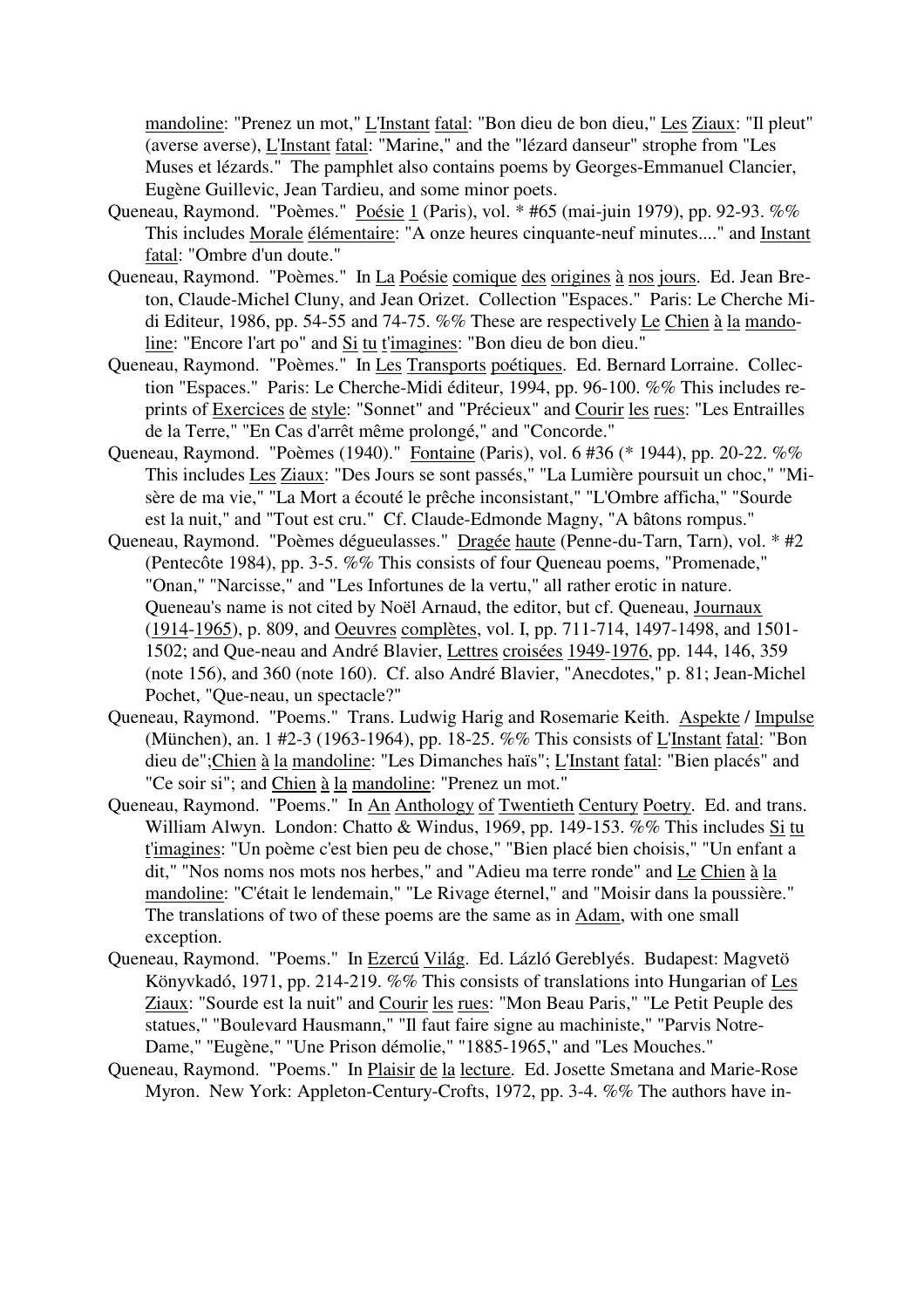mandoline: "Prenez un mot," L'Instant fatal: "Bon dieu de bon dieu," Les Ziaux: "Il pleut" (averse averse), L'Instant fatal: "Marine," and the "lézard danseur" strophe from "Les Muses et lézards." The pamphlet also contains poems by Georges-Emmanuel Clancier, Eugène Guillevic, Jean Tardieu, and some minor poets.

Queneau, Raymond. "Poèmes." Poésie 1 (Paris), vol. * #65 (mai-juin 1979), pp. 92-93. %% This includes Morale élémentaire: "A onze heures cinquante-neuf minutes...." and Instant fatal: "Ombre d'un doute."

Queneau, Raymond. "Poèmes." In La Poésie comique des origines à nos jours. Ed. Jean Breton, Claude-Michel Cluny, and Jean Orizet. Collection "Espaces." Paris: Le Cherche Midi Editeur, 1986, pp. 54-55 and 74-75. %% These are respectively Le Chien à la mandoline: "Encore l'art po" and Si tu t'imagines: "Bon dieu de bon dieu."

Queneau, Raymond. "Poèmes." In Les Transports poétiques. Ed. Bernard Lorraine. Collection "Espaces." Paris: Le Cherche-Midi éditeur, 1994, pp. 96-100. %% This includes reprints of Exercices de style: "Sonnet" and "Précieux" and Courir les rues: "Les Entrailles de la Terre," "En Cas d'arrêt même prolongé," and "Concorde."

Queneau, Raymond. "Poèmes (1940)." Fontaine (Paris), vol. 6 #36 (* 1944), pp. 20-22. %% This includes Les Ziaux: "Des Jours se sont passés," "La Lumière poursuit un choc," "Misère de ma vie," "La Mort a écouté le prêche inconsistant," "L'Ombre afficha," "Sourde est la nuit," and "Tout est cru." Cf. Claude-Edmonde Magny, "A bâtons rompus."

Queneau, Raymond. "Poèmes dégueulasses." Dragée haute (Penne-du-Tarn, Tarn), vol. * #2 (Pentecôte 1984), pp. 3-5. %% This consists of four Queneau poems, "Promenade," "Onan," "Narcisse," and "Les Infortunes de la vertu," all rather erotic in nature. Queneau's name is not cited by Noël Arnaud, the editor, but cf. Queneau, Journaux (1914-1965), p. 809, and Oeuvres complètes, vol. I, pp. 711-714, 1497-1498, and 1501-1502; and Que-neau and André Blavier, Lettres croisées 1949-1976, pp. 144, 146, 359 (note 156), and 360 (note 160). Cf. also André Blavier, "Anecdotes," p. 81; Jean-Michel Pochet, "Que-neau, un spectacle?"

Queneau, Raymond. "Poems." Trans. Ludwig Harig and Rosemarie Keith. Aspekte / Impulse (München), an. 1 #2-3 (1963-1964), pp. 18-25. %% This consists of L'Instant fatal: "Bon dieu de";Chien à la mandoline: "Les Dimanches haïs"; L'Instant fatal: "Bien placés" and "Ce soir si"; and Chien à la mandoline: "Prenez un mot."

Queneau, Raymond. "Poems." In An Anthology of Twentieth Century Poetry. Ed. and trans. William Alwyn. London: Chatto & Windus, 1969, pp. 149-153. %% This includes Si tu t'imagines: "Un poème c'est bien peu de chose," "Bien placé bien choisis," "Un enfant a dit," "Nos noms nos mots nos herbes," and "Adieu ma terre ronde" and Le Chien à la mandoline: "C'était le lendemain," "Le Rivage éternel," and "Moisir dans la poussière." The translations of two of these poems are the same as in Adam, with one small exception.

Queneau, Raymond. "Poems." In Ezercú Világ. Ed. Lázló Gereblyés. Budapest: Magvetö Könyvkadó, 1971, pp. 214-219. %% This consists of translations into Hungarian of Les Ziaux: "Sourde est la nuit" and Courir les rues: "Mon Beau Paris," "Le Petit Peuple des statues," "Boulevard Hausmann," "Il faut faire signe au machiniste," "Parvis Notre-Dame," "Eugène," "Une Prison démolie," "1885-1965," and "Les Mouches."

Queneau, Raymond. "Poems." In Plaisir de la lecture. Ed. Josette Smetana and Marie-Rose Myron. New York: Appleton-Century-Crofts, 1972, pp. 3-4. %% The authors have in-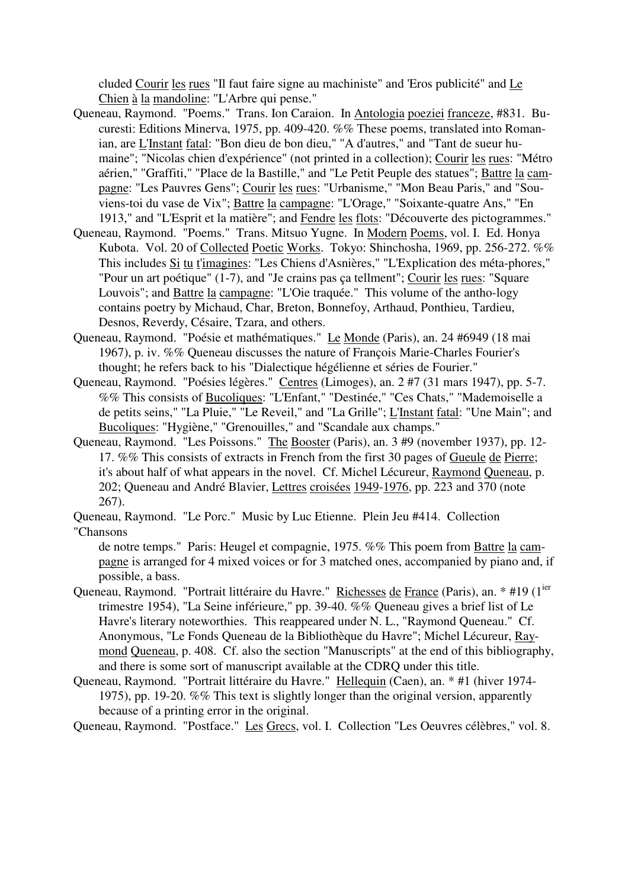cluded Courir les rues "Il faut faire signe au machiniste" and 'Eros publicité" and Le Chien à la mandoline: "L'Arbre qui pense."

Queneau, Raymond. "Poems." Trans. Ion Caraion. In Antologia poeziei franceze, #831. Bucuresti: Editions Minerva, 1975, pp. 409-420. %% These poems, translated into Romanian, are L'Instant fatal: "Bon dieu de bon dieu," "A d'autres," and "Tant de sueur humaine"; "Nicolas chien d'expérience" (not printed in a collection); Courir les rues: "Métro aérien," "Graffiti," "Place de la Bastille," and "Le Petit Peuple des statues"; Battre la campagne: "Les Pauvres Gens"; Courir les rues: "Urbanisme," "Mon Beau Paris," and "Souviens-toi du vase de Vix"; Battre la campagne: "L'Orage," "Soixante-quatre Ans," "En 1913," and "L'Esprit et la matière"; and Fendre les flots: "Découverte des pictogrammes."

Queneau, Raymond. "Poems." Trans. Mitsuo Yugne. In Modern Poems, vol. I. Ed. Honya Kubota. Vol. 20 of Collected Poetic Works. Tokyo: Shinchosha, 1969, pp. 256-272. %% This includes Si tu t'imagines: "Les Chiens d'Asnières," "L'Explication des méta-phores," "Pour un art poétique" (1-7), and "Je crains pas ça tellment"; Courir les rues: "Square Louvois"; and Battre la campagne: "L'Oie traquée." This volume of the antho-logy contains poetry by Michaud, Char, Breton, Bonnefoy, Arthaud, Ponthieu, Tardieu, Desnos, Reverdy, Césaire, Tzara, and others.

Queneau, Raymond. "Poésie et mathématiques." Le Monde (Paris), an. 24 #6949 (18 mai 1967), p. iv. %% Queneau discusses the nature of François Marie-Charles Fourier's thought; he refers back to his "Dialectique hégélienne et séries de Fourier."

Queneau, Raymond. "Poésies légères." Centres (Limoges), an. 2 #7 (31 mars 1947), pp. 5-7. %% This consists of Bucoliques: "L'Enfant," "Destinée," "Ces Chats," "Mademoiselle a de petits seins," "La Pluie," "Le Reveil," and "La Grille"; L'Instant fatal: "Une Main"; and Bucoliques: "Hygiène," "Grenouilles," and "Scandale aux champs."

Queneau, Raymond. "Les Poissons." The Booster (Paris), an. 3 #9 (november 1937), pp. 12-17. %% This consists of extracts in French from the first 30 pages of Gueule de Pierre; it's about half of what appears in the novel. Cf. Michel Lécureur, Raymond Queneau, p. 202; Queneau and André Blavier, Lettres croisées 1949-1976, pp. 223 and 370 (note 267).

Queneau, Raymond. "Le Porc." Music by Luc Etienne. Plein Jeu #414. Collection "Chansons de notre temps." Paris: Heugel et compagnie, 1975. %% This poem from Battre la campagne is arranged for 4 mixed voices or for 3 matched ones, accompanied by piano and, if possible, a bass.

Queneau, Raymond. "Portrait littéraire du Havre." Richesses de France (Paris), an. * #19 (1ier trimestre 1954), "La Seine inférieure," pp. 39-40. %% Queneau gives a brief list of Le Havre's literary noteworthies. This reappeared under N. L., "Raymond Queneau." Cf. Anonymous, "Le Fonds Queneau de la Bibliothèque du Havre"; Michel Lécureur, Raymond Queneau, p. 408. Cf. also the section "Manuscripts" at the end of this bibliography, and there is some sort of manuscript available at the CDRQ under this title.

Queneau, Raymond. "Portrait littéraire du Havre." Hellequin (Caen), an. * #1 (hiver 1974-1975), pp. 19-20. %% This text is slightly longer than the original version, apparently because of a printing error in the original.

Queneau, Raymond. "Postface." Les Grecs, vol. I. Collection "Les Oeuvres célèbres," vol. 8.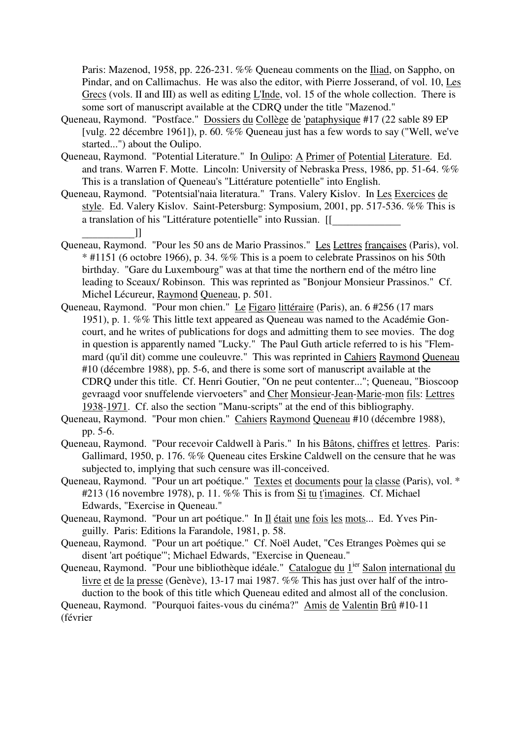Paris: Mazenod, 1958, pp. 226-231. %% Queneau comments on the Iliad, on Sappho, on Pindar, and on Callimachus. He was also the editor, with Pierre Josserand, of vol. 10, Les Grecs (vols. II and III) as well as editing L'Inde, vol. 15 of the whole collection. There is some sort of manuscript available at the CDRQ under the title "Mazenod."

Queneau, Raymond. "Postface." Dossiers du Collège de 'pataphysique #17 (22 sable 89 EP [vulg. 22 décembre 1961]), p. 60. %% Queneau just has a few words to say ("Well, we've started...") about the Oulipo.

Queneau, Raymond. "Potential Literature." In Oulipo: A Primer of Potential Literature. Ed. and trans. Warren F. Motte. Lincoln: University of Nebraska Press, 1986, pp. 51-64. %% This is a translation of Queneau's "Littérature potentielle" into English.

Queneau, Raymond. "Potentsial'naia literatura." Trans. Valery Kislov. In Les Exercices de style. Ed. Valery Kislov. Saint-Petersburg: Symposium, 2001, pp. 517-536. %% This is a translation of his "Littérature potentielle" into Russian. [[_____________ __________]]

Queneau, Raymond. "Pour les 50 ans de Mario Prassinos." Les Lettres françaises (Paris), vol. * #1151 (6 octobre 1966), p. 34. %% This is a poem to celebrate Prassinos on his 50th birthday. "Gare du Luxembourg" was at that time the northern end of the métro line leading to Sceaux/ Robinson. This was reprinted as "Bonjour Monsieur Prassinos." Cf. Michel Lécureur, Raymond Queneau, p. 501.

Queneau, Raymond. "Pour mon chien." Le Figaro littéraire (Paris), an. 6 #256 (17 mars 1951), p. 1. %% This little text appeared as Queneau was named to the Académie Goncourt, and he writes of publications for dogs and admitting them to see movies. The dog in question is apparently named "Lucky." The Paul Guth article referred to is his "Flemmard (qu'il dit) comme une couleuvre." This was reprinted in Cahiers Raymond Queneau #10 (décembre 1988), pp. 5-6, and there is some sort of manuscript available at the CDRQ under this title. Cf. Henri Goutier, "On ne peut contenter..."; Queneau, "Bioscoop gevraagd voor snuffelende viervoeters" and Cher Monsieur-Jean-Marie-mon fils: Lettres 1938-1971. Cf. also the section "Manu-scripts" at the end of this bibliography.

Queneau, Raymond. "Pour mon chien." Cahiers Raymond Queneau #10 (décembre 1988), pp. 5-6.

Queneau, Raymond. "Pour recevoir Caldwell à Paris." In his Bâtons, chiffres et lettres. Paris: Gallimard, 1950, p. 176. %% Queneau cites Erskine Caldwell on the censure that he was subjected to, implying that such censure was ill-conceived.

Queneau, Raymond. "Pour un art poétique." Textes et documents pour la classe (Paris), vol. * #213 (16 novembre 1978), p. 11. %% This is from Si tu t'imagines. Cf. Michael Edwards, "Exercise in Queneau."

Queneau, Raymond. "Pour un art poétique." In Il était une fois les mots... Ed. Yves Pinguilly. Paris: Editions la Farandole, 1981, p. 58.

Queneau, Raymond. "Pour un art poétique." Cf. Noël Audet, "Ces Etranges Poèmes qui se disent 'art poétique'"; Michael Edwards, "Exercise in Queneau."

Queneau, Raymond. "Pour une bibliothèque idéale." Catalogue du 1ier Salon international du livre et de la presse (Genève), 13-17 mai 1987. %% This has just over half of the introduction to the book of this title which Queneau edited and almost all of the conclusion.

Queneau, Raymond. "Pourquoi faites-vous du cinéma?" Amis de Valentin Brû #10-11 (février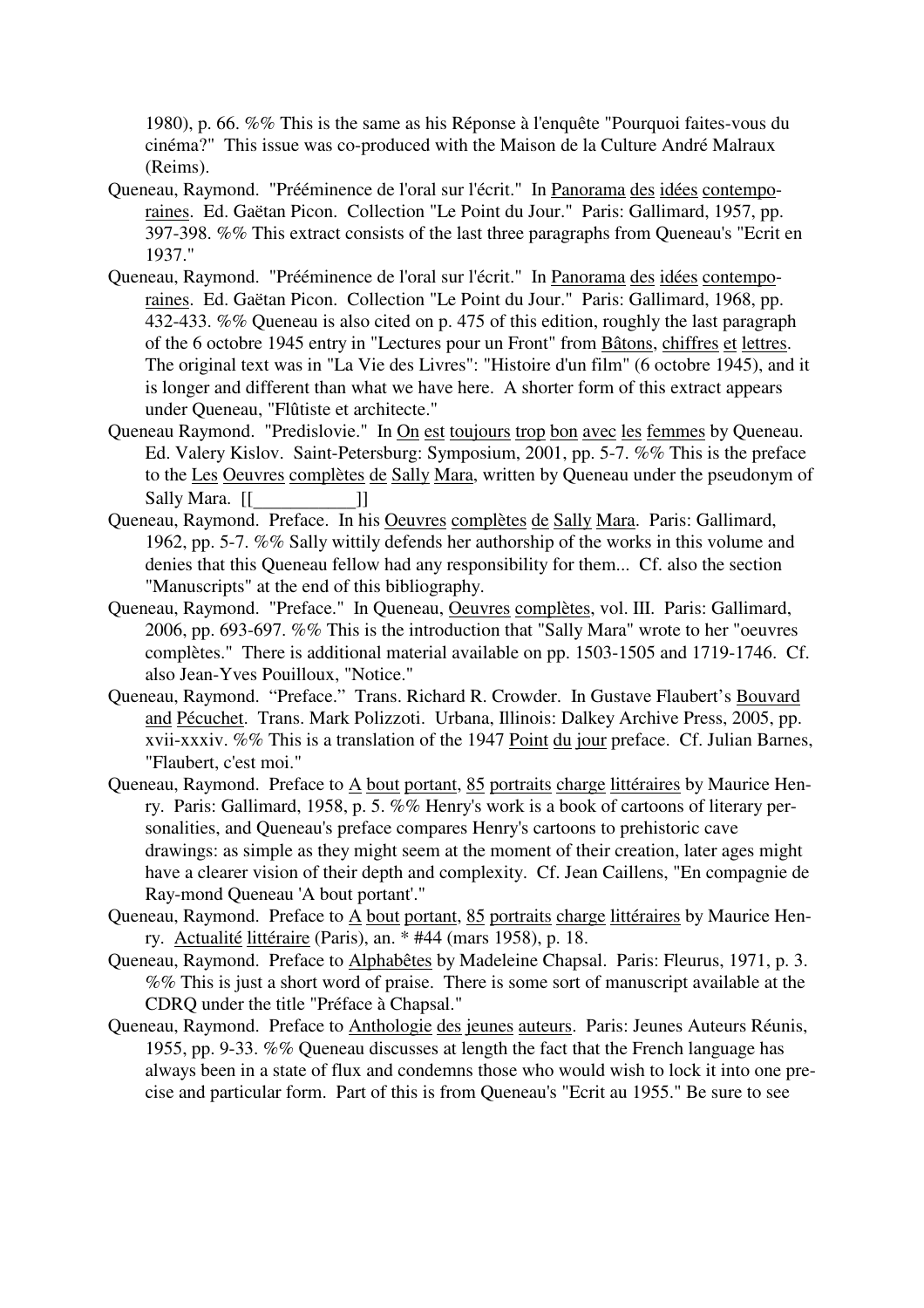1980), p. 66. %% This is the same as his Réponse à l'enquête "Pourquoi faites-vous du cinéma?" This issue was co-produced with the Maison de la Culture André Malraux (Reims).

Queneau, Raymond. "Prééminence de l'oral sur l'écrit." In Panorama des idées contemporaines. Ed. Gaëtan Picon. Collection "Le Point du Jour." Paris: Gallimard, 1957, pp. 397-398. %% This extract consists of the last three paragraphs from Queneau's "Ecrit en 1937."

Queneau, Raymond. "Prééminence de l'oral sur l'écrit." In Panorama des idées contemporaines. Ed. Gaëtan Picon. Collection "Le Point du Jour." Paris: Gallimard, 1968, pp. 432-433. %% Queneau is also cited on p. 475 of this edition, roughly the last paragraph of the 6 octobre 1945 entry in "Lectures pour un Front" from Bâtons, chiffres et lettres. The original text was in "La Vie des Livres": "Histoire d'un film" (6 octobre 1945), and it is longer and different than what we have here. A shorter form of this extract appears under Queneau, "Flûtiste et architecte."

Queneau Raymond. "Predislovie." In On est toujours trop bon avec les femmes by Queneau. Ed. Valery Kislov. Saint-Petersburg: Symposium, 2001, pp. 5-7. %% This is the preface to the Les Oeuvres complètes de Sally Mara, written by Queneau under the pseudonym of Sally Mara. [[___________]]

Queneau, Raymond. Preface. In his Oeuvres complètes de Sally Mara. Paris: Gallimard, 1962, pp. 5-7. %% Sally wittily defends her authorship of the works in this volume and denies that this Queneau fellow had any responsibility for them... Cf. also the section "Manuscripts" at the end of this bibliography.

Queneau, Raymond. "Preface." In Queneau, Oeuvres complètes, vol. III. Paris: Gallimard, 2006, pp. 693-697. %% This is the introduction that "Sally Mara" wrote to her "oeuvres complètes." There is additional material available on pp. 1503-1505 and 1719-1746. Cf. also Jean-Yves Pouilloux, "Notice."

Queneau, Raymond. "Preface." Trans. Richard R. Crowder. In Gustave Flaubert's Bouvard and Pécuchet. Trans. Mark Polizzoti. Urbana, Illinois: Dalkey Archive Press, 2005, pp. xvii-xxxiv. %% This is a translation of the 1947 Point du jour preface. Cf. Julian Barnes, "Flaubert, c'est moi."

Queneau, Raymond. Preface to A bout portant, 85 portraits charge littéraires by Maurice Henry. Paris: Gallimard, 1958, p. 5. %% Henry's work is a book of cartoons of literary personalities, and Queneau's preface compares Henry's cartoons to prehistoric cave drawings: as simple as they might seem at the moment of their creation, later ages might have a clearer vision of their depth and complexity. Cf. Jean Caillens, "En compagnie de Ray-mond Queneau 'A bout portant'."

Queneau, Raymond. Preface to A bout portant, 85 portraits charge littéraires by Maurice Henry. Actualité littéraire (Paris), an. * #44 (mars 1958), p. 18.

Queneau, Raymond. Preface to Alphabêtes by Madeleine Chapsal. Paris: Fleurus, 1971, p. 3. %% This is just a short word of praise. There is some sort of manuscript available at the CDRQ under the title "Préface à Chapsal."

Queneau, Raymond. Preface to Anthologie des jeunes auteurs. Paris: Jeunes Auteurs Réunis, 1955, pp. 9-33. %% Queneau discusses at length the fact that the French language has always been in a state of flux and condemns those who would wish to lock it into one precise and particular form. Part of this is from Queneau's "Ecrit au 1955." Be sure to see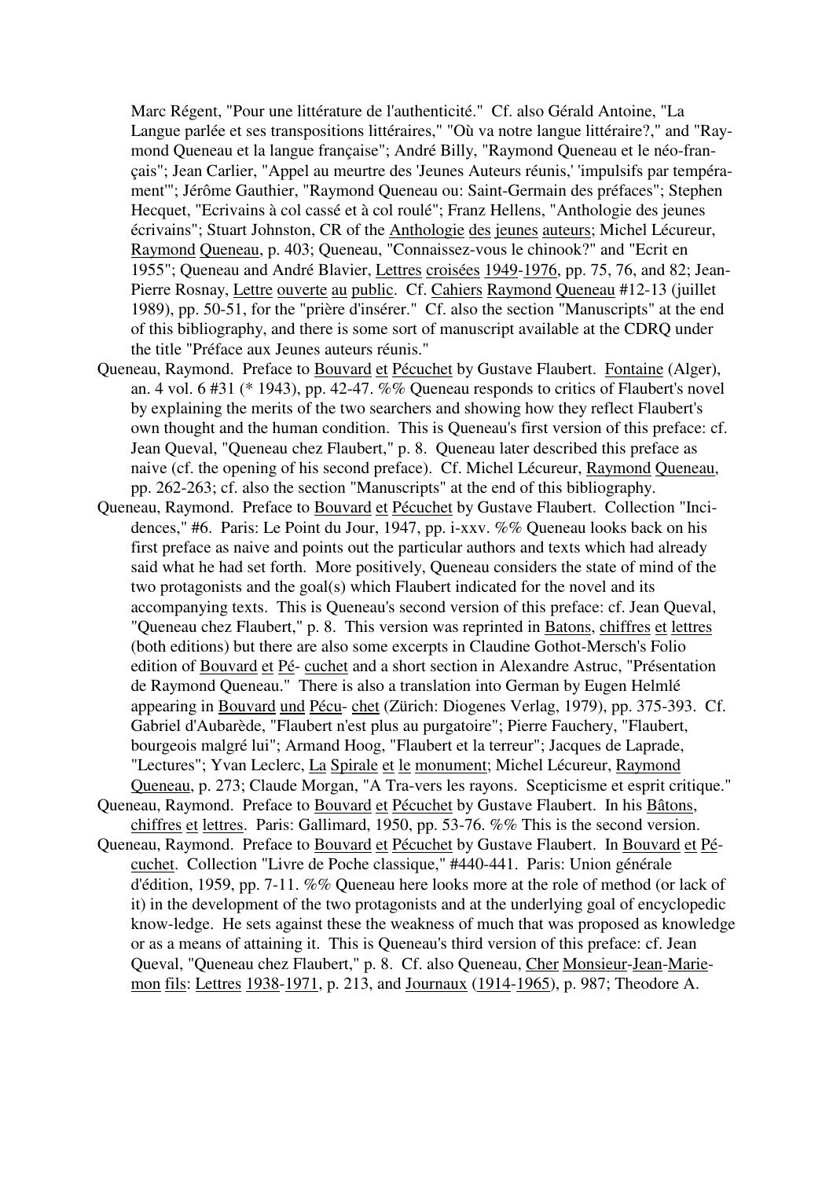Marc Régent, "Pour une littérature de l'authenticité." Cf. also Gérald Antoine, "La Langue parlée et ses transpositions littéraires," "Où va notre langue littéraire?," and "Raymond Queneau et la langue française"; André Billy, "Raymond Queneau et le néo-français"; Jean Carlier, "Appel au meurtre des 'Jeunes Auteurs réunis,' 'impulsifs par tempérament'"; Jérôme Gauthier, "Raymond Queneau ou: Saint-Germain des préfaces"; Stephen Hecquet, "Ecrivains à col cassé et à col roulé"; Franz Hellens, "Anthologie des jeunes écrivains"; Stuart Johnston, CR of the Anthologie des jeunes auteurs; Michel Lécureur, Raymond Queneau, p. 403; Queneau, "Connaissez-vous le chinook?" and "Ecrit en 1955"; Queneau and André Blavier, Lettres croisées 1949-1976, pp. 75, 76, and 82; Jean-Pierre Rosnay, Lettre ouverte au public. Cf. Cahiers Raymond Queneau #12-13 (juillet 1989), pp. 50-51, for the "prière d'insérer." Cf. also the section "Manuscripts" at the end of this bibliography, and there is some sort of manuscript available at the CDRQ under the title "Préface aux Jeunes auteurs réunis."

Queneau, Raymond. Preface to Bouvard et Pécuchet by Gustave Flaubert. Fontaine (Alger), an. 4 vol. 6 #31 (* 1943), pp. 42-47. %% Queneau responds to critics of Flaubert's novel by explaining the merits of the two searchers and showing how they reflect Flaubert's own thought and the human condition. This is Queneau's first version of this preface: cf. Jean Queval, "Queneau chez Flaubert," p. 8. Queneau later described this preface as naive (cf. the opening of his second preface). Cf. Michel Lécureur, Raymond Queneau, pp. 262-263; cf. also the section "Manuscripts" at the end of this bibliography.

Queneau, Raymond. Preface to Bouvard et Pécuchet by Gustave Flaubert. Collection "Incidences," #6. Paris: Le Point du Jour, 1947, pp. i-xxv. %% Queneau looks back on his first preface as naive and points out the particular authors and texts which had already said what he had set forth. More positively, Queneau considers the state of mind of the two protagonists and the goal(s) which Flaubert indicated for the novel and its accompanying texts. This is Queneau's second version of this preface: cf. Jean Queval, "Queneau chez Flaubert," p. 8. This version was reprinted in Batons, chiffres et lettres (both editions) but there are also some excerpts in Claudine Gothot-Mersch's Folio edition of Bouvard et Pécuchet and a short section in Alexandre Astruc, "Présentation de Raymond Queneau." There is also a translation into German by Eugen Helmlé appearing in Bouvard und Pécuchet (Zürich: Diogenes Verlag, 1979), pp. 375-393. Cf. Gabriel d'Aubarède, "Flaubert n'est plus au purgatoire"; Pierre Fauchery, "Flaubert, bourgeois malgré lui"; Armand Hoog, "Flaubert et la terreur"; Jacques de Laprade, "Lectures"; Yvan Leclerc, La Spirale et le monument; Michel Lécureur, Raymond Queneau, p. 273; Claude Morgan, "A Travers les rayons. Scepticisme et esprit critique."

Queneau, Raymond. Preface to Bouvard et Pécuchet by Gustave Flaubert. In his Bâtons, chiffres et lettres. Paris: Gallimard, 1950, pp. 53-76. %% This is the second version.

Queneau, Raymond. Preface to Bouvard et Pécuchet by Gustave Flaubert. In Bouvard et Pécuchet. Collection "Livre de Poche classique," #440-441. Paris: Union générale d'édition, 1959, pp. 7-11. %% Queneau here looks more at the role of method (or lack of it) in the development of the two protagonists and at the underlying goal of encyclopedic know-ledge. He sets against these the weakness of much that was proposed as knowledge or as a means of attaining it. This is Queneau's third version of this preface: cf. Jean Queval, "Queneau chez Flaubert," p. 8. Cf. also Queneau, Cher Monsieur-Jean-Marie-mon fils: Lettres 1938-1971, p. 213, and Journaux (1914-1965), p. 987; Theodore A.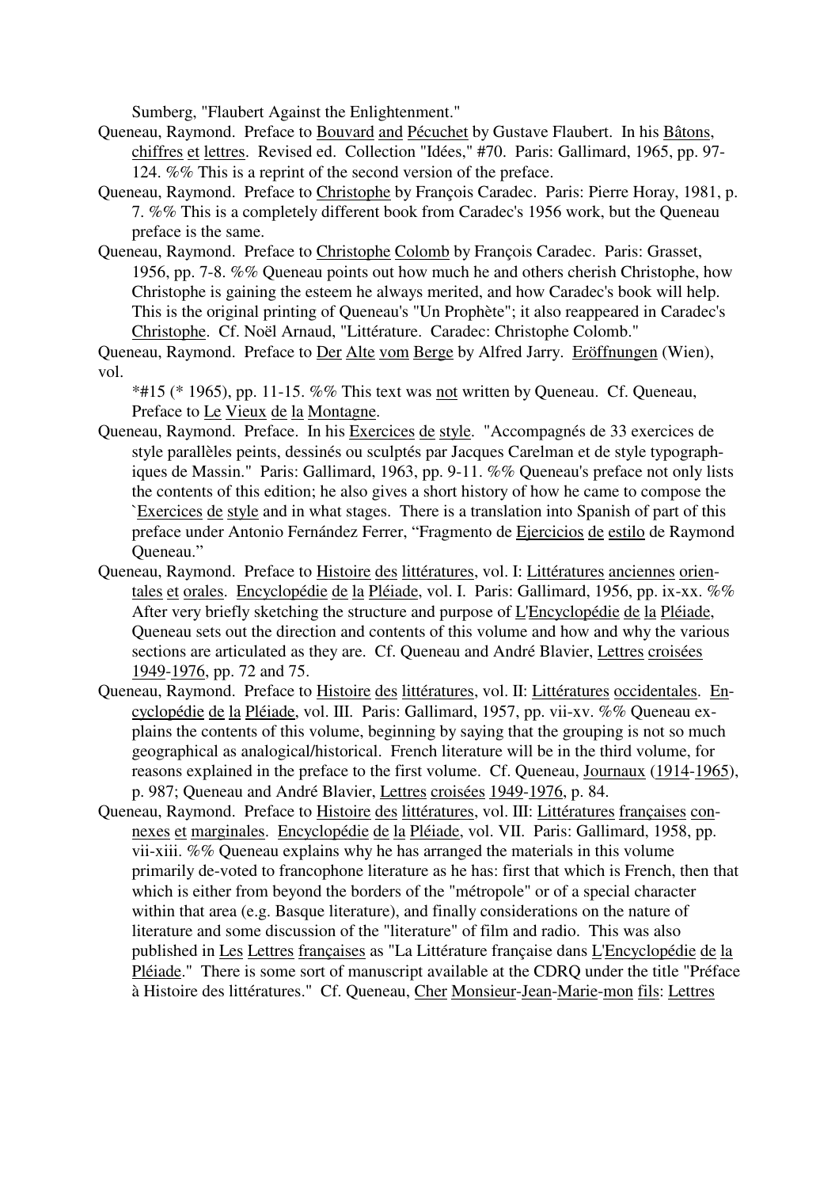Sumberg, "Flaubert Against the Enlightenment."

Queneau, Raymond. Preface to Bouvard and Pécuchet by Gustave Flaubert. In his Bâtons, chiffres et lettres. Revised ed. Collection "Idées," #70. Paris: Gallimard, 1965, pp. 97-124. %% This is a reprint of the second version of the preface.

Queneau, Raymond. Preface to Christophe by François Caradec. Paris: Pierre Horay, 1981, p. 7. %% This is a completely different book from Caradec's 1956 work, but the Queneau preface is the same.

Queneau, Raymond. Preface to Christophe Colomb by François Caradec. Paris: Grasset, 1956, pp. 7-8. %% Queneau points out how much he and others cherish Christophe, how Christophe is gaining the esteem he always merited, and how Caradec's book will help. This is the original printing of Queneau's "Un Prophète"; it also reappeared in Caradec's Christophe. Cf. Noël Arnaud, "Littérature. Caradec: Christophe Colomb."

Queneau, Raymond. Preface to Der Alte vom Berge by Alfred Jarry. Eröffnungen (Wien), vol.

*#15 (* 1965), pp. 11-15. %% This text was not written by Queneau. Cf. Queneau, Preface to Le Vieux de la Montagne.

Queneau, Raymond. Preface. In his Exercices de style. "Accompagnés de 33 exercices de style parallèles peints, dessinés ou sculptés par Jacques Carelman et de style typographiques de Massin." Paris: Gallimard, 1963, pp. 9-11. %% Queneau's preface not only lists the contents of this edition; he also gives a short history of how he came to compose the `Exercices de style and in what stages. There is a translation into Spanish of part of this preface under Antonio Fernández Ferrer, "Fragmento de Ejercicios de estilo de Raymond Queneau."

Queneau, Raymond. Preface to Histoire des littératures, vol. I: Littératures anciennes orientales et orales. Encyclopédie de la Pléiade, vol. I. Paris: Gallimard, 1956, pp. ix-xx. %% After very briefly sketching the structure and purpose of L'Encyclopédie de la Pléiade, Queneau sets out the direction and contents of this volume and how and why the various sections are articulated as they are. Cf. Queneau and André Blavier, Lettres croisées 1949-1976, pp. 72 and 75.

Queneau, Raymond. Preface to Histoire des littératures, vol. II: Littératures occidentales. Encyclopédie de la Pléiade, vol. III. Paris: Gallimard, 1957, pp. vii-xv. %% Queneau explains the contents of this volume, beginning by saying that the grouping is not so much geographical as analogical/historical. French literature will be in the third volume, for reasons explained in the preface to the first volume. Cf. Queneau, Journaux (1914-1965), p. 987; Queneau and André Blavier, Lettres croisées 1949-1976, p. 84.

Queneau, Raymond. Preface to Histoire des littératures, vol. III: Littératures françaises connexes et marginales. Encyclopédie de la Pléiade, vol. VII. Paris: Gallimard, 1958, pp. vii-xiii. %% Queneau explains why he has arranged the materials in this volume primarily de-voted to francophone literature as he has: first that which is French, then that which is either from beyond the borders of the "métropole" or of a special character within that area (e.g. Basque literature), and finally considerations on the nature of literature and some discussion of the "literature" of film and radio. This was also published in Les Lettres françaises as "La Littérature française dans L'Encyclopédie de la Pléiade." There is some sort of manuscript available at the CDRQ under the title "Préface à Histoire des littératures." Cf. Queneau, Cher Monsieur-Jean-Marie-mon fils: Lettres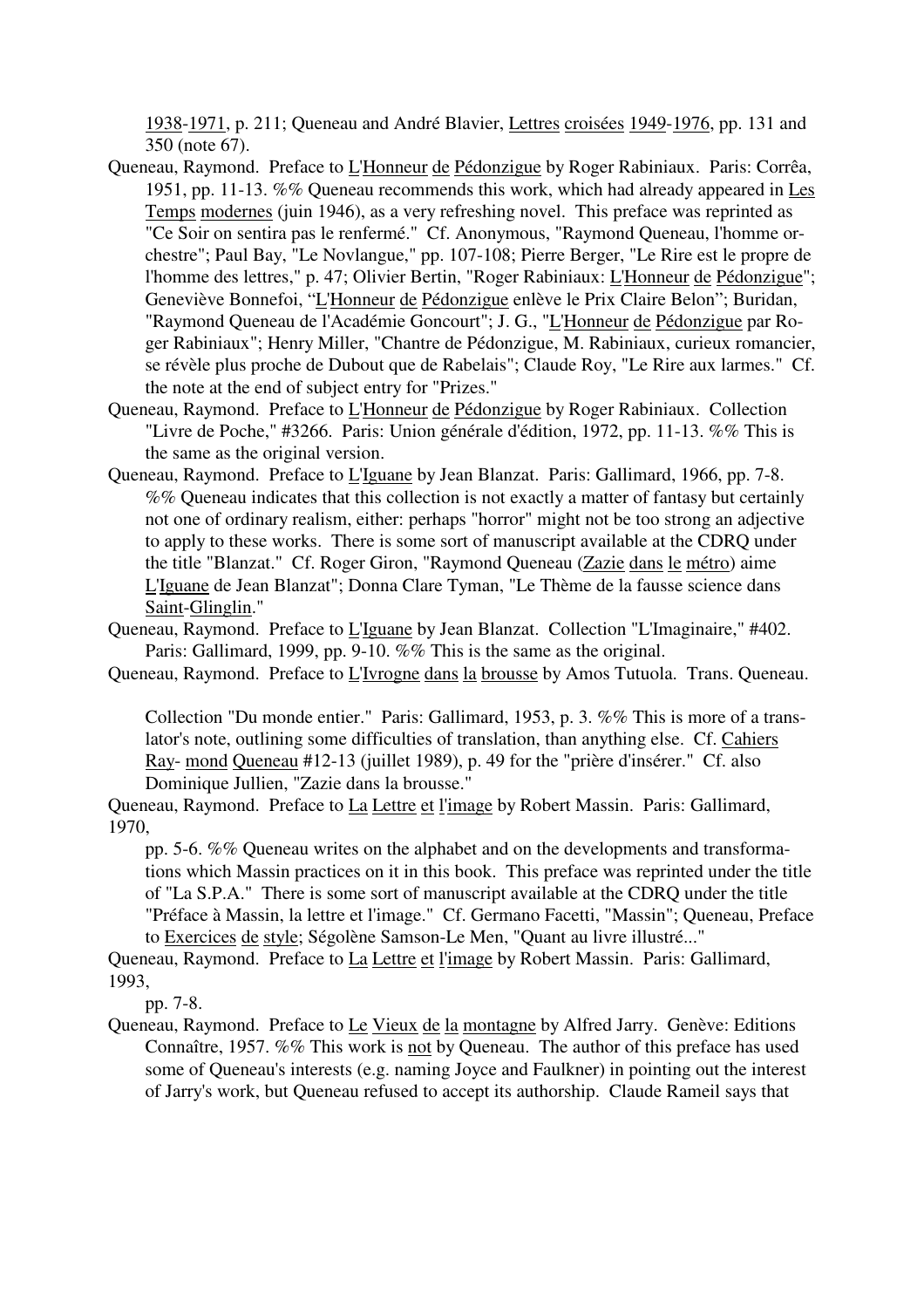1938-1971, p. 211; Queneau and André Blavier, Lettres croisées 1949-1976, pp. 131 and 350 (note 67).

Queneau, Raymond. Preface to L'Honneur de Pédonzigue by Roger Rabiniaux. Paris: Corrêa, 1951, pp. 11-13. %% Queneau recommends this work, which had already appeared in Les Temps modernes (juin 1946), as a very refreshing novel. This preface was reprinted as "Ce Soir on sentira pas le renfermé." Cf. Anonymous, "Raymond Queneau, l'homme orchestre"; Paul Bay, "Le Novlangue," pp. 107-108; Pierre Berger, "Le Rire est le propre de l'homme des lettres," p. 47; Olivier Bertin, "Roger Rabiniaux: L'Honneur de Pédonzigue"; Geneviève Bonnefoi, "L'Honneur de Pédonzigue enlève le Prix Claire Belon"; Buridan, "Raymond Queneau de l'Académie Goncourt"; J. G., "L'Honneur de Pédonzigue par Roger Rabiniaux"; Henry Miller, "Chantre de Pédonzigue, M. Rabiniaux, curieux romancier, se révèle plus proche de Dubout que de Rabelais"; Claude Roy, "Le Rire aux larmes." Cf. the note at the end of subject entry for "Prizes."

Queneau, Raymond. Preface to L'Honneur de Pédonzigue by Roger Rabiniaux. Collection "Livre de Poche," #3266. Paris: Union générale d'édition, 1972, pp. 11-13. %% This is the same as the original version.

Queneau, Raymond. Preface to L'Iguane by Jean Blanzat. Paris: Gallimard, 1966, pp. 7-8. %% Queneau indicates that this collection is not exactly a matter of fantasy but certainly not one of ordinary realism, either: perhaps "horror" might not be too strong an adjective to apply to these works. There is some sort of manuscript available at the CDRQ under the title "Blanzat." Cf. Roger Giron, "Raymond Queneau (Zazie dans le métro) aime L'Iguane de Jean Blanzat"; Donna Clare Tyman, "Le Thème de la fausse science dans Saint-Glinglin."

Queneau, Raymond. Preface to L'Iguane by Jean Blanzat. Collection "L'Imaginaire," #402. Paris: Gallimard, 1999, pp. 9-10. %% This is the same as the original.

Queneau, Raymond. Preface to L'Ivrogne dans la brousse by Amos Tutuola. Trans. Queneau. Collection "Du monde entier." Paris: Gallimard, 1953, p. 3. %% This is more of a translator's note, outlining some difficulties of translation, than anything else. Cf. Cahiers Raymond Queneau #12-13 (juillet 1989), p. 49 for the "prière d'insérer." Cf. also Dominique Jullien, "Zazie dans la brousse."

Queneau, Raymond. Preface to La Lettre et l'image by Robert Massin. Paris: Gallimard, 1970, pp. 5-6. %% Queneau writes on the alphabet and on the developments and transformations which Massin practices on it in this book. This preface was reprinted under the title of "La S.P.A." There is some sort of manuscript available at the CDRQ under the title "Préface à Massin, la lettre et l'image." Cf. Germano Facetti, "Massin"; Queneau, Preface to Exercices de style; Ségolène Samson-Le Men, "Quant au livre illustré..."

Queneau, Raymond. Preface to La Lettre et l'image by Robert Massin. Paris: Gallimard, 1993, pp. 7-8.

Queneau, Raymond. Preface to Le Vieux de la montagne by Alfred Jarry. Genève: Editions Connaître, 1957. %% This work is not by Queneau. The author of this preface has used some of Queneau's interests (e.g. naming Joyce and Faulkner) in pointing out the interest of Jarry's work, but Queneau refused to accept its authorship. Claude Rameil says that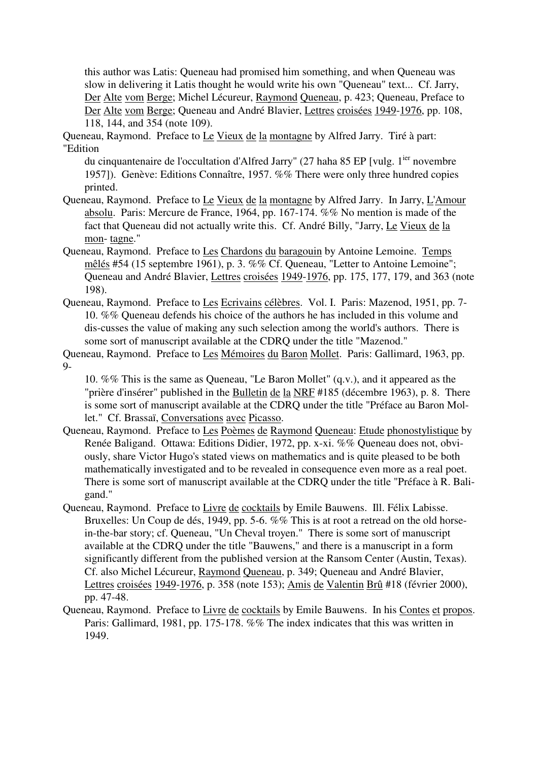this author was Latis: Queneau had promised him something, and when Queneau was slow in delivering it Latis thought he would write his own "Queneau" text... Cf. Jarry, Der Alte vom Berge; Michel Lécureur, Raymond Queneau, p. 423; Queneau, Preface to Der Alte vom Berge; Queneau and André Blavier, Lettres croisées 1949-1976, pp. 108, 118, 144, and 354 (note 109).

Queneau, Raymond. Preface to Le Vieux de la montagne by Alfred Jarry. Tiré à part: "Edition du cinquantenaire de l'occultation d'Alfred Jarry" (27 haha 85 EP [vulg. 1ier novembre 1957]). Genève: Editions Connaître, 1957. %% There were only three hundred copies printed.

Queneau, Raymond. Preface to Le Vieux de la montagne by Alfred Jarry. In Jarry, L'Amour absolu. Paris: Mercure de France, 1964, pp. 167-174. %% No mention is made of the fact that Queneau did not actually write this. Cf. André Billy, "Jarry, Le Vieux de la mon- tagne."

Queneau, Raymond. Preface to Les Chardons du baragouin by Antoine Lemoine. Temps mêlés #54 (15 septembre 1961), p. 3. %% Cf. Queneau, "Letter to Antoine Lemoine"; Queneau and André Blavier, Lettres croisées 1949-1976, pp. 175, 177, 179, and 363 (note 198).

Queneau, Raymond. Preface to Les Ecrivains célèbres. Vol. I. Paris: Mazenod, 1951, pp. 7-10. %% Queneau defends his choice of the authors he has included in this volume and dis-cusses the value of making any such selection among the world's authors. There is some sort of manuscript available at the CDRQ under the title "Mazenod."

Queneau, Raymond. Preface to Les Mémoires du Baron Mollet. Paris: Gallimard, 1963, pp. 9-10. %% This is the same as Queneau, "Le Baron Mollet" (q.v.), and it appeared as the "prière d'insérer" published in the Bulletin de la NRF #185 (décembre 1963), p. 8. There is some sort of manuscript available at the CDRQ under the title "Préface au Baron Mol-let." Cf. Brassaï, Conversations avec Picasso.

Queneau, Raymond. Preface to Les Poèmes de Raymond Queneau: Etude phonostylistique by Renée Baligand. Ottawa: Editions Didier, 1972, pp. x-xi. %% Queneau does not, obvi-ously, share Victor Hugo's stated views on mathematics and is quite pleased to be both mathematically investigated and to be revealed in consequence even more as a real poet. There is some sort of manuscript available at the CDRQ under the title "Préface à R. Bali-gand."

Queneau, Raymond. Preface to Livre de cocktails by Emile Bauwens. Ill. Félix Labisse. Bruxelles: Un Coup de dés, 1949, pp. 5-6. %% This is at root a retread on the old horse-in-the-bar story; cf. Queneau, "Un Cheval troyen." There is some sort of manuscript available at the CDRQ under the title "Bauwens," and there is a manuscript in a form significantly different from the published version at the Ransom Center (Austin, Texas). Cf. also Michel Lécureur, Raymond Queneau, p. 349; Queneau and André Blavier, Lettres croisées 1949-1976, p. 358 (note 153); Amis de Valentin Brû #18 (février 2000), pp. 47-48.

Queneau, Raymond. Preface to Livre de cocktails by Emile Bauwens. In his Contes et propos. Paris: Gallimard, 1981, pp. 175-178. %% The index indicates that this was written in 1949.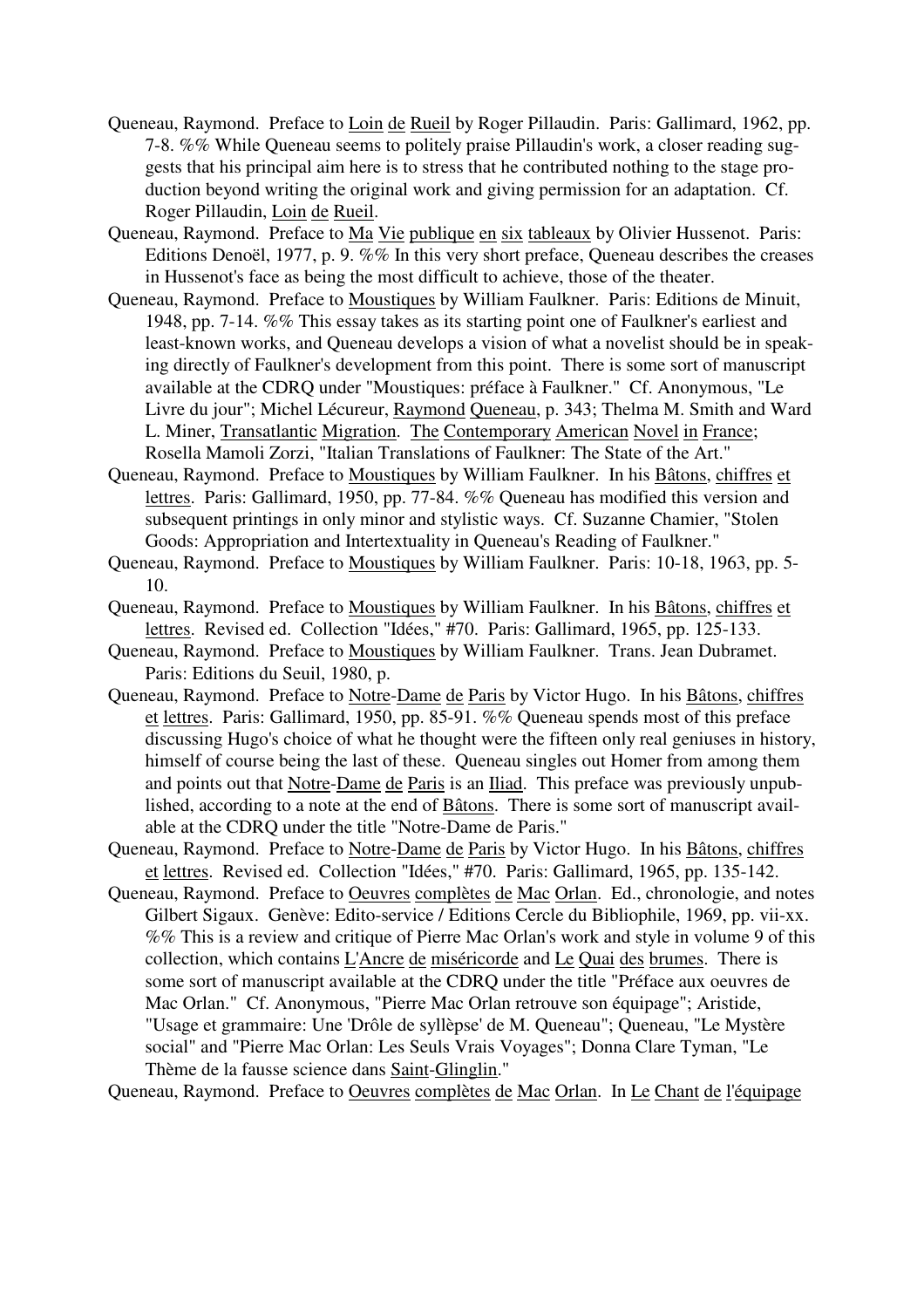Queneau, Raymond. Preface to Loin de Rueil by Roger Pillaudin. Paris: Gallimard, 1962, pp. 7-8. %% While Queneau seems to politely praise Pillaudin's work, a closer reading suggests that his principal aim here is to stress that he contributed nothing to the stage production beyond writing the original work and giving permission for an adaptation. Cf. Roger Pillaudin, Loin de Rueil.

Queneau, Raymond. Preface to Ma Vie publique en six tableaux by Olivier Hussenot. Paris: Editions Denoël, 1977, p. 9. %% In this very short preface, Queneau describes the creases in Hussenot's face as being the most difficult to achieve, those of the theater.

Queneau, Raymond. Preface to Moustiques by William Faulkner. Paris: Editions de Minuit, 1948, pp. 7-14. %% This essay takes as its starting point one of Faulkner's earliest and least-known works, and Queneau develops a vision of what a novelist should be in speaking directly of Faulkner's development from this point. There is some sort of manuscript available at the CDRQ under "Moustiques: préface à Faulkner." Cf. Anonymous, "Le Livre du jour"; Michel Lécureur, Raymond Queneau, p. 343; Thelma M. Smith and Ward L. Miner, Transatlantic Migration. The Contemporary American Novel in France; Rosella Mamoli Zorzi, "Italian Translations of Faulkner: The State of the Art."

Queneau, Raymond. Preface to Moustiques by William Faulkner. In his Bâtons, chiffres et lettres. Paris: Gallimard, 1950, pp. 77-84. %% Queneau has modified this version and subsequent printings in only minor and stylistic ways. Cf. Suzanne Chamier, "Stolen Goods: Appropriation and Intertextuality in Queneau's Reading of Faulkner."

Queneau, Raymond. Preface to Moustiques by William Faulkner. Paris: 10-18, 1963, pp. 5-10.

Queneau, Raymond. Preface to Moustiques by William Faulkner. In his Bâtons, chiffres et lettres. Revised ed. Collection "Idées," #70. Paris: Gallimard, 1965, pp. 125-133.

Queneau, Raymond. Preface to Moustiques by William Faulkner. Trans. Jean Dubramet. Paris: Editions du Seuil, 1980, p.

Queneau, Raymond. Preface to Notre-Dame de Paris by Victor Hugo. In his Bâtons, chiffres et lettres. Paris: Gallimard, 1950, pp. 85-91. %% Queneau spends most of this preface discussing Hugo's choice of what he thought were the fifteen only real geniuses in history, himself of course being the last of these. Queneau singles out Homer from among them and points out that Notre-Dame de Paris is an Iliad. This preface was previously unpublished, according to a note at the end of Bâtons. There is some sort of manuscript available at the CDRQ under the title "Notre-Dame de Paris."

Queneau, Raymond. Preface to Notre-Dame de Paris by Victor Hugo. In his Bâtons, chiffres et lettres. Revised ed. Collection "Idées," #70. Paris: Gallimard, 1965, pp. 135-142.

Queneau, Raymond. Preface to Oeuvres complètes de Mac Orlan. Ed., chronologie, and notes Gilbert Sigaux. Genève: Edito-service / Editions Cercle du Bibliophile, 1969, pp. vii-xx. %% This is a review and critique of Pierre Mac Orlan's work and style in volume 9 of this collection, which contains L'Ancre de miséricorde and Le Quai des brumes. There is some sort of manuscript available at the CDRQ under the title "Préface aux oeuvres de Mac Orlan." Cf. Anonymous, "Pierre Mac Orlan retrouve son équipage"; Aristide, "Usage et grammaire: Une 'Drôle de syllèpse' de M. Queneau"; Queneau, "Le Mystère social" and "Pierre Mac Orlan: Les Seuls Vrais Voyages"; Donna Clare Tyman, "Le Thème de la fausse science dans Saint-Glinglin."

Queneau, Raymond. Preface to Oeuvres complètes de Mac Orlan. In Le Chant de l'équipage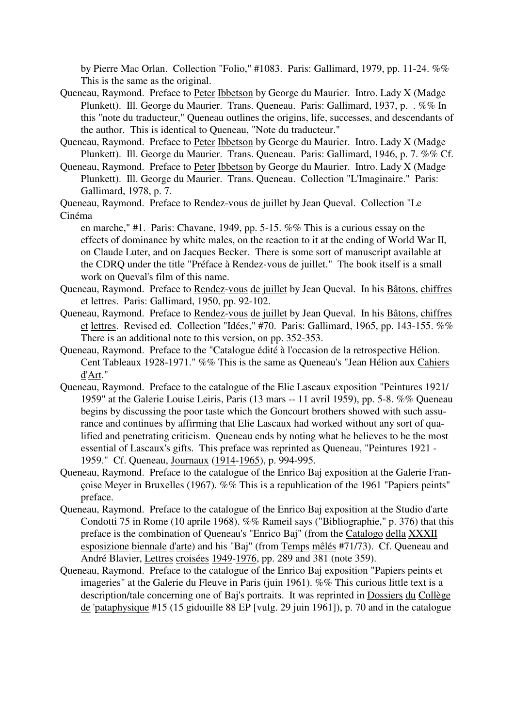by Pierre Mac Orlan. Collection "Folio," #1083. Paris: Gallimard, 1979, pp. 11-24. %% This is the same as the original.

Queneau, Raymond. Preface to Peter Ibbetson by George du Maurier. Intro. Lady X (Madge Plunkett). Ill. George du Maurier. Trans. Queneau. Paris: Gallimard, 1937, p. . %% In this "note du traducteur," Queneau outlines the origins, life, successes, and descendants of the author. This is identical to Queneau, "Note du traducteur."

Queneau, Raymond. Preface to Peter Ibbetson by George du Maurier. Intro. Lady X (Madge Plunkett). Ill. George du Maurier. Trans. Queneau. Paris: Gallimard, 1946, p. 7. %% Cf.

Queneau, Raymond. Preface to Peter Ibbetson by George du Maurier. Intro. Lady X (Madge Plunkett). Ill. George du Maurier. Trans. Queneau. Collection "L'Imaginaire." Paris: Gallimard, 1978, p. 7.

Queneau, Raymond. Preface to Rendez-vous de juillet by Jean Queval. Collection "Le Cinéma en marche," #1. Paris: Chavane, 1949, pp. 5-15. %% This is a curious essay on the effects of dominance by white males, on the reaction to it at the ending of World War II, on Claude Luter, and on Jacques Becker. There is some sort of manuscript available at the CDRQ under the title "Préface à Rendez-vous de juillet." The book itself is a small work on Queval's film of this name.

Queneau, Raymond. Preface to Rendez-vous de juillet by Jean Queval. In his Bâtons, chiffres et lettres. Paris: Gallimard, 1950, pp. 92-102.

Queneau, Raymond. Preface to Rendez-vous de juillet by Jean Queval. In his Bâtons, chiffres et lettres. Revised ed. Collection "Idées," #70. Paris: Gallimard, 1965, pp. 143-155. %% There is an additional note to this version, on pp. 352-353.

Queneau, Raymond. Preface to the "Catalogue édité à l'occasion de la retrospective Hélion. Cent Tableaux 1928-1971." %% This is the same as Queneau's "Jean Hélion aux Cahiers d'Art."

Queneau, Raymond. Preface to the catalogue of the Elie Lascaux exposition "Peintures 1921/1959" at the Galerie Louise Leiris, Paris (13 mars -- 11 avril 1959), pp. 5-8. %% Queneau begins by discussing the poor taste which the Goncourt brothers showed with such assurance and continues by affirming that Elie Lascaux had worked without any sort of qualified and penetrating criticism. Queneau ends by noting what he believes to be the most essential of Lascaux's gifts. This preface was reprinted as Queneau, "Peintures 1921 - 1959." Cf. Queneau, Journaux (1914-1965), p. 994-995.

Queneau, Raymond. Preface to the catalogue of the Enrico Baj exposition at the Galerie Françoise Meyer in Bruxelles (1967). %% This is a republication of the 1961 "Papiers peints" preface.

Queneau, Raymond. Preface to the catalogue of the Enrico Baj exposition at the Studio d'arte Condotti 75 in Rome (10 aprile 1968). %% Rameil says ("Bibliographie," p. 376) that this preface is the combination of Queneau's "Enrico Baj" (from the Catalogo della XXXII esposizione biennale d'arte) and his "Baj" (from Temps mêlés #71/73). Cf. Queneau and André Blavier, Lettres croisées 1949-1976, pp. 289 and 381 (note 359).

Queneau, Raymond. Preface to the catalogue of the Enrico Baj exposition "Papiers peints et imageries" at the Galerie du Fleuve in Paris (juin 1961). %% This curious little text is a description/tale concerning one of Baj's portraits. It was reprinted in Dossiers du Collège de 'pataphysique #15 (15 gidouille 88 EP [vulg. 29 juin 1961]), p. 70 and in the catalogue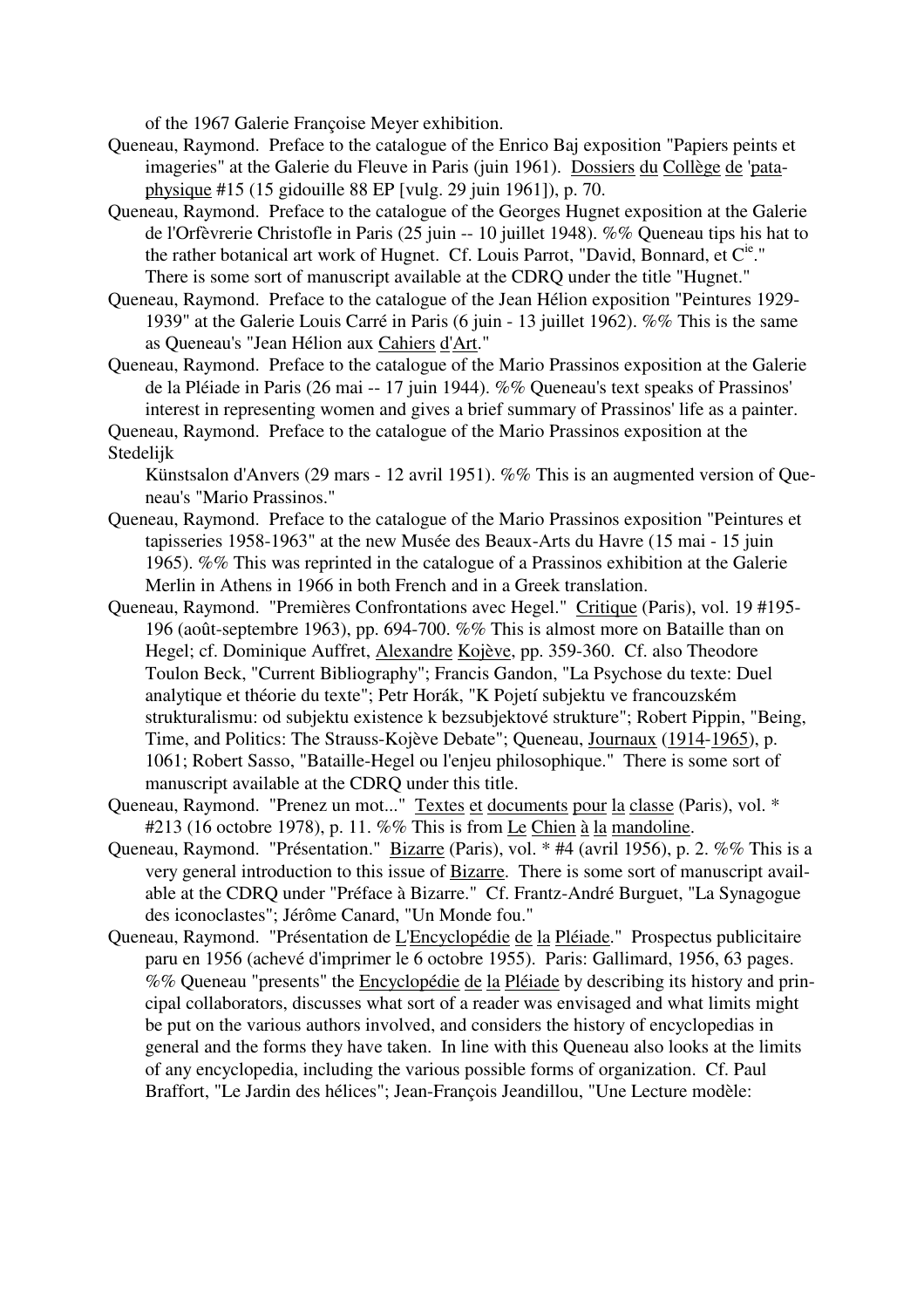of the 1967 Galerie Françoise Meyer exhibition.

Queneau, Raymond. Preface to the catalogue of the Enrico Baj exposition "Papiers peints et imageries" at the Galerie du Fleuve in Paris (juin 1961). Dossiers du Collège de 'pataphysique #15 (15 gidouille 88 EP [vulg. 29 juin 1961]), p. 70.

Queneau, Raymond. Preface to the catalogue of the Georges Hugnet exposition at the Galerie de l'Orfèvrerie Christofle in Paris (25 juin -- 10 juillet 1948). %% Queneau tips his hat to the rather botanical art work of Hugnet. Cf. Louis Parrot, "David, Bonnard, et C[ie]." There is some sort of manuscript available at the CDRQ under the title "Hugnet."

Queneau, Raymond. Preface to the catalogue of the Jean Hélion exposition "Peintures 1929-1939" at the Galerie Louis Carré in Paris (6 juin - 13 juillet 1962). %% This is the same as Queneau's "Jean Hélion aux Cahiers d'Art."

Queneau, Raymond. Preface to the catalogue of the Mario Prassinos exposition at the Galerie de la Pléiade in Paris (26 mai -- 17 juin 1944). %% Queneau's text speaks of Prassinos' interest in representing women and gives a brief summary of Prassinos' life as a painter.

Queneau, Raymond. Preface to the catalogue of the Mario Prassinos exposition at the Stedelijk Künstsalon d'Anvers (29 mars - 12 avril 1951). %% This is an augmented version of Queneau's "Mario Prassinos."

Queneau, Raymond. Preface to the catalogue of the Mario Prassinos exposition "Peintures et tapisseries 1958-1963" at the new Musée des Beaux-Arts du Havre (15 mai - 15 juin 1965). %% This was reprinted in the catalogue of a Prassinos exhibition at the Galerie Merlin in Athens in 1966 in both French and in a Greek translation.

Queneau, Raymond. "Premières Confrontations avec Hegel." Critique (Paris), vol. 19 #195-196 (août-septembre 1963), pp. 694-700. %% This is almost more on Bataille than on Hegel; cf. Dominique Auffret, Alexandre Kojève, pp. 359-360. Cf. also Theodore Toulon Beck, "Current Bibliography"; Francis Gandon, "La Psychose du texte: Duel analytique et théorie du texte"; Petr Horák, "K Pojetí subjektu ve francouzském strukturalismu: od subjektu existence k bezsubjektové strukture"; Robert Pippin, "Being, Time, and Politics: The Strauss-Kojève Debate"; Queneau, Journaux (1914-1965), p. 1061; Robert Sasso, "Bataille-Hegel ou l'enjeu philosophique." There is some sort of manuscript available at the CDRQ under this title.

Queneau, Raymond. "Prenez un mot..." Textes et documents pour la classe (Paris), vol. * #213 (16 octobre 1978), p. 11. %% This is from Le Chien à la mandoline.

Queneau, Raymond. "Présentation." Bizarre (Paris), vol. * #4 (avril 1956), p. 2. %% This is a very general introduction to this issue of Bizarre. There is some sort of manuscript available at the CDRQ under "Préface à Bizarre." Cf. Frantz-André Burguet, "La Synagogue des iconoclastes"; Jérôme Canard, "Un Monde fou."

Queneau, Raymond. "Présentation de L'Encyclopédie de la Pléiade." Prospectus publicitaire paru en 1956 (achevé d'imprimer le 6 octobre 1955). Paris: Gallimard, 1956, 63 pages. %% Queneau "presents" the Encyclopédie de la Pléiade by describing its history and principal collaborators, discusses what sort of a reader was envisaged and what limits might be put on the various authors involved, and considers the history of encyclopedias in general and the forms they have taken. In line with this Queneau also looks at the limits of any encyclopedia, including the various possible forms of organization. Cf. Paul Braffort, "Le Jardin des hélices"; Jean-François Jeandillou, "Une Lecture modèle: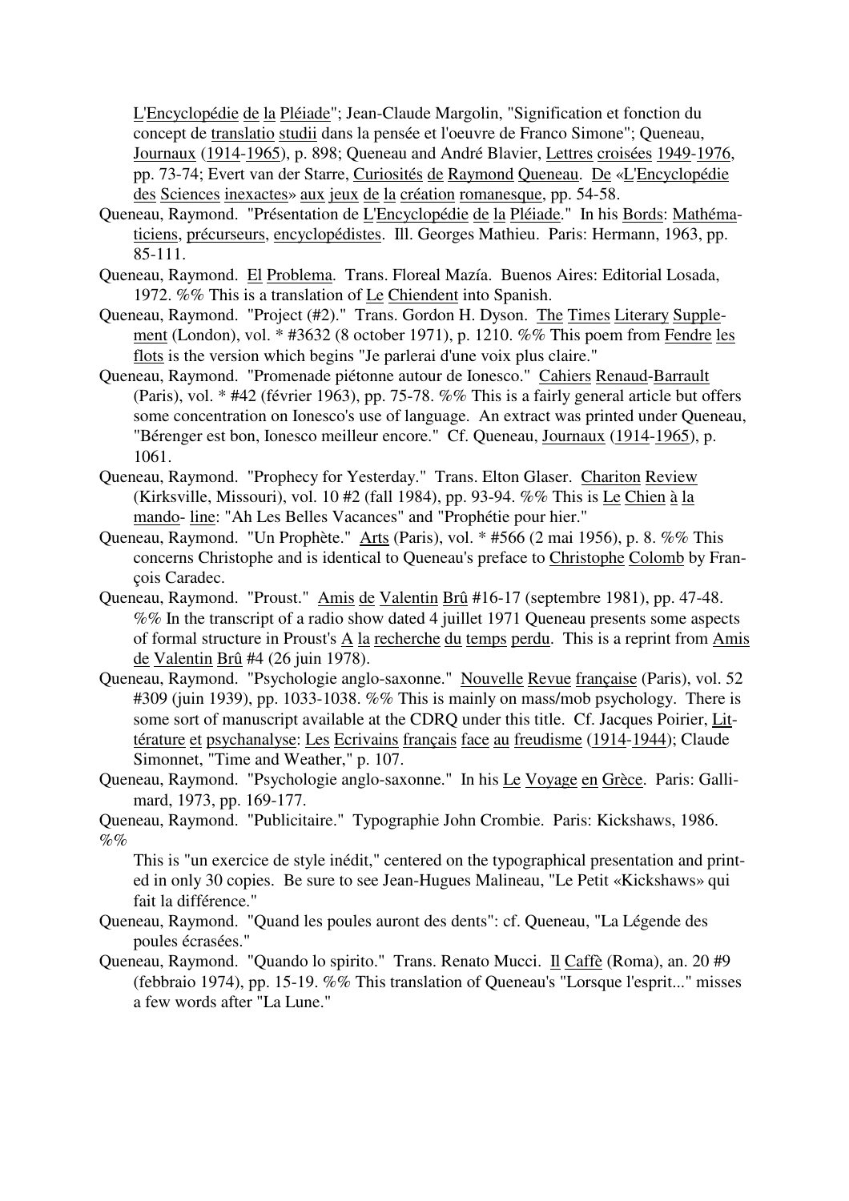L'Encyclopédie de la Pléiade"; Jean-Claude Margolin, "Signification et fonction du concept de translatio studii dans la pensée et l'oeuvre de Franco Simone"; Queneau, Journaux (1914-1965), p. 898; Queneau and André Blavier, Lettres croisées 1949-1976, pp. 73-74; Evert van der Starre, Curiosités de Raymond Queneau. De «L'Encyclopédie des Sciences inexactes» aux jeux de la création romanesque, pp. 54-58.

Queneau, Raymond. "Présentation de L'Encyclopédie de la Pléiade." In his Bords: Mathématiciens, précurseurs, encyclopédistes. Ill. Georges Mathieu. Paris: Hermann, 1963, pp. 85-111.

Queneau, Raymond. El Problema. Trans. Floreal Mazía. Buenos Aires: Editorial Losada, 1972. %% This is a translation of Le Chiendent into Spanish.

Queneau, Raymond. "Project (#2)." Trans. Gordon H. Dyson. The Times Literary Supplement (London), vol. * #3632 (8 october 1971), p. 1210. %% This poem from Fendre les flots is the version which begins "Je parlerai d'une voix plus claire."

Queneau, Raymond. "Promenade piétonne autour de Ionesco." Cahiers Renaud-Barrault (Paris), vol. * #42 (février 1963), pp. 75-78. %% This is a fairly general article but offers some concentration on Ionesco's use of language. An extract was printed under Queneau, "Bérenger est bon, Ionesco meilleur encore." Cf. Queneau, Journaux (1914-1965), p. 1061.

Queneau, Raymond. "Prophecy for Yesterday." Trans. Elton Glaser. Chariton Review (Kirksville, Missouri), vol. 10 #2 (fall 1984), pp. 93-94. %% This is Le Chien à la mando- line: "Ah Les Belles Vacances" and "Prophétie pour hier."

Queneau, Raymond. "Un Prophète." Arts (Paris), vol. * #566 (2 mai 1956), p. 8. %% This concerns Christophe and is identical to Queneau's preface to Christophe Colomb by François Caradec.

Queneau, Raymond. "Proust." Amis de Valentin Brû #16-17 (septembre 1981), pp. 47-48. %% In the transcript of a radio show dated 4 juillet 1971 Queneau presents some aspects of formal structure in Proust's A la recherche du temps perdu. This is a reprint from Amis de Valentin Brû #4 (26 juin 1978).

Queneau, Raymond. "Psychologie anglo-saxonne." Nouvelle Revue française (Paris), vol. 52 #309 (juin 1939), pp. 1033-1038. %% This is mainly on mass/mob psychology. There is some sort of manuscript available at the CDRQ under this title. Cf. Jacques Poirier, Littérature et psychanalyse: Les Ecrivains français face au freudisme (1914-1944); Claude Simonnet, "Time and Weather," p. 107.

Queneau, Raymond. "Psychologie anglo-saxonne." In his Le Voyage en Grèce. Paris: Gallimard, 1973, pp. 169-177.

Queneau, Raymond. "Publicitaire." Typographie John Crombie. Paris: Kickshaws, 1986. %%

This is "un exercice de style inédit," centered on the typographical presentation and printed in only 30 copies. Be sure to see Jean-Hugues Malineau, "Le Petit «Kickshaws» qui fait la différence."

Queneau, Raymond. "Quand les poules auront des dents": cf. Queneau, "La Légende des poules écrasées."

Queneau, Raymond. "Quando lo spirito." Trans. Renato Mucci. Il Caffè (Roma), an. 20 #9 (febbraio 1974), pp. 15-19. %% This translation of Queneau's "Lorsque l'esprit..." misses a few words after "La Lune."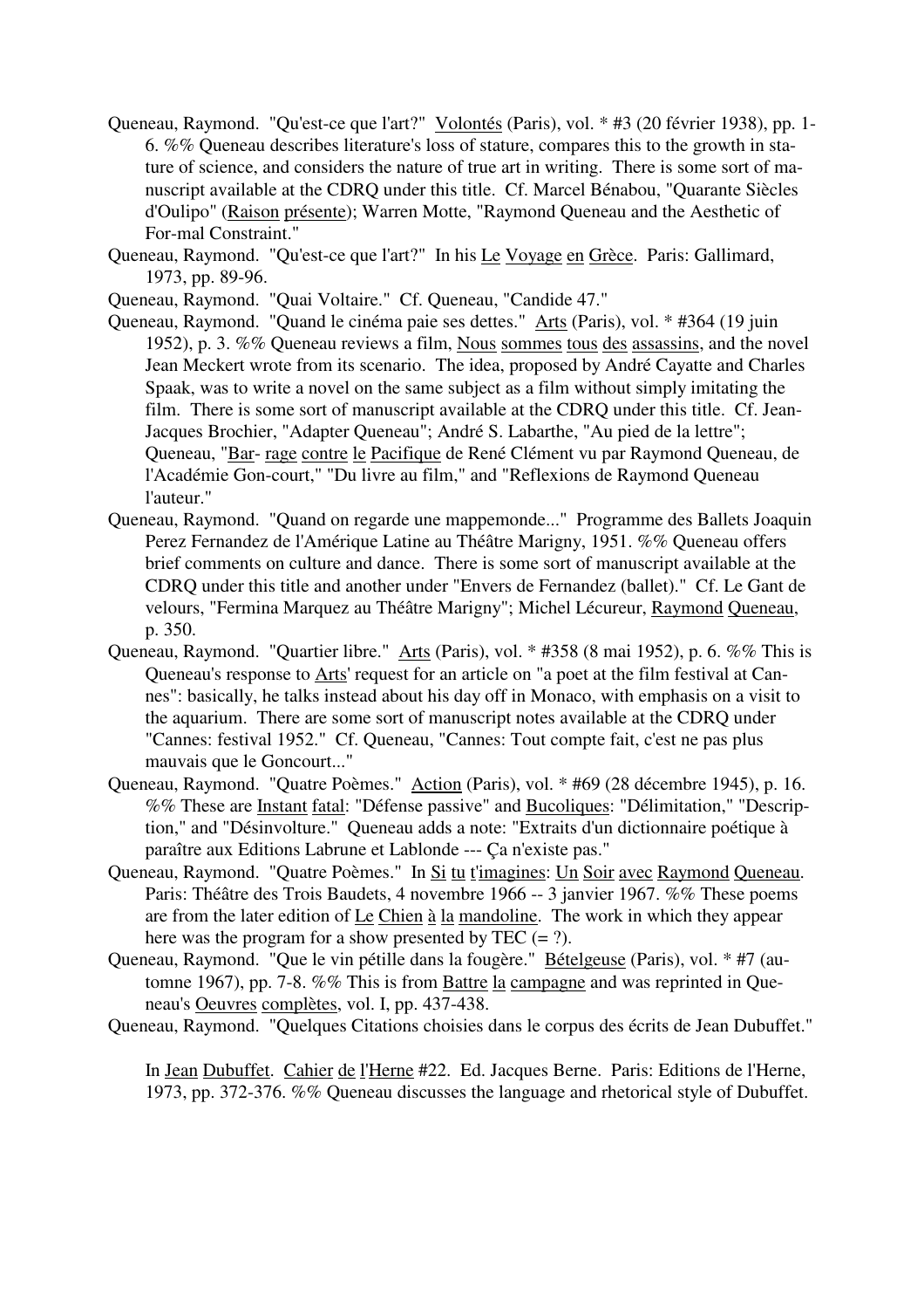Queneau, Raymond. "Qu'est-ce que l'art?" Volontés (Paris), vol. * #3 (20 février 1938), pp. 1-6. %% Queneau describes literature's loss of stature, compares this to the growth in stature of science, and considers the nature of true art in writing. There is some sort of manuscript available at the CDRQ under this title. Cf. Marcel Bénabou, "Quarante Siècles d'Oulipo" (Raison présente); Warren Motte, "Raymond Queneau and the Aesthetic of For-mal Constraint."

Queneau, Raymond. "Qu'est-ce que l'art?" In his Le Voyage en Grèce. Paris: Gallimard, 1973, pp. 89-96.

Queneau, Raymond. "Quai Voltaire." Cf. Queneau, "Candide 47."

Queneau, Raymond. "Quand le cinéma paie ses dettes." Arts (Paris), vol. * #364 (19 juin 1952), p. 3. %% Queneau reviews a film, Nous sommes tous des assassins, and the novel Jean Meckert wrote from its scenario. The idea, proposed by André Cayatte and Charles Spaak, was to write a novel on the same subject as a film without simply imitating the film. There is some sort of manuscript available at the CDRQ under this title. Cf. Jean-Jacques Brochier, "Adapter Queneau"; André S. Labarthe, "Au pied de la lettre"; Queneau, "Bar- rage contre le Pacifique de René Clément vu par Raymond Queneau, de l'Académie Gon-court," "Du livre au film," and "Reflexions de Raymond Queneau l'auteur."

Queneau, Raymond. "Quand on regarde une mappemonde..." Programme des Ballets Joaquin Perez Fernandez de l'Amérique Latine au Théâtre Marigny, 1951. %% Queneau offers brief comments on culture and dance. There is some sort of manuscript available at the CDRQ under this title and another under "Envers de Fernandez (ballet)." Cf. Le Gant de velours, "Fermina Marquez au Théâtre Marigny"; Michel Lécureur, Raymond Queneau, p. 350.

Queneau, Raymond. "Quartier libre." Arts (Paris), vol. * #358 (8 mai 1952), p. 6. %% This is Queneau's response to Arts' request for an article on "a poet at the film festival at Cannes": basically, he talks instead about his day off in Monaco, with emphasis on a visit to the aquarium. There are some sort of manuscript notes available at the CDRQ under "Cannes: festival 1952." Cf. Queneau, "Cannes: Tout compte fait, c'est ne pas plus mauvais que le Goncourt..."

Queneau, Raymond. "Quatre Poèmes." Action (Paris), vol. * #69 (28 décembre 1945), p. 16. %% These are Instant fatal: "Défense passive" and Bucoliques: "Délimitation," "Description," and "Désinvolture." Queneau adds a note: "Extraits d'un dictionnaire poétique à paraître aux Editions Labrune et Lablonde --- Ça n'existe pas."

Queneau, Raymond. "Quatre Poèmes." In Si tu t'imagines: Un Soir avec Raymond Queneau. Paris: Théâtre des Trois Baudets, 4 novembre 1966 -- 3 janvier 1967. %% These poems are from the later edition of Le Chien à la mandoline. The work in which they appear here was the program for a show presented by TEC (= ?).

Queneau, Raymond. "Que le vin pétille dans la fougère." Bételgeuse (Paris), vol. * #7 (automne 1967), pp. 7-8. %% This is from Battre la campagne and was reprinted in Queneau's Oeuvres complètes, vol. I, pp. 437-438.

Queneau, Raymond. "Quelques Citations choisies dans le corpus des écrits de Jean Dubuffet." In Jean Dubuffet. Cahier de l'Herne #22. Ed. Jacques Berne. Paris: Editions de l'Herne, 1973, pp. 372-376. %% Queneau discusses the language and rhetorical style of Dubuffet.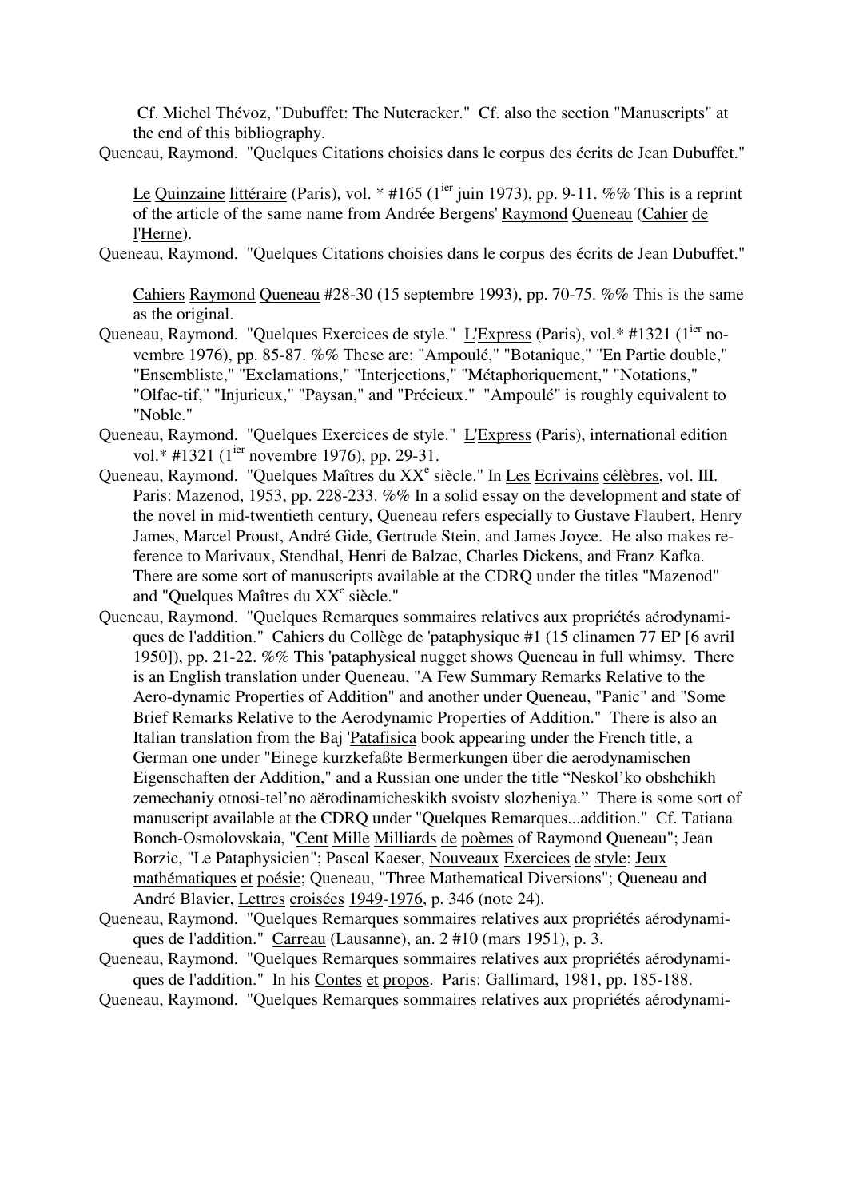Cf. Michel Thévoz, "Dubuffet: The Nutcracker." Cf. also the section "Manuscripts" at the end of this bibliography.

Queneau, Raymond. "Quelques Citations choisies dans le corpus des écrits de Jean Dubuffet." Le Quinzaine littéraire (Paris), vol. * #165 (1ier juin 1973), pp. 9-11. %% This is a reprint of the article of the same name from Andrée Bergens' Raymond Queneau (Cahier de l'Herne).

Queneau, Raymond. "Quelques Citations choisies dans le corpus des écrits de Jean Dubuffet." Cahiers Raymond Queneau #28-30 (15 septembre 1993), pp. 70-75. %% This is the same as the original.

Queneau, Raymond. "Quelques Exercices de style." L'Express (Paris), vol.* #1321 (1ier novembre 1976), pp. 85-87. %% These are: "Ampoulé," "Botanique," "En Partie double," "Ensembliste," "Exclamations," "Interjections," "Métaphoriquement," "Notations," "Olfac-tif," "Injurieux," "Paysan," and "Précieux." "Ampoulé" is roughly equivalent to "Noble."

Queneau, Raymond. "Quelques Exercices de style." L'Express (Paris), international edition vol.* #1321 (1ier novembre 1976), pp. 29-31.

Queneau, Raymond. "Quelques Maîtres du XXe siècle." In Les Ecrivains célèbres, vol. III. Paris: Mazenod, 1953, pp. 228-233. %% In a solid essay on the development and state of the novel in mid-twentieth century, Queneau refers especially to Gustave Flaubert, Henry James, Marcel Proust, André Gide, Gertrude Stein, and James Joyce. He also makes reference to Marivaux, Stendhal, Henri de Balzac, Charles Dickens, and Franz Kafka. There are some sort of manuscripts available at the CDRQ under the titles "Mazenod" and "Quelques Maîtres du XXe siècle."

Queneau, Raymond. "Quelques Remarques sommaires relatives aux propriétés aérodynamiques de l'addition." Cahiers du Collège de 'pataphysique #1 (15 clinamen 77 EP [6 avril 1950]), pp. 21-22. %% This 'pataphysical nugget shows Queneau in full whimsy. There is an English translation under Queneau, "A Few Summary Remarks Relative to the Aero-dynamic Properties of Addition" and another under Queneau, "Panic" and "Some Brief Remarks Relative to the Aerodynamic Properties of Addition." There is also an Italian translation from the Baj 'Patafisica book appearing under the French title, a German one under "Einege kurzkefaßte Bermerkungen über die aerodynamischen Eigenschaften der Addition," and a Russian one under the title "Neskol'ko obshchikh zemechaniy otnosi-tel'no aërodinamicheskikh svoistv slozheniya." There is some sort of manuscript available at the CDRQ under "Quelques Remarques...addition." Cf. Tatiana Bonch-Osmolovskaia, "Cent Mille Milliards de poèmes of Raymond Queneau"; Jean Borzic, "Le Pataphysicien"; Pascal Kaeser, Nouveaux Exercices de style: Jeux mathématiques et poésie; Queneau, "Three Mathematical Diversions"; Queneau and André Blavier, Lettres croisées 1949-1976, p. 346 (note 24).

Queneau, Raymond. "Quelques Remarques sommaires relatives aux propriétés aérodynamiques de l'addition." Carreau (Lausanne), an. 2 #10 (mars 1951), p. 3.

Queneau, Raymond. "Quelques Remarques sommaires relatives aux propriétés aérodynamiques de l'addition." In his Contes et propos. Paris: Gallimard, 1981, pp. 185-188.

Queneau, Raymond. "Quelques Remarques sommaires relatives aux propriétés aérodynami-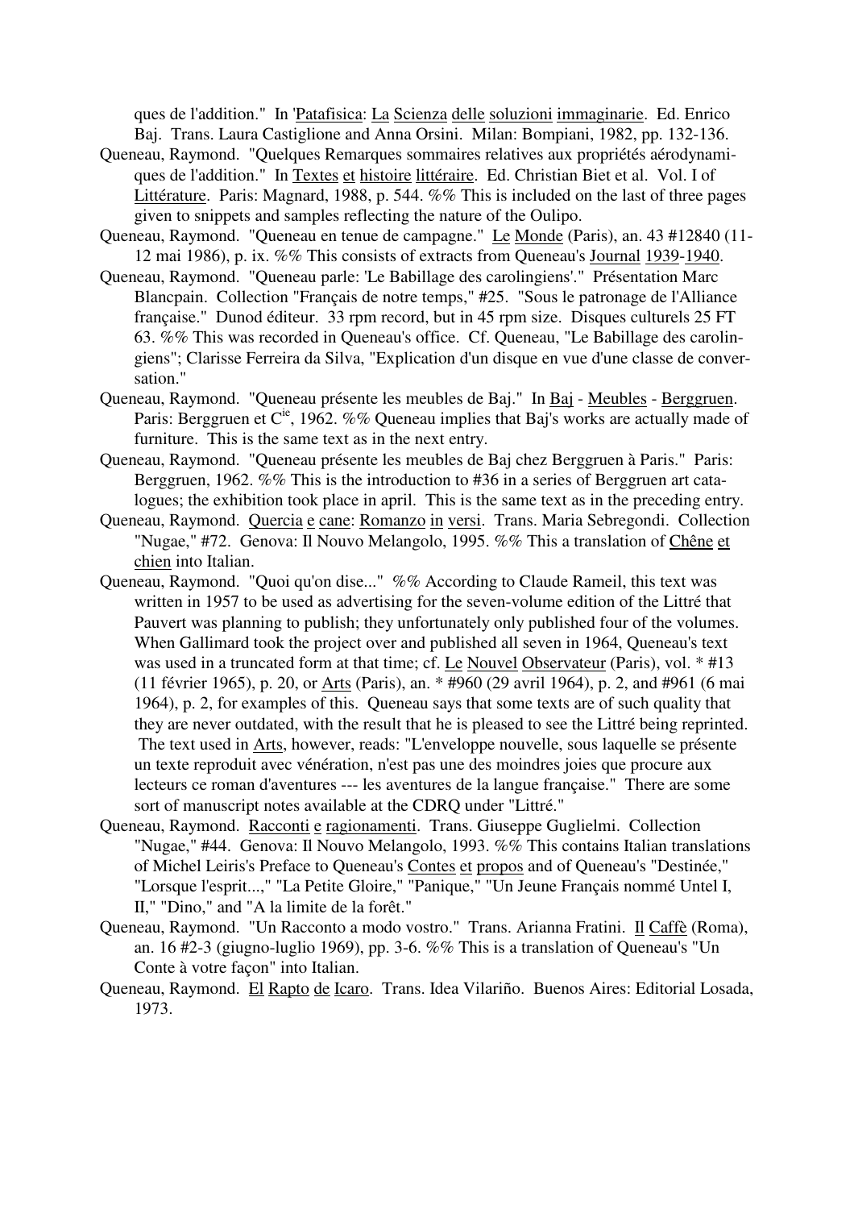ques de l'addition." In 'Patafisica: La Scienza delle soluzioni immaginarie. Ed. Enrico Baj. Trans. Laura Castiglione and Anna Orsini. Milan: Bompiani, 1982, pp. 132-136.

Queneau, Raymond. "Quelques Remarques sommaires relatives aux propriétés aérodynamiques de l'addition." In Textes et histoire littéraire. Ed. Christian Biet et al. Vol. I of Littérature. Paris: Magnard, 1988, p. 544. %% This is included on the last of three pages given to snippets and samples reflecting the nature of the Oulipo.

Queneau, Raymond. "Queneau en tenue de campagne." Le Monde (Paris), an. 43 #12840 (11-12 mai 1986), p. ix. %% This consists of extracts from Queneau's Journal 1939-1940.

Queneau, Raymond. "Queneau parle: 'Le Babillage des carolingiens'." Présentation Marc Blancpain. Collection "Français de notre temps," #25. "Sous le patronage de l'Alliance française." Dunod éditeur. 33 rpm record, but in 45 rpm size. Disques culturels 25 FT 63. %% This was recorded in Queneau's office. Cf. Queneau, "Le Babillage des carolingiens"; Clarisse Ferreira da Silva, "Explication d'un disque en vue d'une classe de conversation."

Queneau, Raymond. "Queneau présente les meubles de Baj." In Baj - Meubles - Berggruen. Paris: Berggruen et Cie, 1962. %% Queneau implies that Baj's works are actually made of furniture. This is the same text as in the next entry.

Queneau, Raymond. "Queneau présente les meubles de Baj chez Berggruen à Paris." Paris: Berggruen, 1962. %% This is the introduction to #36 in a series of Berggruen art catalogues; the exhibition took place in april. This is the same text as in the preceding entry.

Queneau, Raymond. Quercia e cane: Romanzo in versi. Trans. Maria Sebregondi. Collection "Nugae," #72. Genova: Il Nouvo Melangolo, 1995. %% This a translation of Chêne et chien into Italian.

Queneau, Raymond. "Quoi qu'on dise..." %% According to Claude Rameil, this text was written in 1957 to be used as advertising for the seven-volume edition of the Littré that Pauvert was planning to publish; they unfortunately only published four of the volumes. When Gallimard took the project over and published all seven in 1964, Queneau's text was used in a truncated form at that time; cf. Le Nouvel Observateur (Paris), vol. * #13 (11 février 1965), p. 20, or Arts (Paris), an. * #960 (29 avril 1964), p. 2, and #961 (6 mai 1964), p. 2, for examples of this. Queneau says that some texts are of such quality that they are never outdated, with the result that he is pleased to see the Littré being reprinted. The text used in Arts, however, reads: "L'enveloppe nouvelle, sous laquelle se présente un texte reproduit avec vénération, n'est pas une des moindres joies que procure aux lecteurs ce roman d'aventures --- les aventures de la langue française." There are some sort of manuscript notes available at the CDRQ under "Littré."

Queneau, Raymond. Racconti e ragionamenti. Trans. Giuseppe Guglielmi. Collection "Nugae," #44. Genova: Il Nouvo Melangolo, 1993. %% This contains Italian translations of Michel Leiris's Preface to Queneau's Contes et propos and of Queneau's "Destinée," "Lorsque l'esprit...," "La Petite Gloire," "Panique," "Un Jeune Français nommé Untel I, II," "Dino," and "A la limite de la forêt."

Queneau, Raymond. "Un Racconto a modo vostro." Trans. Arianna Fratini. Il Caffè (Roma), an. 16 #2-3 (giugno-luglio 1969), pp. 3-6. %% This is a translation of Queneau's "Un Conte à votre façon" into Italian.

Queneau, Raymond. El Rapto de Icaro. Trans. Idea Vilariño. Buenos Aires: Editorial Losada, 1973.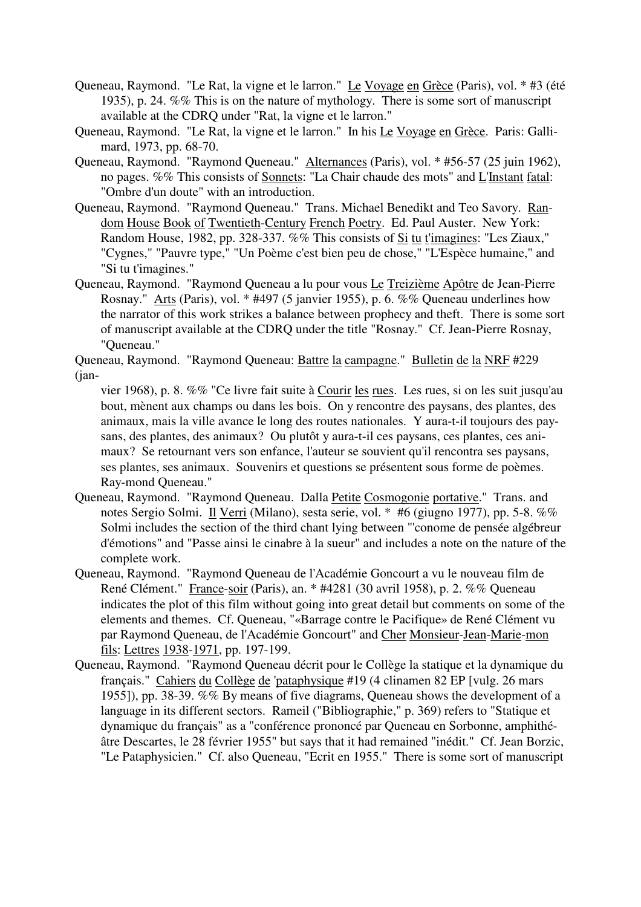Queneau, Raymond. "Le Rat, la vigne et le larron." Le Voyage en Grèce (Paris), vol. * #3 (été 1935), p. 24. %% This is on the nature of mythology. There is some sort of manuscript available at the CDRQ under "Rat, la vigne et le larron."

Queneau, Raymond. "Le Rat, la vigne et le larron." In his Le Voyage en Grèce. Paris: Gallimard, 1973, pp. 68-70.

Queneau, Raymond. "Raymond Queneau." Alternances (Paris), vol. * #56-57 (25 juin 1962), no pages. %% This consists of Sonnets: "La Chair chaude des mots" and L'Instant fatal: "Ombre d'un doute" with an introduction.

Queneau, Raymond. "Raymond Queneau." Trans. Michael Benedikt and Teo Savory. Random House Book of Twentieth-Century French Poetry. Ed. Paul Auster. New York: Random House, 1982, pp. 328-337. %% This consists of Si tu t'imagines: "Les Ziaux," "Cygnes," "Pauvre type," "Un Poème c'est bien peu de chose," "L'Espèce humaine," and "Si tu t'imagines."

Queneau, Raymond. "Raymond Queneau a lu pour vous Le Treizième Apôtre de Jean-Pierre Rosnay." Arts (Paris), vol. * #497 (5 janvier 1955), p. 6. %% Queneau underlines how the narrator of this work strikes a balance between prophecy and theft. There is some sort of manuscript available at the CDRQ under the title "Rosnay." Cf. Jean-Pierre Rosnay, "Queneau."

Queneau, Raymond. "Raymond Queneau: Battre la campagne." Bulletin de la NRF #229 (janvier 1968), p. 8. %% "Ce livre fait suite à Courir les rues. Les rues, si on les suit jusqu'au bout, mènent aux champs ou dans les bois. On y rencontre des paysans, des plantes, des animaux, mais la ville avance le long des routes nationales. Y aura-t-il toujours des paysans, des plantes, des animaux? Ou plutôt y aura-t-il ces paysans, ces plantes, ces animaux? Se retournant vers son enfance, l'auteur se souvient qu'il rencontra ses paysans, ses plantes, ses animaux. Souvenirs et questions se présentent sous forme de poèmes. Raymond Queneau."

Queneau, Raymond. "Raymond Queneau. Dalla Petite Cosmogonie portative." Trans. and notes Sergio Solmi. Il Verri (Milano), sesta serie, vol. * #6 (giugno 1977), pp. 5-8. %% Solmi includes the section of the third chant lying between "'conome de pensée algébreur d'émotions" and "Passe ainsi le cinabre à la sueur" and includes a note on the nature of the complete work.

Queneau, Raymond. "Raymond Queneau de l'Académie Goncourt a vu le nouveau film de René Clément." France-soir (Paris), an. * #4281 (30 avril 1958), p. 2. %% Queneau indicates the plot of this film without going into great detail but comments on some of the elements and themes. Cf. Queneau, "«Barrage contre le Pacifique» de René Clément vu par Raymond Queneau, de l'Académie Goncourt" and Cher Monsieur-Jean-Marie-mon fils: Lettres 1938-1971, pp. 197-199.

Queneau, Raymond. "Raymond Queneau décrit pour le Collège la statique et la dynamique du français." Cahiers du Collège de 'pataphysique #19 (4 clinamen 82 EP [vulg. 26 mars 1955]), pp. 38-39. %% By means of five diagrams, Queneau shows the development of a language in its different sectors. Rameil ("Bibliographie," p. 369) refers to "Statique et dynamique du français" as a "conférence prononcé par Queneau en Sorbonne, amphithéâtre Descartes, le 28 février 1955" but says that it had remained "inédit." Cf. Jean Borzic, "Le Pataphysicien." Cf. also Queneau, "Ecrit en 1955." There is some sort of manuscript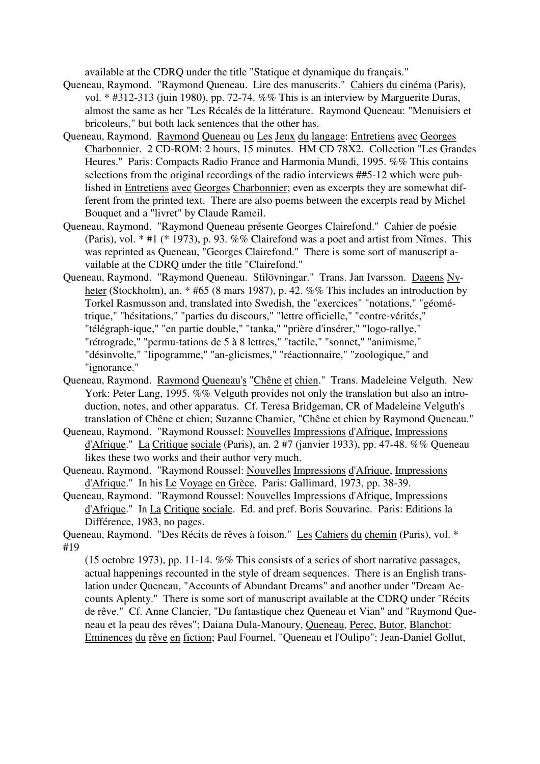available at the CDRQ under the title "Statique et dynamique du français."

Queneau, Raymond. "Raymond Queneau. Lire des manuscrits." Cahiers du cinéma (Paris), vol. * #312-313 (juin 1980), pp. 72-74. %% This is an interview by Marguerite Duras, almost the same as her "Les Récalés de la littérature. Raymond Queneau: "Menuisiers et bricoleurs," but both lack sentences that the other has.

Queneau, Raymond. Raymond Queneau ou Les Jeux du langage: Entretiens avec Georges Charbonnier. 2 CD-ROM: 2 hours, 15 minutes. HM CD 78X2. Collection "Les Grandes Heures." Paris: Compacts Radio France and Harmonia Mundi, 1995. %% This contains selections from the original recordings of the radio interviews ##5-12 which were published in Entretiens avec Georges Charbonnier; even as excerpts they are somewhat different from the printed text. There are also poems between the excerpts read by Michel Bouquet and a "livret" by Claude Rameil.

Queneau, Raymond. "Raymond Queneau présente Georges Clairefond." Cahier de poésie (Paris), vol. * #1 (* 1973), p. 93. %% Clairefond was a poet and artist from Nîmes. This was reprinted as Queneau, "Georges Clairefond." There is some sort of manuscript available at the CDRQ under the title "Clairefond."

Queneau, Raymond. "Raymond Queneau. Stilövningar." Trans. Jan Ivarsson. Dagens Nyheter (Stockholm), an. * #65 (8 mars 1987), p. 42. %% This includes an introduction by Torkel Rasmusson and, translated into Swedish, the "exercices" "notations," "géométrique," "hésitations," "parties du discours," "lettre officielle," "contre-vérités," "télégraph-ique," "en partie double," "tanka," "prière d'insérer," "logo-rallye," "rétrograde," "permu-tations de 5 à 8 lettres," "tactile," "sonnet," "animisme," "désinvolte," "lipogramme," "an-glicismes," "réactionnaire," "zoologique," and "ignorance."

Queneau, Raymond. Raymond Queneau's "Chêne et chien." Trans. Madeleine Velguth. New York: Peter Lang, 1995. %% Velguth provides not only the translation but also an introduction, notes, and other apparatus. Cf. Teresa Bridgeman, CR of Madeleine Velguth's translation of Chêne et chien; Suzanne Chamier, "Chêne et chien by Raymond Queneau."

Queneau, Raymond. "Raymond Roussel: Nouvelles Impressions d'Afrique, Impressions d'Afrique." La Critique sociale (Paris), an. 2 #7 (janvier 1933), pp. 47-48. %% Queneau likes these two works and their author very much.

Queneau, Raymond. "Raymond Roussel: Nouvelles Impressions d'Afrique, Impressions d'Afrique." In his Le Voyage en Grèce. Paris: Gallimard, 1973, pp. 38-39.

Queneau, Raymond. "Raymond Roussel: Nouvelles Impressions d'Afrique, Impressions d'Afrique." In La Critique sociale. Ed. and pref. Boris Souvarine. Paris: Editions la Différence, 1983, no pages.

Queneau, Raymond. "Des Récits de rêves à foison." Les Cahiers du chemin (Paris), vol. * #19 (15 octobre 1973), pp. 11-14. %% This consists of a series of short narrative passages, actual happenings recounted in the style of dream sequences. There is an English translation under Queneau, "Accounts of Abundant Dreams" and another under "Dream Accounts Aplenty." There is some sort of manuscript available at the CDRQ under "Récits de rêve." Cf. Anne Clancier, "Du fantastique chez Queneau et Vian" and "Raymond Queneau et la peau des rêves"; Daiana Dula-Manoury, Queneau, Perec, Butor, Blanchot: Eminences du rêve en fiction; Paul Fournel, "Queneau et l'Oulipo"; Jean-Daniel Gollut,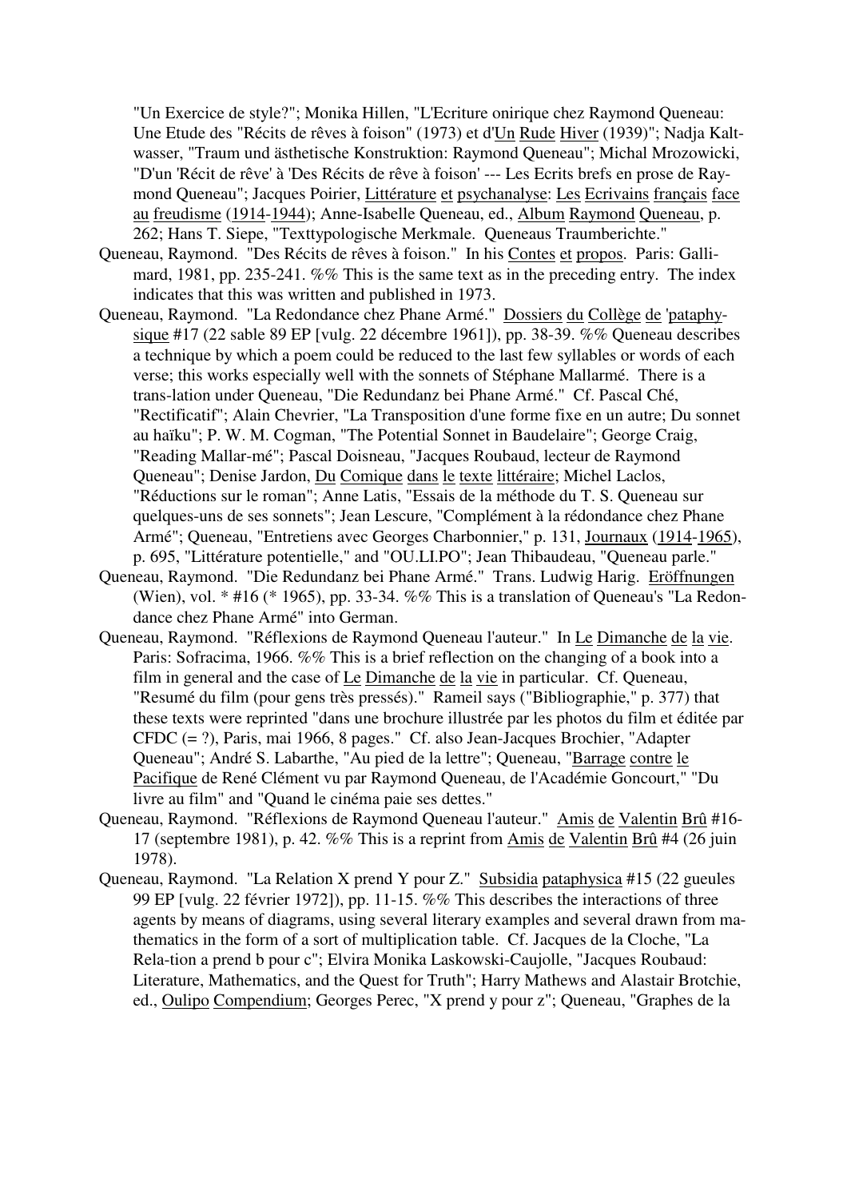"Un Exercice de style?"; Monika Hillen, "L'Ecriture onirique chez Raymond Queneau: Une Etude des "Récits de rêves à foison" (1973) et d'Un Rude Hiver (1939)"; Nadja Kaltwasser, "Traum und ästhetische Konstruktion: Raymond Queneau"; Michal Mrozowicki, "D'un 'Récit de rêve' à 'Des Récits de rêve à foison' --- Les Ecrits brefs en prose de Raymond Queneau"; Jacques Poirier, Littérature et psychanalyse: Les Ecrivains français face au freudisme (1914-1944); Anne-Isabelle Queneau, ed., Album Raymond Queneau, p. 262; Hans T. Siepe, "Texttypologische Merkmale. Queneaus Traumberichte."

Queneau, Raymond. "Des Récits de rêves à foison." In his Contes et propos. Paris: Gallimard, 1981, pp. 235-241. %% This is the same text as in the preceding entry. The index indicates that this was written and published in 1973.

Queneau, Raymond. "La Redondance chez Phane Armé." Dossiers du Collège de 'pataphysique #17 (22 sable 89 EP [vulg. 22 décembre 1961]), pp. 38-39. %% Queneau describes a technique by which a poem could be reduced to the last few syllables or words of each verse; this works especially well with the sonnets of Stéphane Mallarmé. There is a trans-lation under Queneau, "Die Redundanz bei Phane Armé." Cf. Pascal Ché, "Rectificatif"; Alain Chevrier, "La Transposition d'une forme fixe en un autre; Du sonnet au haïku"; P. W. M. Cogman, "The Potential Sonnet in Baudelaire"; George Craig, "Reading Mallar-mé"; Pascal Doisneau, "Jacques Roubaud, lecteur de Raymond Queneau"; Denise Jardon, Du Comique dans le texte littéraire; Michel Laclos, "Réductions sur le roman"; Anne Latis, "Essais de la méthode du T. S. Queneau sur quelques-uns de ses sonnets"; Jean Lescure, "Complément à la rédondance chez Phane Armé"; Queneau, "Entretiens avec Georges Charbonnier," p. 131, Journaux (1914-1965), p. 695, "Littérature potentielle," and "OU.LI.PO"; Jean Thibaudeau, "Queneau parle."

Queneau, Raymond. "Die Redundanz bei Phane Armé." Trans. Ludwig Harig. Eröffnungen (Wien), vol. * #16 (* 1965), pp. 33-34. %% This is a translation of Queneau's "La Redondance chez Phane Armé" into German.

Queneau, Raymond. "Réflexions de Raymond Queneau l'auteur." In Le Dimanche de la vie. Paris: Sofracima, 1966. %% This is a brief reflection on the changing of a book into a film in general and the case of Le Dimanche de la vie in particular. Cf. Queneau, "Resumé du film (pour gens très pressés)." Rameil says ("Bibliographie," p. 377) that these texts were reprinted "dans une brochure illustrée par les photos du film et éditée par CFDC (= ?), Paris, mai 1966, 8 pages." Cf. also Jean-Jacques Brochier, "Adapter Queneau"; André S. Labarthe, "Au pied de la lettre"; Queneau, "Barrage contre le Pacifique de René Clément vu par Raymond Queneau, de l'Académie Goncourt," "Du livre au film" and "Quand le cinéma paie ses dettes."

Queneau, Raymond. "Réflexions de Raymond Queneau l'auteur." Amis de Valentin Brû #16-17 (septembre 1981), p. 42. %% This is a reprint from Amis de Valentin Brû #4 (26 juin 1978).

Queneau, Raymond. "La Relation X prend Y pour Z." Subsidia pataphysica #15 (22 gueules 99 EP [vulg. 22 février 1972]), pp. 11-15. %% This describes the interactions of three agents by means of diagrams, using several literary examples and several drawn from mathematics in the form of a sort of multiplication table. Cf. Jacques de la Cloche, "La Rela-tion a prend b pour c"; Elvira Monika Laskowski-Caujolle, "Jacques Roubaud: Literature, Mathematics, and the Quest for Truth"; Harry Mathews and Alastair Brotchie, ed., Oulipo Compendium; Georges Perec, "X prend y pour z"; Queneau, "Graphes de la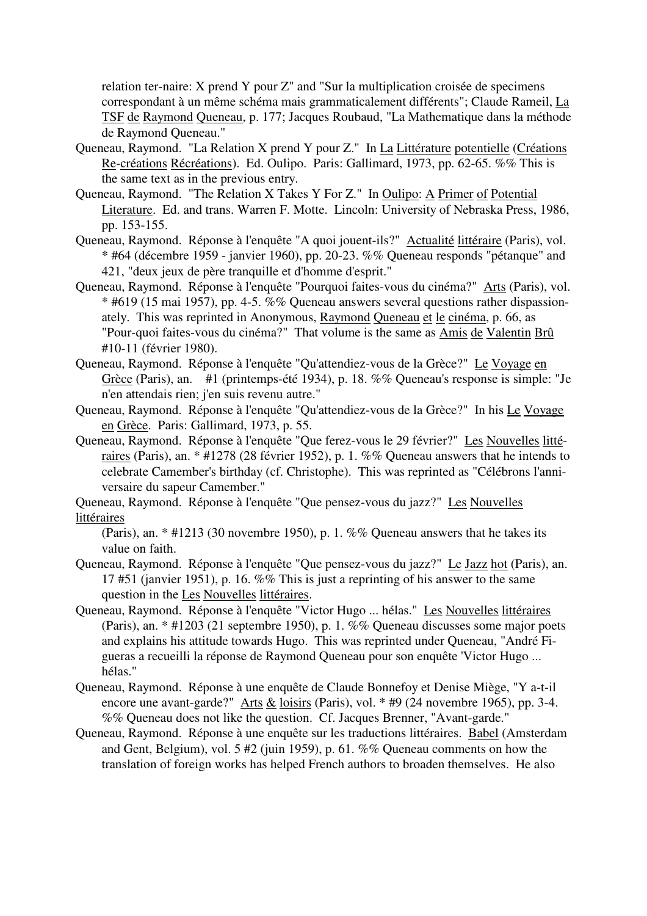relation ter-naire: X prend Y pour Z" and "Sur la multiplication croisée de specimens correspondant à un même schéma mais grammaticalement différents"; Claude Rameil, La TSF de Raymond Queneau, p. 177; Jacques Roubaud, "La Mathematique dans la méthode de Raymond Queneau."

Queneau, Raymond. "La Relation X prend Y pour Z." In La Littérature potentielle (Créations Re-créations Récréations). Ed. Oulipo. Paris: Gallimard, 1973, pp. 62-65. %% This is the same text as in the previous entry.

Queneau, Raymond. "The Relation X Takes Y For Z." In Oulipo: A Primer of Potential Literature. Ed. and trans. Warren F. Motte. Lincoln: University of Nebraska Press, 1986, pp. 153-155.

Queneau, Raymond. Réponse à l'enquête "A quoi jouent-ils?" Actualité littéraire (Paris), vol. * #64 (décembre 1959 - janvier 1960), pp. 20-23. %% Queneau responds "pétanque" and 421, "deux jeux de père tranquille et d'homme d'esprit."

Queneau, Raymond. Réponse à l'enquête "Pourquoi faites-vous du cinéma?" Arts (Paris), vol. * #619 (15 mai 1957), pp. 4-5. %% Queneau answers several questions rather dispassion-ately. This was reprinted in Anonymous, Raymond Queneau et le cinéma, p. 66, as "Pour-quoi faites-vous du cinéma?" That volume is the same as Amis de Valentin Brû #10-11 (février 1980).

Queneau, Raymond. Réponse à l'enquête "Qu'attendiez-vous de la Grèce?" Le Voyage en Grèce (Paris), an. #1 (printemps-été 1934), p. 18. %% Queneau's response is simple: "Je n'en attendais rien; j'en suis revenu autre."

Queneau, Raymond. Réponse à l'enquête "Qu'attendiez-vous de la Grèce?" In his Le Voyage en Grèce. Paris: Gallimard, 1973, p. 55.

Queneau, Raymond. Réponse à l'enquête "Que ferez-vous le 29 février?" Les Nouvelles litté-raires (Paris), an. * #1278 (28 février 1952), p. 1. %% Queneau answers that he intends to celebrate Camember's birthday (cf. Christophe). This was reprinted as "Célébrons l'anni-versaire du sapeur Camember."

Queneau, Raymond. Réponse à l'enquête "Que pensez-vous du jazz?" Les Nouvelles littéraires (Paris), an. * #1213 (30 novembre 1950), p. 1. %% Queneau answers that he takes its value on faith.

Queneau, Raymond. Réponse à l'enquête "Que pensez-vous du jazz?" Le Jazz hot (Paris), an. 17 #51 (janvier 1951), p. 16. %% This is just a reprinting of his answer to the same question in the Les Nouvelles littéraires.

Queneau, Raymond. Réponse à l'enquête "Victor Hugo ... hélas." Les Nouvelles littéraires (Paris), an. * #1203 (21 septembre 1950), p. 1. %% Queneau discusses some major poets and explains his attitude towards Hugo. This was reprinted under Queneau, "André Fi-gueras a recueilli la réponse de Raymond Queneau pour son enquête 'Victor Hugo ... hélas."

Queneau, Raymond. Réponse à une enquête de Claude Bonnefoy et Denise Miège, "Y a-t-il encore une avant-garde?" Arts & loisirs (Paris), vol. * #9 (24 novembre 1965), pp. 3-4. %% Queneau does not like the question. Cf. Jacques Brenner, "Avant-garde."

Queneau, Raymond. Réponse à une enquête sur les traductions littéraires. Babel (Amsterdam and Gent, Belgium), vol. 5 #2 (juin 1959), p. 61. %% Queneau comments on how the translation of foreign works has helped French authors to broaden themselves. He also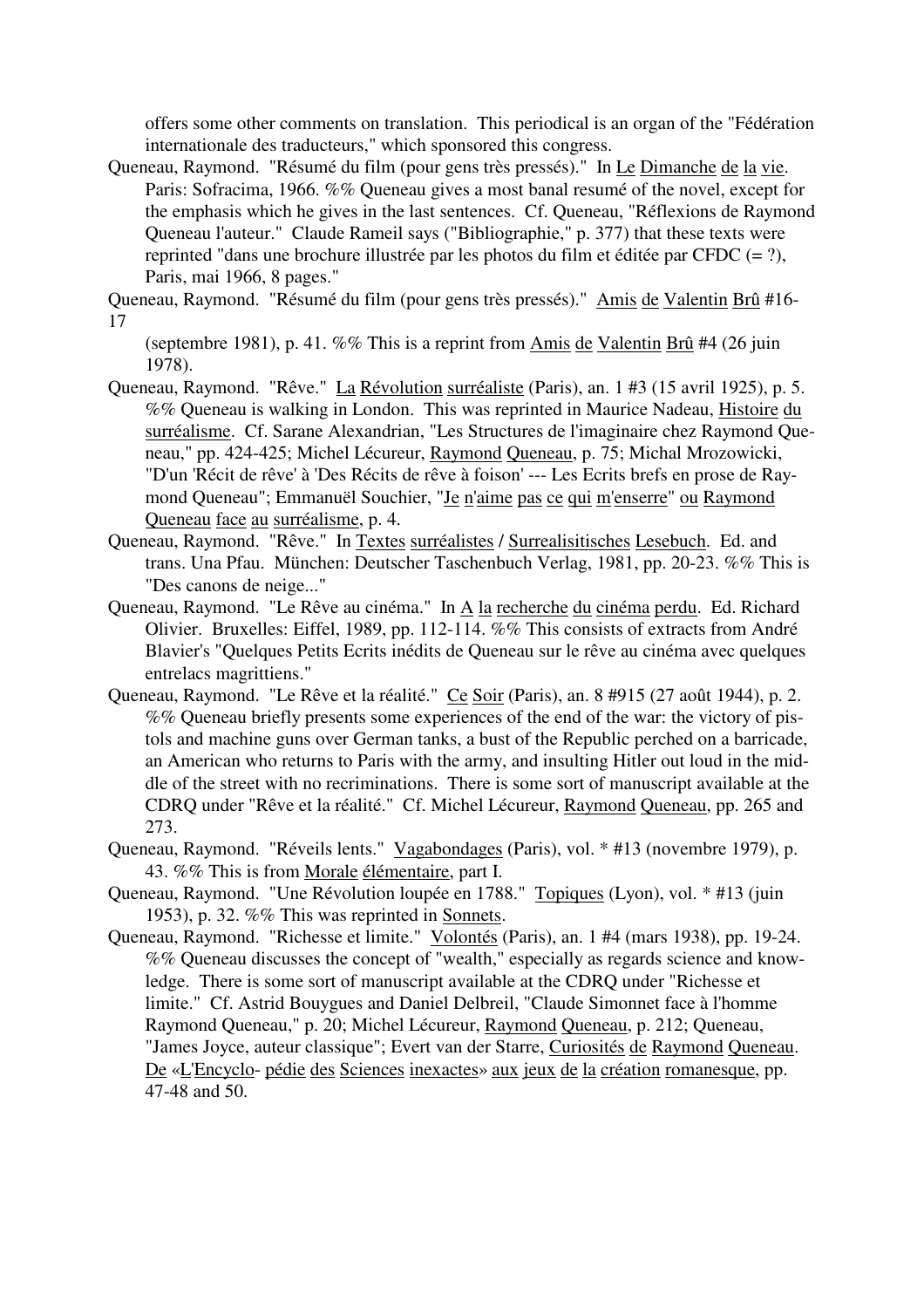offers some other comments on translation. This periodical is an organ of the "Fédération internationale des traducteurs," which sponsored this congress.

Queneau, Raymond. "Résumé du film (pour gens très pressés)." In Le Dimanche de la vie. Paris: Sofracima, 1966. %% Queneau gives a most banal resumé of the novel, except for the emphasis which he gives in the last sentences. Cf. Queneau, "Réflexions de Raymond Queneau l'auteur." Claude Rameil says ("Bibliographie," p. 377) that these texts were reprinted "dans une brochure illustrée par les photos du film et éditée par CFDC (= ?), Paris, mai 1966, 8 pages."

Queneau, Raymond. "Résumé du film (pour gens très pressés)." Amis de Valentin Brû #16-17 (septembre 1981), p. 41. %% This is a reprint from Amis de Valentin Brû #4 (26 juin 1978).

Queneau, Raymond. "Rêve." La Révolution surréaliste (Paris), an. 1 #3 (15 avril 1925), p. 5. %% Queneau is walking in London. This was reprinted in Maurice Nadeau, Histoire du surréalisme. Cf. Sarane Alexandrian, "Les Structures de l'imaginaire chez Raymond Queneau," pp. 424-425; Michel Lécureur, Raymond Queneau, p. 75; Michal Mrozowicki, "D'un 'Récit de rêve' à 'Des Récits de rêve à foison' --- Les Ecrits brefs en prose de Raymond Queneau"; Emmanuël Souchier, "Je n'aime pas ce qui m'enserre" ou Raymond Queneau face au surréalisme, p. 4.

Queneau, Raymond. "Rêve." In Textes surréalistes / Surrealisitisches Lesebuch. Ed. and trans. Una Pfau. München: Deutscher Taschenbuch Verlag, 1981, pp. 20-23. %% This is "Des canons de neige..."

Queneau, Raymond. "Le Rêve au cinéma." In A la recherche du cinéma perdu. Ed. Richard Olivier. Bruxelles: Eiffel, 1989, pp. 112-114. %% This consists of extracts from André Blavier's "Quelques Petits Ecrits inédits de Queneau sur le rêve au cinéma avec quelques entrelacs magrittiens."

Queneau, Raymond. "Le Rêve et la réalité." Ce Soir (Paris), an. 8 #915 (27 août 1944), p. 2. %% Queneau briefly presents some experiences of the end of the war: the victory of pistols and machine guns over German tanks, a bust of the Republic perched on a barricade, an American who returns to Paris with the army, and insulting Hitler out loud in the middle of the street with no recriminations. There is some sort of manuscript available at the CDRQ under "Rêve et la réalité." Cf. Michel Lécureur, Raymond Queneau, pp. 265 and 273.

Queneau, Raymond. "Réveils lents." Vagabondages (Paris), vol. * #13 (novembre 1979), p. 43. %% This is from Morale élémentaire, part I.

Queneau, Raymond. "Une Révolution loupée en 1788." Topiques (Lyon), vol. * #13 (juin 1953), p. 32. %% This was reprinted in Sonnets.

Queneau, Raymond. "Richesse et limite." Volontés (Paris), an. 1 #4 (mars 1938), pp. 19-24. %% Queneau discusses the concept of "wealth," especially as regards science and knowledge. There is some sort of manuscript available at the CDRQ under "Richesse et limite." Cf. Astrid Bouygues and Daniel Delbreil, "Claude Simonnet face à l'homme Raymond Queneau," p. 20; Michel Lécureur, Raymond Queneau, p. 212; Queneau, "James Joyce, auteur classique"; Evert van der Starre, Curiosités de Raymond Queneau. De «L'Encyclo- pédie des Sciences inexactes» aux jeux de la création romanesque, pp. 47-48 and 50.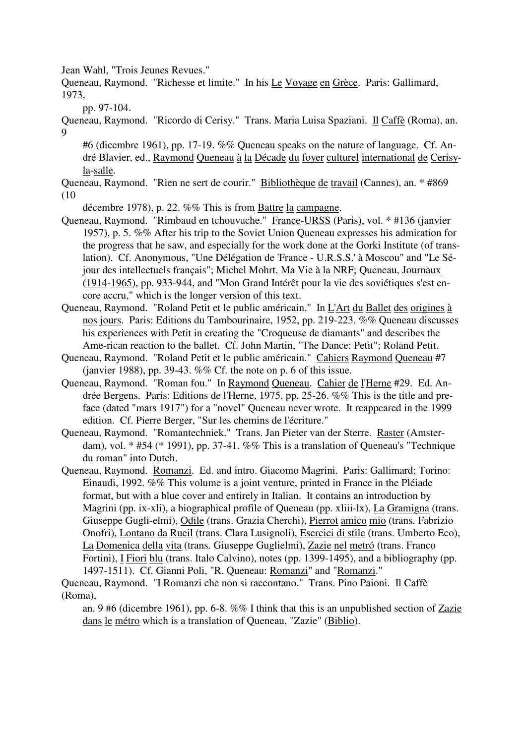Jean Wahl, "Trois Jeunes Revues."

Queneau, Raymond. "Richesse et limite." In his Le Voyage en Grèce. Paris: Gallimard, 1973, pp. 97-104.

Queneau, Raymond. "Ricordo di Cerisy." Trans. Maria Luisa Spaziani. Il Caffè (Roma), an. 9 #6 (dicembre 1961), pp. 17-19. %% Queneau speaks on the nature of language. Cf. André Blavier, ed., Raymond Queneau à la Décade du foyer culturel international de Cerisy-la-salle.

Queneau, Raymond. "Rien ne sert de courir." Bibliothèque de travail (Cannes), an. * #869 (10 décembre 1978), p. 22. %% This is from Battre la campagne.

Queneau, Raymond. "Rimbaud en tchouvache." France-URSS (Paris), vol. * #136 (janvier 1957), p. 5. %% After his trip to the Soviet Union Queneau expresses his admiration for the progress that he saw, and especially for the work done at the Gorki Institute (of translation). Cf. Anonymous, "Une Délégation de 'France - U.R.S.S.' à Moscou" and "Le Séjour des intellectuels français"; Michel Mohrt, Ma Vie à la NRF; Queneau, Journaux (1914-1965), pp. 933-944, and "Mon Grand Intérêt pour la vie des soviétiques s'est encore accru," which is the longer version of this text.

Queneau, Raymond. "Roland Petit et le public américain." In L'Art du Ballet des origines à nos jours. Paris: Editions du Tambourinaire, 1952, pp. 219-223. %% Queneau discusses his experiences with Petit in creating the "Croqueuse de diamants" and describes the Ame-rican reaction to the ballet. Cf. John Martin, "The Dance: Petit"; Roland Petit.

Queneau, Raymond. "Roland Petit et le public américain." Cahiers Raymond Queneau #7 (janvier 1988), pp. 39-43. %% Cf. the note on p. 6 of this issue.

Queneau, Raymond. "Roman fou." In Raymond Queneau. Cahier de l'Herne #29. Ed. Andrée Bergens. Paris: Editions de l'Herne, 1975, pp. 25-26. %% This is the title and preface (dated "mars 1917") for a "novel" Queneau never wrote. It reappeared in the 1999 edition. Cf. Pierre Berger, "Sur les chemins de l'écriture."

Queneau, Raymond. "Romantechniek." Trans. Jan Pieter van der Sterre. Raster (Amsterdam), vol. * #54 (* 1991), pp. 37-41. %% This is a translation of Queneau's "Technique du roman" into Dutch.

Queneau, Raymond. Romanzi. Ed. and intro. Giacomo Magrini. Paris: Gallimard; Torino: Einaudi, 1992. %% This volume is a joint venture, printed in France in the Pléiade format, but with a blue cover and entirely in Italian. It contains an introduction by Magrini (pp. ix-xli), a biographical profile of Queneau (pp. xliii-lx), La Gramigna (trans. Giuseppe Gugli-elmi), Odile (trans. Grazia Cherchi), Pierrot amico mio (trans. Fabrizio Onofri), Lontano da Rueil (trans. Clara Lusignoli), Esercici di stile (trans. Umberto Eco), La Domenica della vita (trans. Giuseppe Guglielmi), Zazie nel metró (trans. Franco Fortini), I Fiori blu (trans. Italo Calvino), notes (pp. 1399-1495), and a bibliography (pp. 1497-1511). Cf. Gianni Poli, "R. Queneau: Romanzi" and "Romanzi."

Queneau, Raymond. "I Romanzi che non si raccontano." Trans. Pino Paioni. Il Caffè (Roma), an. 9 #6 (dicembre 1961), pp. 6-8. %% I think that this is an unpublished section of Zazie dans le métro which is a translation of Queneau, "Zazie" (Biblio).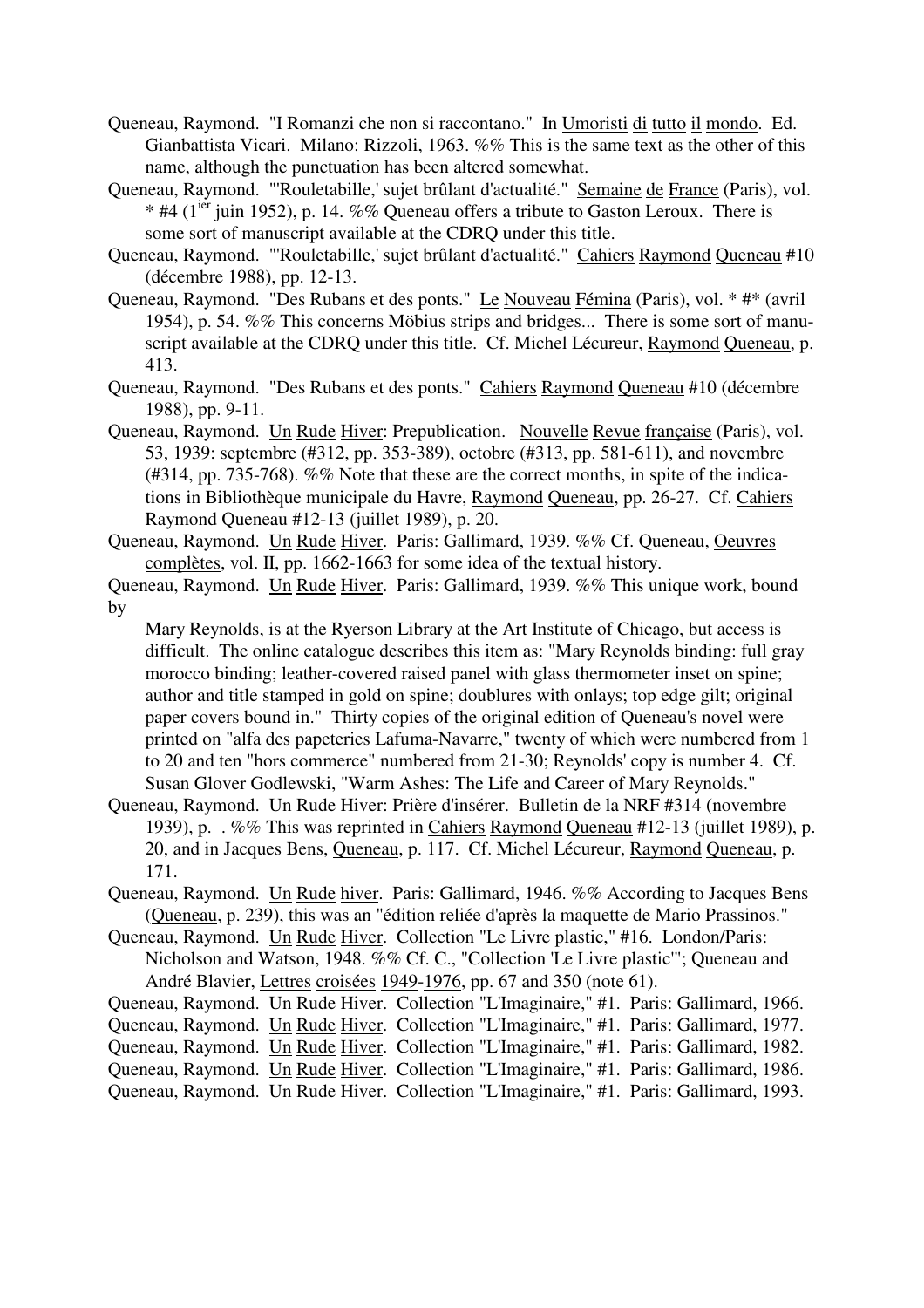Queneau, Raymond. "I Romanzi che non si raccontano." In Umoristi di tutto il mondo. Ed. Gianbattista Vicari. Milano: Rizzoli, 1963. %% This is the same text as the other of this name, although the punctuation has been altered somewhat.

Queneau, Raymond. "'Rouletabille,' sujet brûlant d'actualité." Semaine de France (Paris), vol. * #4 (1ier juin 1952), p. 14. %% Queneau offers a tribute to Gaston Leroux. There is some sort of manuscript available at the CDRQ under this title.

Queneau, Raymond. "'Rouletabille,' sujet brûlant d'actualité." Cahiers Raymond Queneau #10 (décembre 1988), pp. 12-13.

Queneau, Raymond. "Des Rubans et des ponts." Le Nouveau Fémina (Paris), vol. * #* (avril 1954), p. 54. %% This concerns Möbius strips and bridges... There is some sort of manuscript available at the CDRQ under this title. Cf. Michel Lécureur, Raymond Queneau, p. 413.

Queneau, Raymond. "Des Rubans et des ponts." Cahiers Raymond Queneau #10 (décembre 1988), pp. 9-11.

Queneau, Raymond. Un Rude Hiver: Prepublication. Nouvelle Revue française (Paris), vol. 53, 1939: septembre (#312, pp. 353-389), octobre (#313, pp. 581-611), and novembre (#314, pp. 735-768). %% Note that these are the correct months, in spite of the indications in Bibliothèque municipale du Havre, Raymond Queneau, pp. 26-27. Cf. Cahiers Raymond Queneau #12-13 (juillet 1989), p. 20.

Queneau, Raymond. Un Rude Hiver. Paris: Gallimard, 1939. %% Cf. Queneau, Oeuvres complètes, vol. II, pp. 1662-1663 for some idea of the textual history.

Queneau, Raymond. Un Rude Hiver. Paris: Gallimard, 1939. %% This unique work, bound by Mary Reynolds, is at the Ryerson Library at the Art Institute of Chicago, but access is difficult. The online catalogue describes this item as: "Mary Reynolds binding: full gray morocco binding; leather-covered raised panel with glass thermometer inset on spine; author and title stamped in gold on spine; doublures with onlays; top edge gilt; original paper covers bound in." Thirty copies of the original edition of Queneau's novel were printed on "alfa des papeteries Lafuma-Navarre," twenty of which were numbered from 1 to 20 and ten "hors commerce" numbered from 21-30; Reynolds' copy is number 4. Cf. Susan Glover Godlewski, "Warm Ashes: The Life and Career of Mary Reynolds."

Queneau, Raymond. Un Rude Hiver: Prière d'insérer. Bulletin de la NRF #314 (novembre 1939), p. . %% This was reprinted in Cahiers Raymond Queneau #12-13 (juillet 1989), p. 20, and in Jacques Bens, Queneau, p. 117. Cf. Michel Lécureur, Raymond Queneau, p. 171.

Queneau, Raymond. Un Rude hiver. Paris: Gallimard, 1946. %% According to Jacques Bens (Queneau, p. 239), this was an "édition reliée d'après la maquette de Mario Prassinos."

Queneau, Raymond. Un Rude Hiver. Collection "Le Livre plastic," #16. London/Paris: Nicholson and Watson, 1948. %% Cf. C., "Collection 'Le Livre plastic'"; Queneau and André Blavier, Lettres croisées 1949-1976, pp. 67 and 350 (note 61).

Queneau, Raymond. Un Rude Hiver. Collection "L'Imaginaire," #1. Paris: Gallimard, 1966.

Queneau, Raymond. Un Rude Hiver. Collection "L'Imaginaire," #1. Paris: Gallimard, 1977.

Queneau, Raymond. Un Rude Hiver. Collection "L'Imaginaire," #1. Paris: Gallimard, 1982.

Queneau, Raymond. Un Rude Hiver. Collection "L'Imaginaire," #1. Paris: Gallimard, 1986.

Queneau, Raymond. Un Rude Hiver. Collection "L'Imaginaire," #1. Paris: Gallimard, 1993.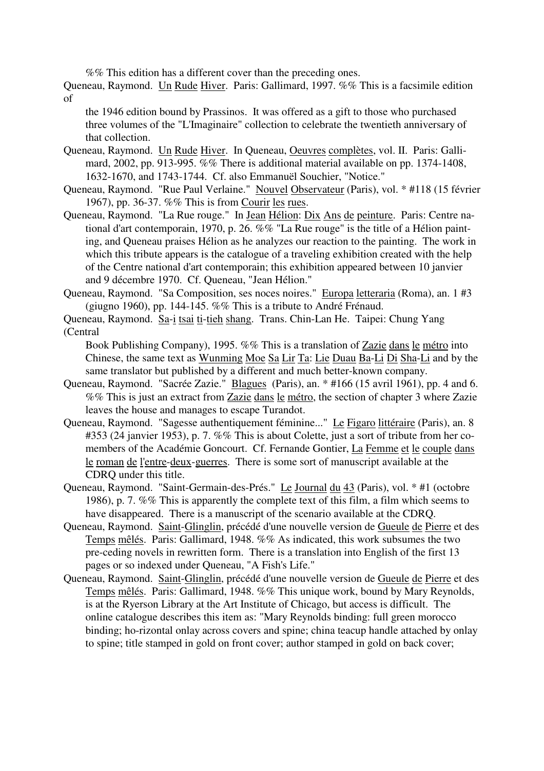%% This edition has a different cover than the preceding ones.

Queneau, Raymond. Un Rude Hiver. Paris: Gallimard, 1997. %% This is a facsimile edition of the 1946 edition bound by Prassinos. It was offered as a gift to those who purchased three volumes of the "L'Imaginaire" collection to celebrate the twentieth anniversary of that collection.

Queneau, Raymond. Un Rude Hiver. In Queneau, Oeuvres complètes, vol. II. Paris: Gallimard, 2002, pp. 913-995. %% There is additional material available on pp. 1374-1408, 1632-1670, and 1743-1744. Cf. also Emmanuël Souchier, "Notice."

Queneau, Raymond. "Rue Paul Verlaine." Nouvel Observateur (Paris), vol. * #118 (15 février 1967), pp. 36-37. %% This is from Courir les rues.

Queneau, Raymond. "La Rue rouge." In Jean Hélion: Dix Ans de peinture. Paris: Centre national d'art contemporain, 1970, p. 26. %% "La Rue rouge" is the title of a Hélion painting, and Queneau praises Hélion as he analyzes our reaction to the painting. The work in which this tribute appears is the catalogue of a traveling exhibition created with the help of the Centre national d'art contemporain; this exhibition appeared between 10 janvier and 9 décembre 1970. Cf. Queneau, "Jean Hélion."

Queneau, Raymond. "Sa Composition, ses noces noires." Europa letteraria (Roma), an. 1 #3 (giugno 1960), pp. 144-145. %% This is a tribute to André Frénaud.

Queneau, Raymond. Sa-i tsai ti-tieh shang. Trans. Chin-Lan He. Taipei: Chung Yang (Central Book Publishing Company), 1995. %% This is a translation of Zazie dans le métro into Chinese, the same text as Wunming Moe Sa Lir Ta: Lie Duau Ba-Li Di Sha-Li and by the same translator but published by a different and much better-known company.

Queneau, Raymond. "Sacrée Zazie." Blagues (Paris), an. * #166 (15 avril 1961), pp. 4 and 6. %% This is just an extract from Zazie dans le métro, the section of chapter 3 where Zazie leaves the house and manages to escape Turandot.

Queneau, Raymond. "Sagesse authentiquement féminine..." Le Figaro littéraire (Paris), an. 8 #353 (24 janvier 1953), p. 7. %% This is about Colette, just a sort of tribute from her co-members of the Académie Goncourt. Cf. Fernande Gontier, La Femme et le couple dans le roman de l'entre-deux-guerres. There is some sort of manuscript available at the CDRQ under this title.

Queneau, Raymond. "Saint-Germain-des-Prés." Le Journal du 43 (Paris), vol. * #1 (octobre 1986), p. 7. %% This is apparently the complete text of this film, a film which seems to have disappeared. There is a manuscript of the scenario available at the CDRQ.

Queneau, Raymond. Saint-Glinglin, précédé d'une nouvelle version de Gueule de Pierre et des Temps mêlés. Paris: Gallimard, 1948. %% As indicated, this work subsumes the two pre-ceding novels in rewritten form. There is a translation into English of the first 13 pages or so indexed under Queneau, "A Fish's Life."

Queneau, Raymond. Saint-Glinglin, précédé d'une nouvelle version de Gueule de Pierre et des Temps mêlés. Paris: Gallimard, 1948. %% This unique work, bound by Mary Reynolds, is at the Ryerson Library at the Art Institute of Chicago, but access is difficult. The online catalogue describes this item as: "Mary Reynolds binding: full green morocco binding; ho-rizontal onlay across covers and spine; china teacup handle attached by onlay to spine; title stamped in gold on front cover; author stamped in gold on back cover;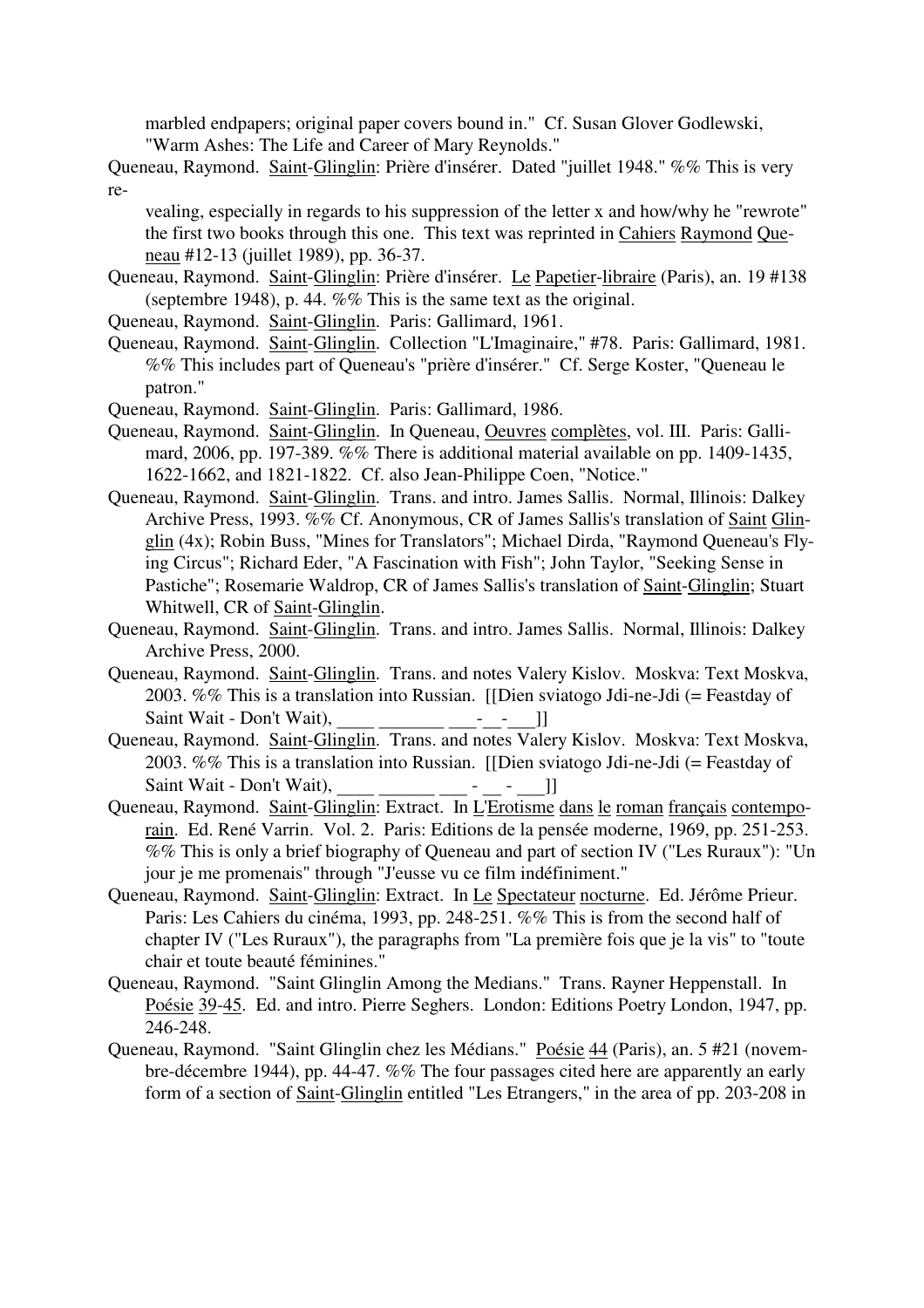marbled endpapers; original paper covers bound in." Cf. Susan Glover Godlewski, "Warm Ashes: The Life and Career of Mary Reynolds."

Queneau, Raymond. Saint-Glinglin: Prière d'insérer. Dated "juillet 1948." %% This is very revealing, especially in regards to his suppression of the letter x and how/why he "rewrote" the first two books through this one. This text was reprinted in Cahiers Raymond Queneau #12-13 (juillet 1989), pp. 36-37.

Queneau, Raymond. Saint-Glinglin: Prière d'insérer. Le Papetier-libraire (Paris), an. 19 #138 (septembre 1948), p. 44. %% This is the same text as the original.

Queneau, Raymond. Saint-Glinglin. Paris: Gallimard, 1961.

Queneau, Raymond. Saint-Glinglin. Collection "L'Imaginaire," #78. Paris: Gallimard, 1981. %% This includes part of Queneau's "prière d'insérer." Cf. Serge Koster, "Queneau le patron."

Queneau, Raymond. Saint-Glinglin. Paris: Gallimard, 1986.

Queneau, Raymond. Saint-Glinglin. In Queneau, Oeuvres complètes, vol. III. Paris: Gallimard, 2006, pp. 197-389. %% There is additional material available on pp. 1409-1435, 1622-1662, and 1821-1822. Cf. also Jean-Philippe Coen, "Notice."

Queneau, Raymond. Saint-Glinglin. Trans. and intro. James Sallis. Normal, Illinois: Dalkey Archive Press, 1993. %% Cf. Anonymous, CR of James Sallis's translation of Saint Glinglin (4x); Robin Buss, "Mines for Translators"; Michael Dirda, "Raymond Queneau's Flying Circus"; Richard Eder, "A Fascination with Fish"; John Taylor, "Seeking Sense in Pastiche"; Rosemarie Waldrop, CR of James Sallis's translation of Saint-Glinglin; Stuart Whitwell, CR of Saint-Glinglin.

Queneau, Raymond. Saint-Glinglin. Trans. and intro. James Sallis. Normal, Illinois: Dalkey Archive Press, 2000.

Queneau, Raymond. Saint-Glinglin. Trans. and notes Valery Kislov. Moskva: Text Moskva, 2003. %% This is a translation into Russian. [[Dien sviatogo Jdi-ne-Jdi (= Feastday of Saint Wait - Don't Wait), ____ _______ ___-__-___]]

Queneau, Raymond. Saint-Glinglin. Trans. and notes Valery Kislov. Moskva: Text Moskva, 2003. %% This is a translation into Russian. [[Dien sviatogo Jdi-ne-Jdi (= Feastday of Saint Wait - Don't Wait), ____ ______ ___ - __ - ___]]

Queneau, Raymond. Saint-Glinglin: Extract. In L'Erotisme dans le roman français contemporain. Ed. René Varrin. Vol. 2. Paris: Editions de la pensée moderne, 1969, pp. 251-253. %% This is only a brief biography of Queneau and part of section IV ("Les Ruraux"): "Un jour je me promenais" through "J'eusse vu ce film indéfiniment."

Queneau, Raymond. Saint-Glinglin: Extract. In Le Spectateur nocturne. Ed. Jérôme Prieur. Paris: Les Cahiers du cinéma, 1993, pp. 248-251. %% This is from the second half of chapter IV ("Les Ruraux"), the paragraphs from "La première fois que je la vis" to "toute chair et toute beauté féminines."

Queneau, Raymond. "Saint Glinglin Among the Medians." Trans. Rayner Heppenstall. In Poésie 39-45. Ed. and intro. Pierre Seghers. London: Editions Poetry London, 1947, pp. 246-248.

Queneau, Raymond. "Saint Glinglin chez les Médians." Poésie 44 (Paris), an. 5 #21 (novembre-décembre 1944), pp. 44-47. %% The four passages cited here are apparently an early form of a section of Saint-Glinglin entitled "Les Etrangers," in the area of pp. 203-208 in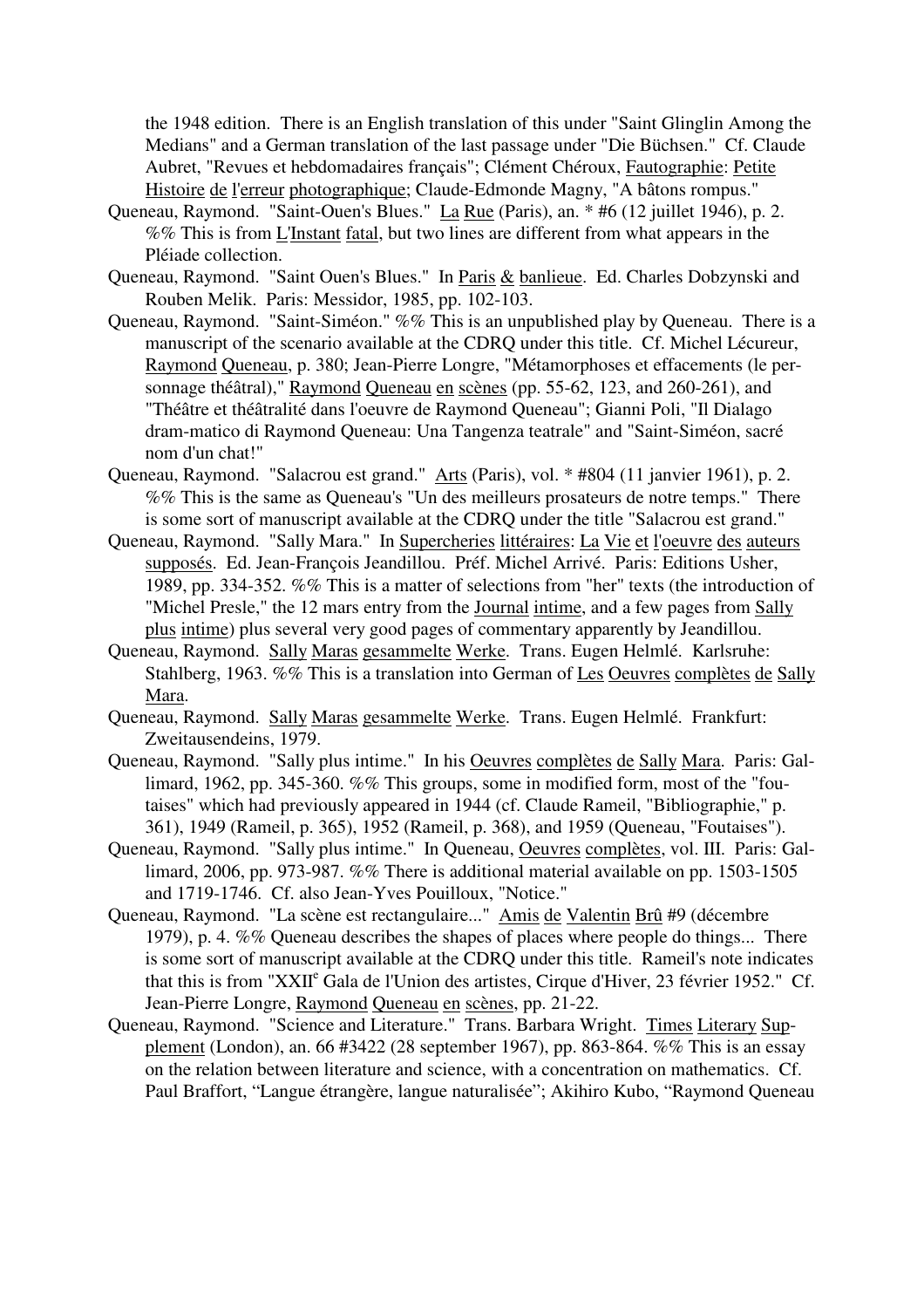the 1948 edition. There is an English translation of this under "Saint Glinglin Among the Medians" and a German translation of the last passage under "Die Büchsen." Cf. Claude Aubret, "Revues et hebdomadaires français"; Clément Chéroux, Fautographie: Petite Histoire de l'erreur photographique; Claude-Edmonde Magny, "A bâtons rompus."

Queneau, Raymond. "Saint-Ouen's Blues." La Rue (Paris), an. * #6 (12 juillet 1946), p. 2. %% This is from L'Instant fatal, but two lines are different from what appears in the Pléiade collection.

Queneau, Raymond. "Saint Ouen's Blues." In Paris & banlieue. Ed. Charles Dobzynski and Rouben Melik. Paris: Messidor, 1985, pp. 102-103.

Queneau, Raymond. "Saint-Siméon." %% This is an unpublished play by Queneau. There is a manuscript of the scenario available at the CDRQ under this title. Cf. Michel Lécureur, Raymond Queneau, p. 380; Jean-Pierre Longre, "Métamorphoses et effacements (le personnage théâtral)," Raymond Queneau en scènes (pp. 55-62, 123, and 260-261), and "Théâtre et théâtralité dans l'oeuvre de Raymond Queneau"; Gianni Poli, "Il Dialago dram-matico di Raymond Queneau: Una Tangenza teatrale" and "Saint-Siméon, sacré nom d'un chat!"

Queneau, Raymond. "Salacrou est grand." Arts (Paris), vol. * #804 (11 janvier 1961), p. 2. %% This is the same as Queneau's "Un des meilleurs prosateurs de notre temps." There is some sort of manuscript available at the CDRQ under the title "Salacrou est grand."

Queneau, Raymond. "Sally Mara." In Supercheries littéraires: La Vie et l'oeuvre des auteurs supposés. Ed. Jean-François Jeandillou. Préf. Michel Arrivé. Paris: Editions Usher, 1989, pp. 334-352. %% This is a matter of selections from "her" texts (the introduction of "Michel Presle," the 12 mars entry from the Journal intime, and a few pages from Sally plus intime) plus several very good pages of commentary apparently by Jeandillou.

Queneau, Raymond. Sally Maras gesammelte Werke. Trans. Eugen Helmlé. Karlsruhe: Stahlberg, 1963. %% This is a translation into German of Les Oeuvres complètes de Sally Mara.

Queneau, Raymond. Sally Maras gesammelte Werke. Trans. Eugen Helmlé. Frankfurt: Zweitausendeins, 1979.

Queneau, Raymond. "Sally plus intime." In his Oeuvres complètes de Sally Mara. Paris: Gallimard, 1962, pp. 345-360. %% This groups, some in modified form, most of the "foutaises" which had previously appeared in 1944 (cf. Claude Rameil, "Bibliographie," p. 361), 1949 (Rameil, p. 365), 1952 (Rameil, p. 368), and 1959 (Queneau, "Foutaises").

Queneau, Raymond. "Sally plus intime." In Queneau, Oeuvres complètes, vol. III. Paris: Gallimard, 2006, pp. 973-987. %% There is additional material available on pp. 1503-1505 and 1719-1746. Cf. also Jean-Yves Pouilloux, "Notice."

Queneau, Raymond. "La scène est rectangulaire..." Amis de Valentin Brû #9 (décembre 1979), p. 4. %% Queneau describes the shapes of places where people do things... There is some sort of manuscript available at the CDRQ under this title. Rameil's note indicates that this is from "XXII[e] Gala de l'Union des artistes, Cirque d'Hiver, 23 février 1952." Cf. Jean-Pierre Longre, Raymond Queneau en scènes, pp. 21-22.

Queneau, Raymond. "Science and Literature." Trans. Barbara Wright. Times Literary Supplement (London), an. 66 #3422 (28 september 1967), pp. 863-864. %% This is an essay on the relation between literature and science, with a concentration on mathematics. Cf. Paul Braffort, "Langue étrangère, langue naturalisée"; Akihiro Kubo, "Raymond Queneau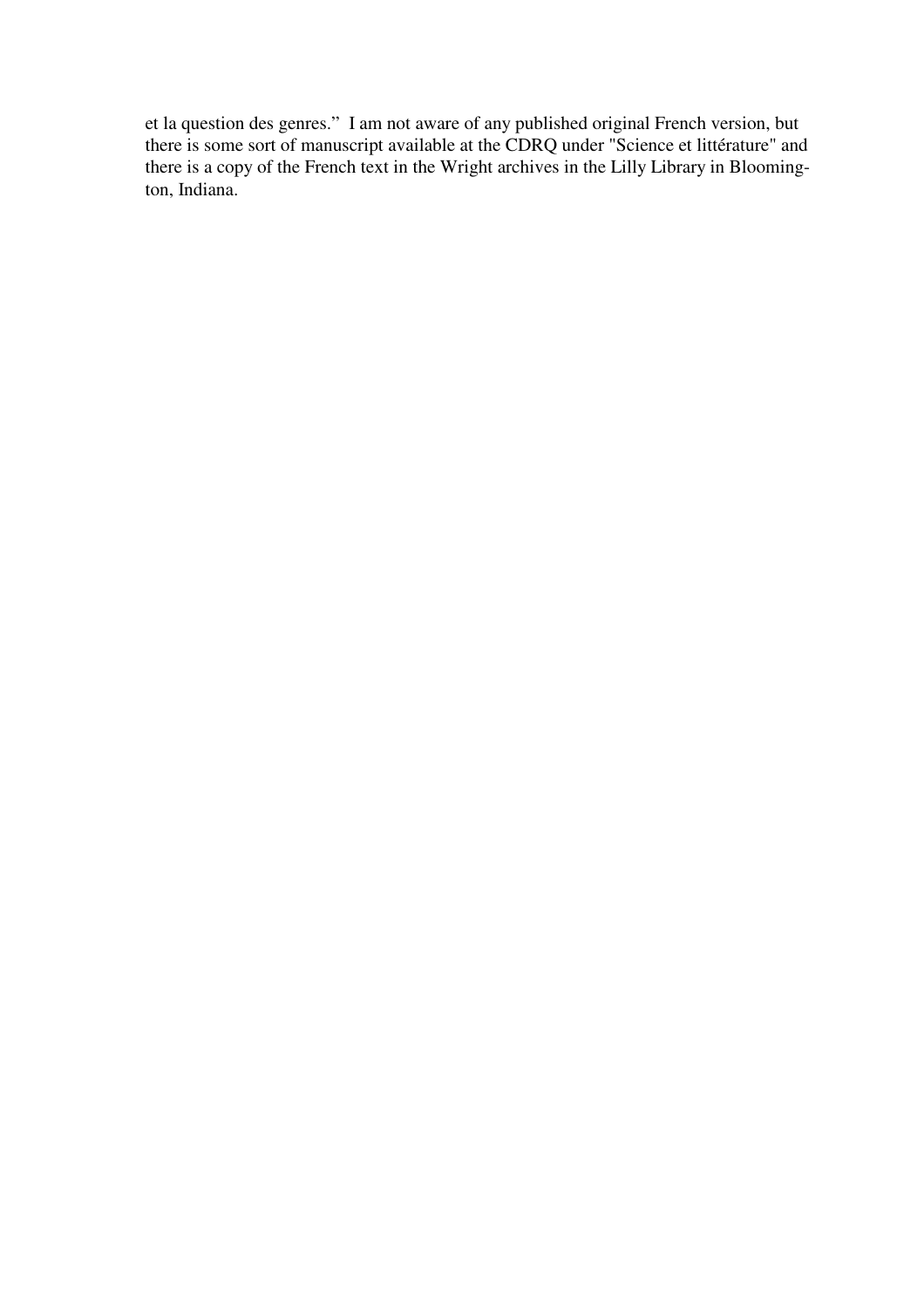et la question des genres." I am not aware of any published original French version, but there is some sort of manuscript available at the CDRQ under "Science et littérature" and there is a copy of the French text in the Wright archives in the Lilly Library in Bloomington, Indiana.